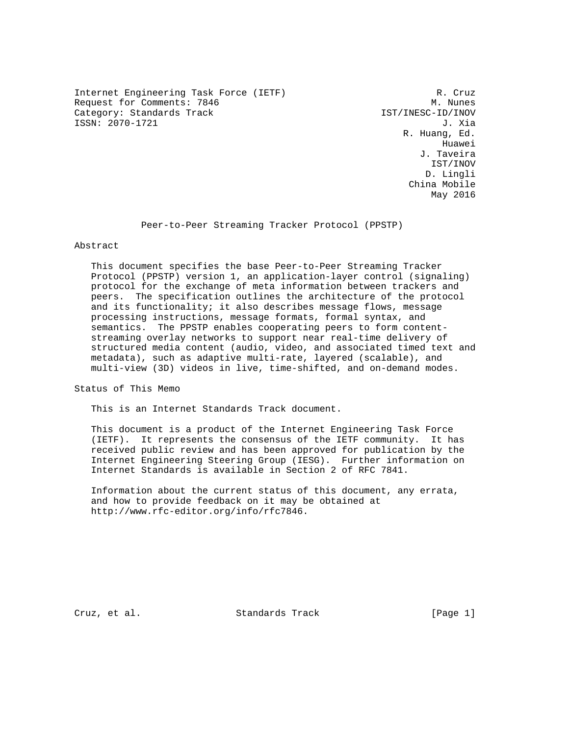Internet Engineering Task Force (IETF) R. Cruz
Request for Comments: 7846 M. Nunes
Category: Standards Track IST/INESC-ID/INOV
ISSN: 2070-1721 J. Xia
R. Huang, Ed.
Huawei
J. Taveira
IST/INOV
D. Lingli
China Mobile
May 2016

# Peer-to-Peer Streaming Tracker Protocol (PPSTP)

## Abstract

This document specifies the base Peer-to-Peer Streaming Tracker Protocol (PPSTP) version 1, an application-layer control (signaling) protocol for the exchange of meta information between trackers and peers. The specification outlines the architecture of the protocol and its functionality; it also describes message flows, message processing instructions, message formats, formal syntax, and semantics. The PPSTP enables cooperating peers to form content-streaming overlay networks to support near real-time delivery of structured media content (audio, video, and associated timed text and metadata), such as adaptive multi-rate, layered (scalable), and multi-view (3D) videos in live, time-shifted, and on-demand modes.

## Status of This Memo

This is an Internet Standards Track document.

This document is a product of the Internet Engineering Task Force (IETF). It represents the consensus of the IETF community. It has received public review and has been approved for publication by the Internet Engineering Steering Group (IESG). Further information on Internet Standards is available in Section 2 of RFC 7841.

Information about the current status of this document, any errata, and how to provide feedback on it may be obtained at http://www.rfc-editor.org/info/rfc7846.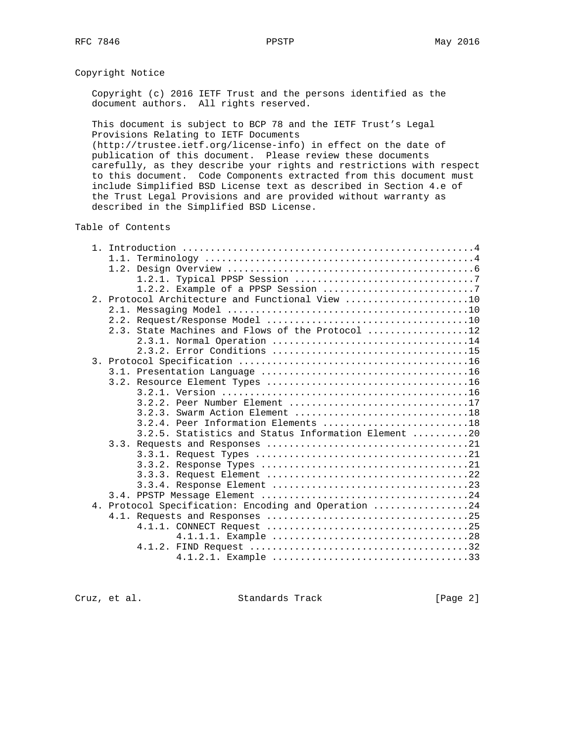## Copyright Notice

Copyright (c) 2016 IETF Trust and the persons identified as the document authors. All rights reserved.

This document is subject to BCP 78 and the IETF Trust's Legal Provisions Relating to IETF Documents (http://trustee.ietf.org/license-info) in effect on the date of publication of this document. Please review these documents carefully, as they describe your rights and restrictions with respect to this document. Code Components extracted from this document must include Simplified BSD License text as described in Section 4.e of the Trust Legal Provisions and are provided without warranty as described in the Simplified BSD License.

## Table of Contents

```
   1. Introduction ....................................................4
      1.1. Terminology ................................................4
      1.2. Design Overview ............................................6
           1.2.1. Typical PPSP Session ................................7
           1.2.2. Example of a PPSP Session ...........................7
   2. Protocol Architecture and Functional View ......................10
      2.1. Messaging Model ...........................................10
      2.2. Request/Response Model ....................................10
      2.3. State Machines and Flows of the Protocol ..................12
           2.3.1. Normal Operation ...................................14
           2.3.2. Error Conditions ...................................15
   3. Protocol Specification .........................................16
      3.1. Presentation Language .....................................16
      3.2. Resource Element Types ....................................16
           3.2.1. Version ............................................16
           3.2.2. Peer Number Element ................................17
           3.2.3. Swarm Action Element ...............................18
           3.2.4. Peer Information Elements ..........................18
           3.2.5. Statistics and Status Information Element ..........20
      3.3. Requests and Responses ....................................21
           3.3.1. Request Types ......................................21
           3.3.2. Response Types .....................................21
           3.3.3. Request Element ....................................22
           3.3.4. Response Element ...................................23
      3.4. PPSTP Message Element .....................................24
   4. Protocol Specification: Encoding and Operation .................24
      4.1. Requests and Responses ....................................25
           4.1.1. CONNECT Request ....................................25
                  4.1.1.1. Example ...................................28
           4.1.2. FIND Request .......................................32
                  4.1.2.1. Example ...................................33
```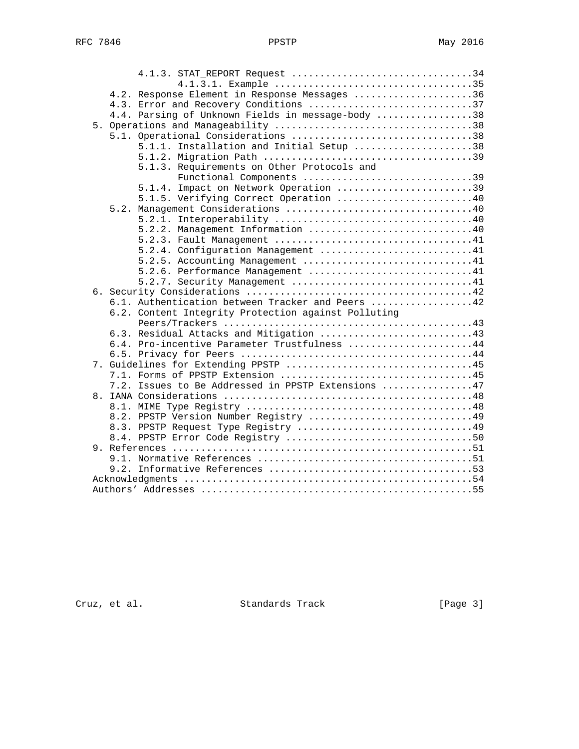```
         4.1.3. STAT_REPORT Request ................................34
                4.1.3.1. Example ...................................35
      4.2. Response Element in Response Messages .....................36
      4.3. Error and Recovery Conditions .............................37
      4.4. Parsing of Unknown Fields in message-body .................38
   5. Operations and Manageability ...................................38
      5.1. Operational Considerations ................................38
           5.1.1. Installation and Initial Setup .....................38
           5.1.2. Migration Path .....................................39
           5.1.3. Requirements on Other Protocols and
                  Functional Components ..............................39
           5.1.4. Impact on Network Operation ........................39
           5.1.5. Verifying Correct Operation ........................40
      5.2. Management Considerations .................................40
           5.2.1. Interoperability ...................................40
           5.2.2. Management Information .............................40
           5.2.3. Fault Management ...................................41
           5.2.4. Configuration Management ...........................41
           5.2.5. Accounting Management ..............................41
           5.2.6. Performance Management .............................41
           5.2.7. Security Management ................................41
   6. Security Considerations ........................................42
      6.1. Authentication between Tracker and Peers ..................42
      6.2. Content Integrity Protection against Polluting
           Peers/Trackers ............................................43
      6.3. Residual Attacks and Mitigation ...........................43
      6.4. Pro-incentive Parameter Trustfulness ......................44
      6.5. Privacy for Peers .........................................44
   7. Guidelines for Extending PPSTP .................................45
      7.1. Forms of PPSTP Extension ..................................45
      7.2. Issues to Be Addressed in PPSTP Extensions ................47
   8. IANA Considerations ............................................48
      8.1. MIME Type Registry ........................................48
      8.2. PPSTP Version Number Registry .............................49
      8.3. PPSTP Request Type Registry ...............................49
      8.4. PPSTP Error Code Registry .................................50
   9. References .....................................................51
      9.1. Normative References ......................................51
      9.2. Informative References ....................................53
   Acknowledgments ...................................................54
   Authors' Addresses ................................................55
```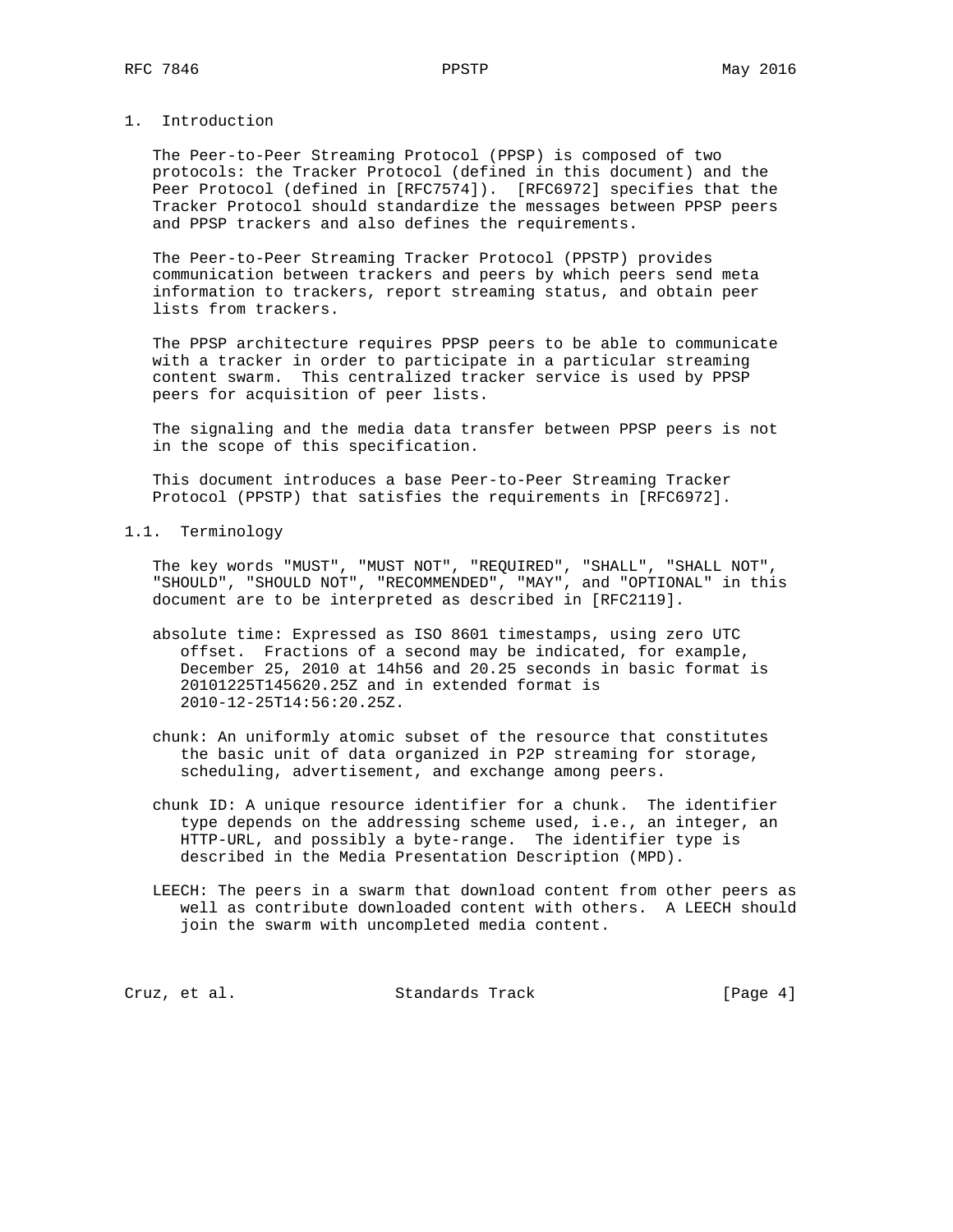# 1. Introduction

The Peer-to-Peer Streaming Protocol (PPSP) is composed of two protocols: the Tracker Protocol (defined in this document) and the Peer Protocol (defined in [RFC7574]). [RFC6972] specifies that the Tracker Protocol should standardize the messages between PPSP peers and PPSP trackers and also defines the requirements.

The Peer-to-Peer Streaming Tracker Protocol (PPSTP) provides communication between trackers and peers by which peers send meta information to trackers, report streaming status, and obtain peer lists from trackers.

The PPSP architecture requires PPSP peers to be able to communicate with a tracker in order to participate in a particular streaming content swarm. This centralized tracker service is used by PPSP peers for acquisition of peer lists.

The signaling and the media data transfer between PPSP peers is not in the scope of this specification.

This document introduces a base Peer-to-Peer Streaming Tracker Protocol (PPSTP) that satisfies the requirements in [RFC6972].

## 1.1. Terminology

The key words "MUST", "MUST NOT", "REQUIRED", "SHALL", "SHALL NOT", "SHOULD", "SHOULD NOT", "RECOMMENDED", "MAY", and "OPTIONAL" in this document are to be interpreted as described in [RFC2119].

absolute time: Expressed as ISO 8601 timestamps, using zero UTC offset. Fractions of a second may be indicated, for example, December 25, 2010 at 14h56 and 20.25 seconds in basic format is 20101225T145620.25Z and in extended format is 2010-12-25T14:56:20.25Z.

chunk: An uniformly atomic subset of the resource that constitutes the basic unit of data organized in P2P streaming for storage, scheduling, advertisement, and exchange among peers.

chunk ID: A unique resource identifier for a chunk. The identifier type depends on the addressing scheme used, i.e., an integer, an HTTP-URL, and possibly a byte-range. The identifier type is described in the Media Presentation Description (MPD).

LEECH: The peers in a swarm that download content from other peers as well as contribute downloaded content with others. A LEECH should join the swarm with uncompleted media content.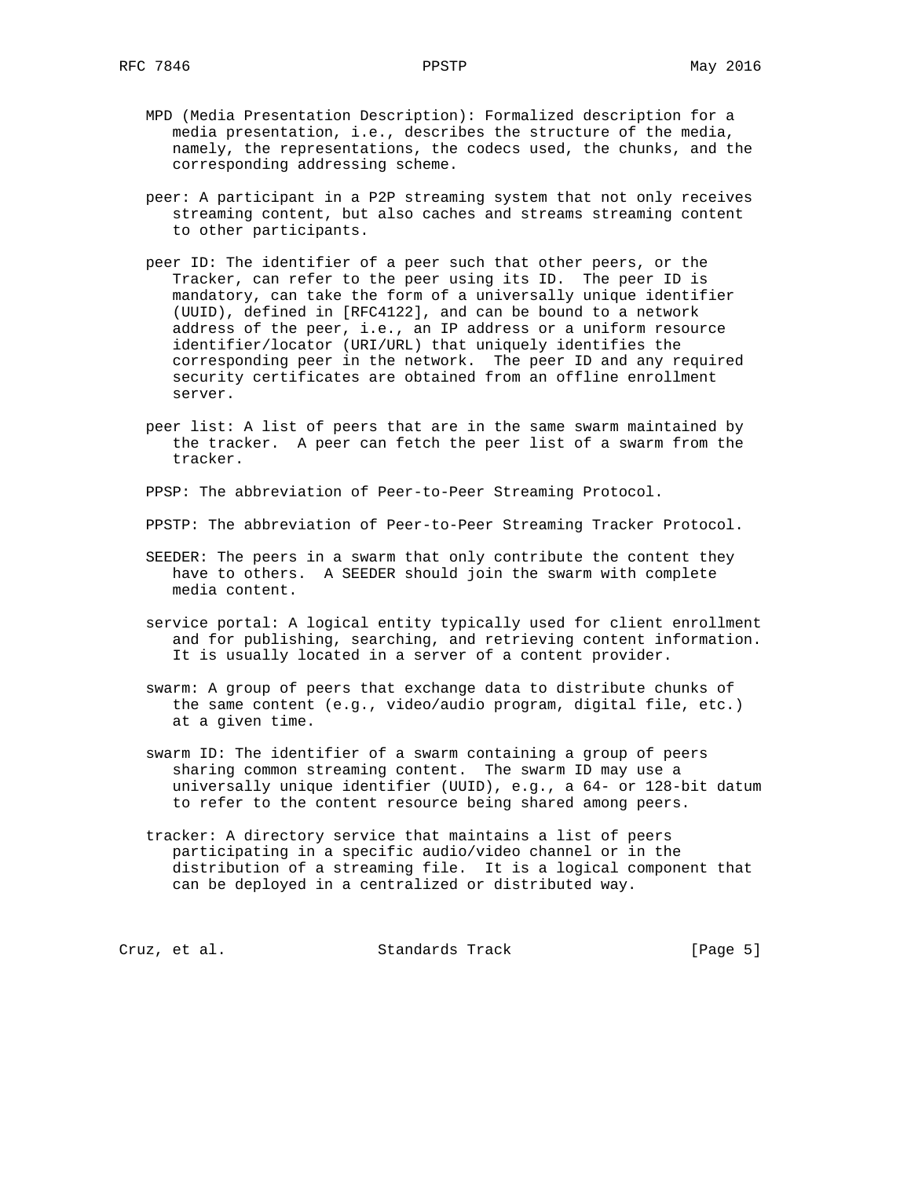MPD (Media Presentation Description): Formalized description for a media presentation, i.e., describes the structure of the media, namely, the representations, the codecs used, the chunks, and the corresponding addressing scheme.

peer: A participant in a P2P streaming system that not only receives streaming content, but also caches and streams streaming content to other participants.

peer ID: The identifier of a peer such that other peers, or the Tracker, can refer to the peer using its ID. The peer ID is mandatory, can take the form of a universally unique identifier (UUID), defined in [RFC4122], and can be bound to a network address of the peer, i.e., an IP address or a uniform resource identifier/locator (URI/URL) that uniquely identifies the corresponding peer in the network. The peer ID and any required security certificates are obtained from an offline enrollment server.

peer list: A list of peers that are in the same swarm maintained by the tracker. A peer can fetch the peer list of a swarm from the tracker.

PPSP: The abbreviation of Peer-to-Peer Streaming Protocol.

PPSTP: The abbreviation of Peer-to-Peer Streaming Tracker Protocol.

SEEDER: The peers in a swarm that only contribute the content they have to others. A SEEDER should join the swarm with complete media content.

service portal: A logical entity typically used for client enrollment and for publishing, searching, and retrieving content information. It is usually located in a server of a content provider.

swarm: A group of peers that exchange data to distribute chunks of the same content (e.g., video/audio program, digital file, etc.) at a given time.

swarm ID: The identifier of a swarm containing a group of peers sharing common streaming content. The swarm ID may use a universally unique identifier (UUID), e.g., a 64- or 128-bit datum to refer to the content resource being shared among peers.

tracker: A directory service that maintains a list of peers participating in a specific audio/video channel or in the distribution of a streaming file. It is a logical component that can be deployed in a centralized or distributed way.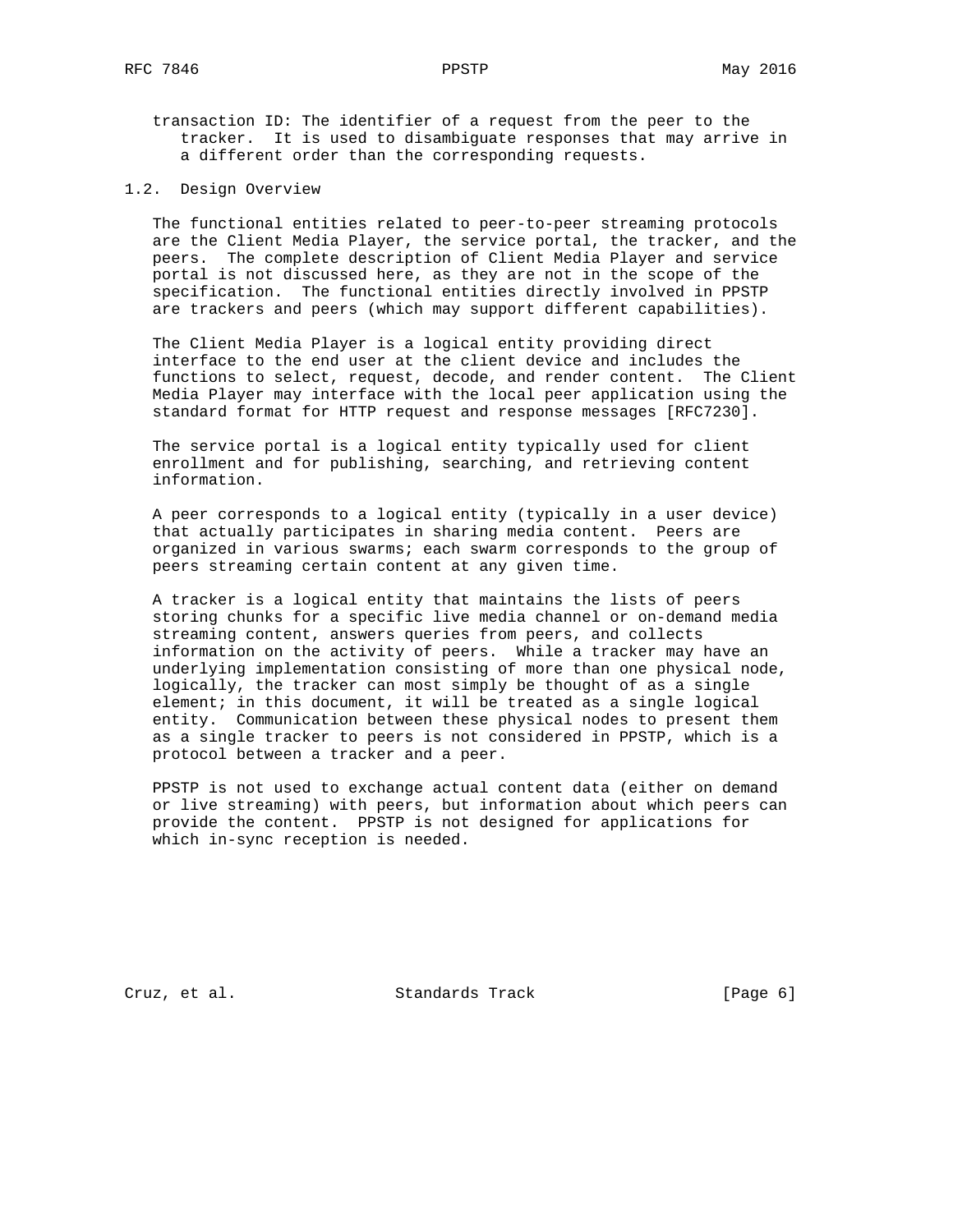transaction ID: The identifier of a request from the peer to the tracker. It is used to disambiguate responses that may arrive in a different order than the corresponding requests.

## 1.2. Design Overview

The functional entities related to peer-to-peer streaming protocols are the Client Media Player, the service portal, the tracker, and the peers. The complete description of Client Media Player and service portal is not discussed here, as they are not in the scope of the specification. The functional entities directly involved in PPSTP are trackers and peers (which may support different capabilities).

The Client Media Player is a logical entity providing direct interface to the end user at the client device and includes the functions to select, request, decode, and render content. The Client Media Player may interface with the local peer application using the standard format for HTTP request and response messages [RFC7230].

The service portal is a logical entity typically used for client enrollment and for publishing, searching, and retrieving content information.

A peer corresponds to a logical entity (typically in a user device) that actually participates in sharing media content. Peers are organized in various swarms; each swarm corresponds to the group of peers streaming certain content at any given time.

A tracker is a logical entity that maintains the lists of peers storing chunks for a specific live media channel or on-demand media streaming content, answers queries from peers, and collects information on the activity of peers. While a tracker may have an underlying implementation consisting of more than one physical node, logically, the tracker can most simply be thought of as a single element; in this document, it will be treated as a single logical entity. Communication between these physical nodes to present them as a single tracker to peers is not considered in PPSTP, which is a protocol between a tracker and a peer.

PPSTP is not used to exchange actual content data (either on demand or live streaming) with peers, but information about which peers can provide the content. PPSTP is not designed for applications for which in-sync reception is needed.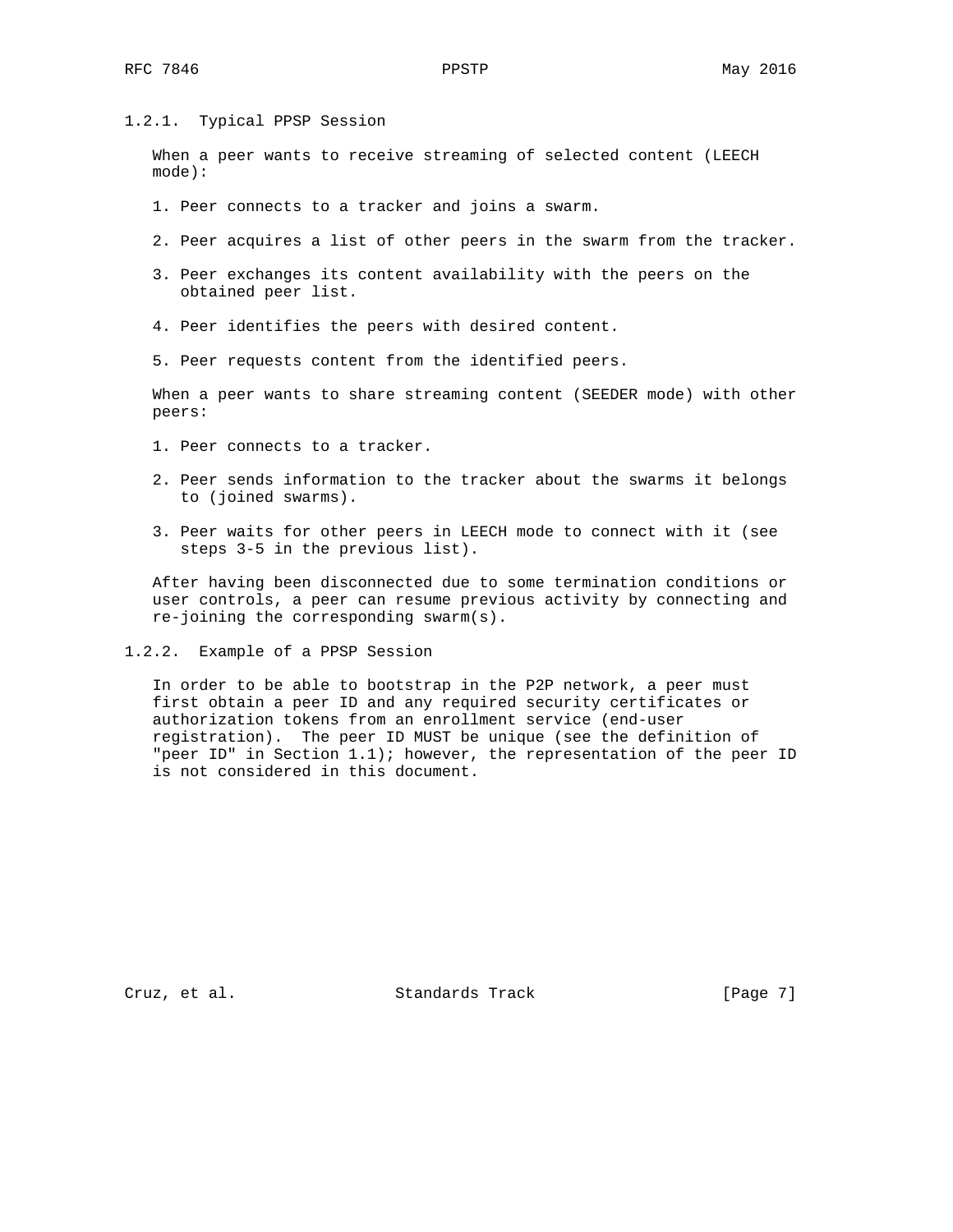### 1.2.1. Typical PPSP Session

When a peer wants to receive streaming of selected content (LEECH mode):

1. Peer connects to a tracker and joins a swarm.
2. Peer acquires a list of other peers in the swarm from the tracker.
3. Peer exchanges its content availability with the peers on the obtained peer list.
4. Peer identifies the peers with desired content.
5. Peer requests content from the identified peers.

When a peer wants to share streaming content (SEEDER mode) with other peers:

1. Peer connects to a tracker.
2. Peer sends information to the tracker about the swarms it belongs to (joined swarms).
3. Peer waits for other peers in LEECH mode to connect with it (see steps 3-5 in the previous list).

After having been disconnected due to some termination conditions or user controls, a peer can resume previous activity by connecting and re-joining the corresponding swarm(s).

### 1.2.2. Example of a PPSP Session

In order to be able to bootstrap in the P2P network, a peer must first obtain a peer ID and any required security certificates or authorization tokens from an enrollment service (end-user registration). The peer ID MUST be unique (see the definition of "peer ID" in Section 1.1); however, the representation of the peer ID is not considered in this document.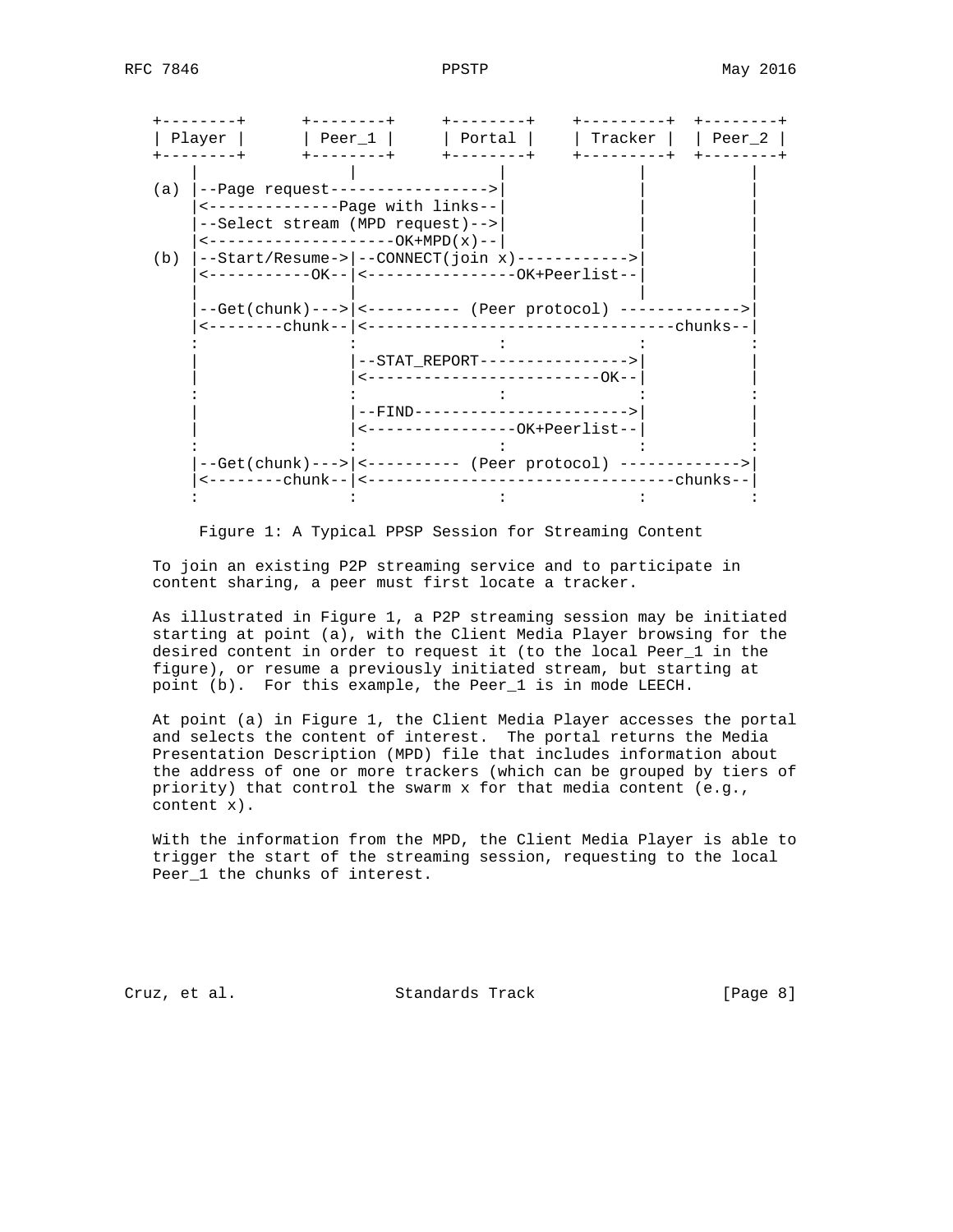```
   +--------+      +--------+     +--------+    +---------+  +--------+
   | Player |      | Peer_1 |     | Portal |    | Tracker |  | Peer_2 |
   +--------+      +--------+     +--------+    +---------+  +--------+
       |               |              |              |           |
   (a) |--Page request----------------->|              |           |
       |<--------------Page with links--|              |           |
       |--Select stream (MPD request)-->|              |           |
       |<--------------------OK+MPD(x)--|              |           |
   (b) |--Start/Resume->|--CONNECT(join x)------------>|           |
       |<-----------OK--|<----------------OK+Peerlist--|           |
       |               |                              |           |
       |--Get(chunk)--->|<---------- (Peer protocol) ------------->|
       |<--------chunk--|<---------------------------------chunks--|
       :               :              :              :           :
       |               |--STAT_REPORT---------------->|           |
       |               |<-------------------------OK--|           |
       :               :              :              :           :
       |               |--FIND----------------------->|           |
       |               |<----------------OK+Peerlist--|           |
       :               :              :              :           :
       |--Get(chunk)--->|<---------- (Peer protocol) ------------->|
       |<--------chunk--|<---------------------------------chunks--|
       :               :              :              :           :
```

Figure 1: A Typical PPSP Session for Streaming Content

To join an existing P2P streaming service and to participate in content sharing, a peer must first locate a tracker.

As illustrated in Figure 1, a P2P streaming session may be initiated starting at point (a), with the Client Media Player browsing for the desired content in order to request it (to the local Peer_1 in the figure), or resume a previously initiated stream, but starting at point (b). For this example, the Peer_1 is in mode LEECH.

At point (a) in Figure 1, the Client Media Player accesses the portal and selects the content of interest. The portal returns the Media Presentation Description (MPD) file that includes information about the address of one or more trackers (which can be grouped by tiers of priority) that control the swarm x for that media content (e.g., content x).

With the information from the MPD, the Client Media Player is able to trigger the start of the streaming session, requesting to the local Peer_1 the chunks of interest.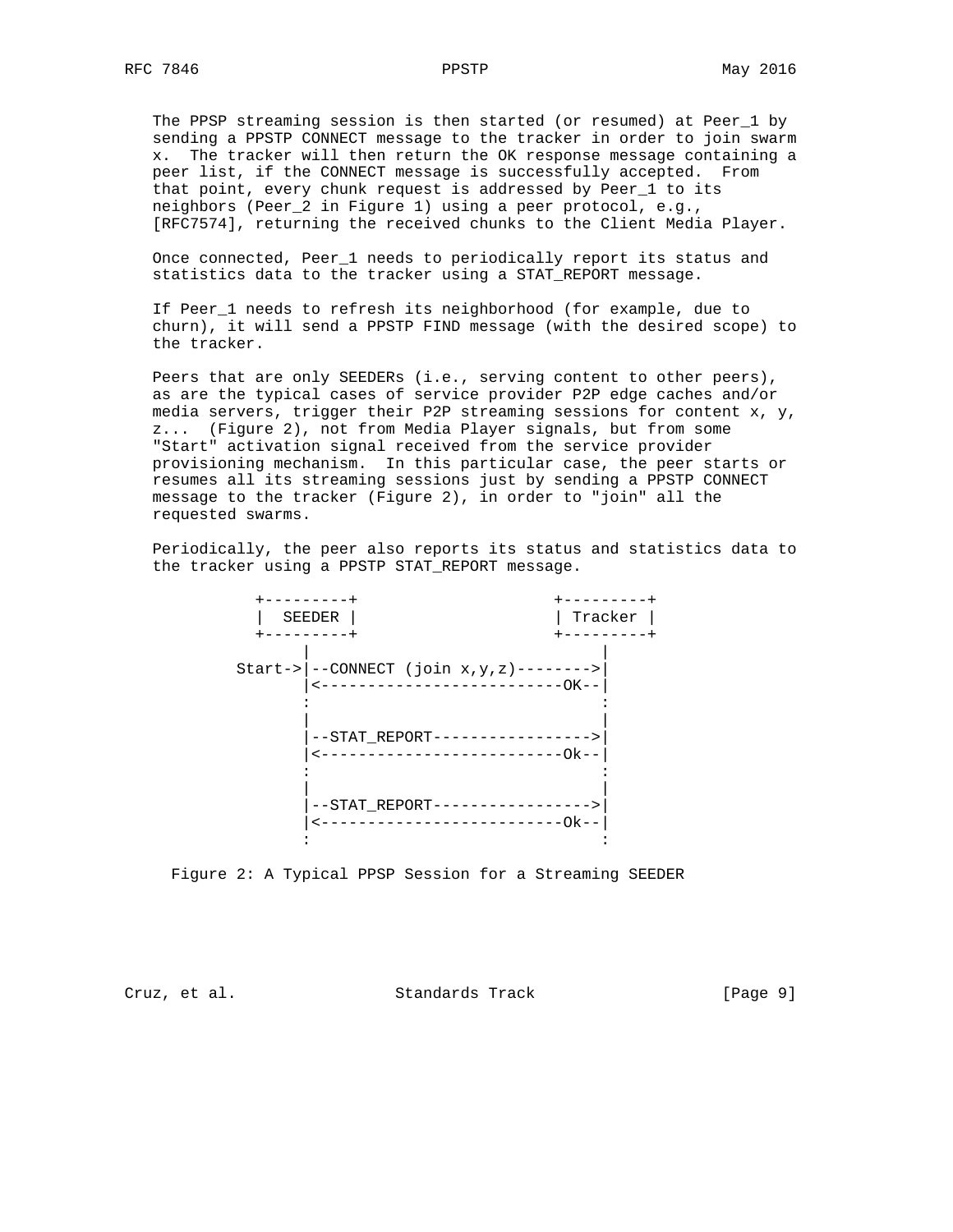The PPSP streaming session is then started (or resumed) at Peer_1 by sending a PPSTP CONNECT message to the tracker in order to join swarm x. The tracker will then return the OK response message containing a peer list, if the CONNECT message is successfully accepted. From that point, every chunk request is addressed by Peer_1 to its neighbors (Peer_2 in Figure 1) using a peer protocol, e.g., [RFC7574], returning the received chunks to the Client Media Player.

Once connected, Peer_1 needs to periodically report its status and statistics data to the tracker using a STAT_REPORT message.

If Peer_1 needs to refresh its neighborhood (for example, due to churn), it will send a PPSTP FIND message (with the desired scope) to the tracker.

Peers that are only SEEDERs (i.e., serving content to other peers), as are the typical cases of service provider P2P edge caches and/or media servers, trigger their P2P streaming sessions for content x, y, z... (Figure 2), not from Media Player signals, but from some "Start" activation signal received from the service provider provisioning mechanism. In this particular case, the peer starts or resumes all its streaming sessions just by sending a PPSTP CONNECT message to the tracker (Figure 2), in order to "join" all the requested swarms.

Periodically, the peer also reports its status and statistics data to the tracker using a PPSTP STAT_REPORT message.

```
          +---------+                  +---------+
          |  SEEDER |                  | Tracker |
          +---------+                  +---------+
               |                            |
        Start->|--CONNECT (join x,y,z)----->|
               |<--------------------------OK--|
               :                            :
               |                            |
               |--STAT_REPORT------------------>|
               |<--------------------------Ok--|
               :                            :
               |                            |
               |--STAT_REPORT------------------>|
               |<--------------------------Ok--|
               :                            :
```

Figure 2: A Typical PPSP Session for a Streaming SEEDER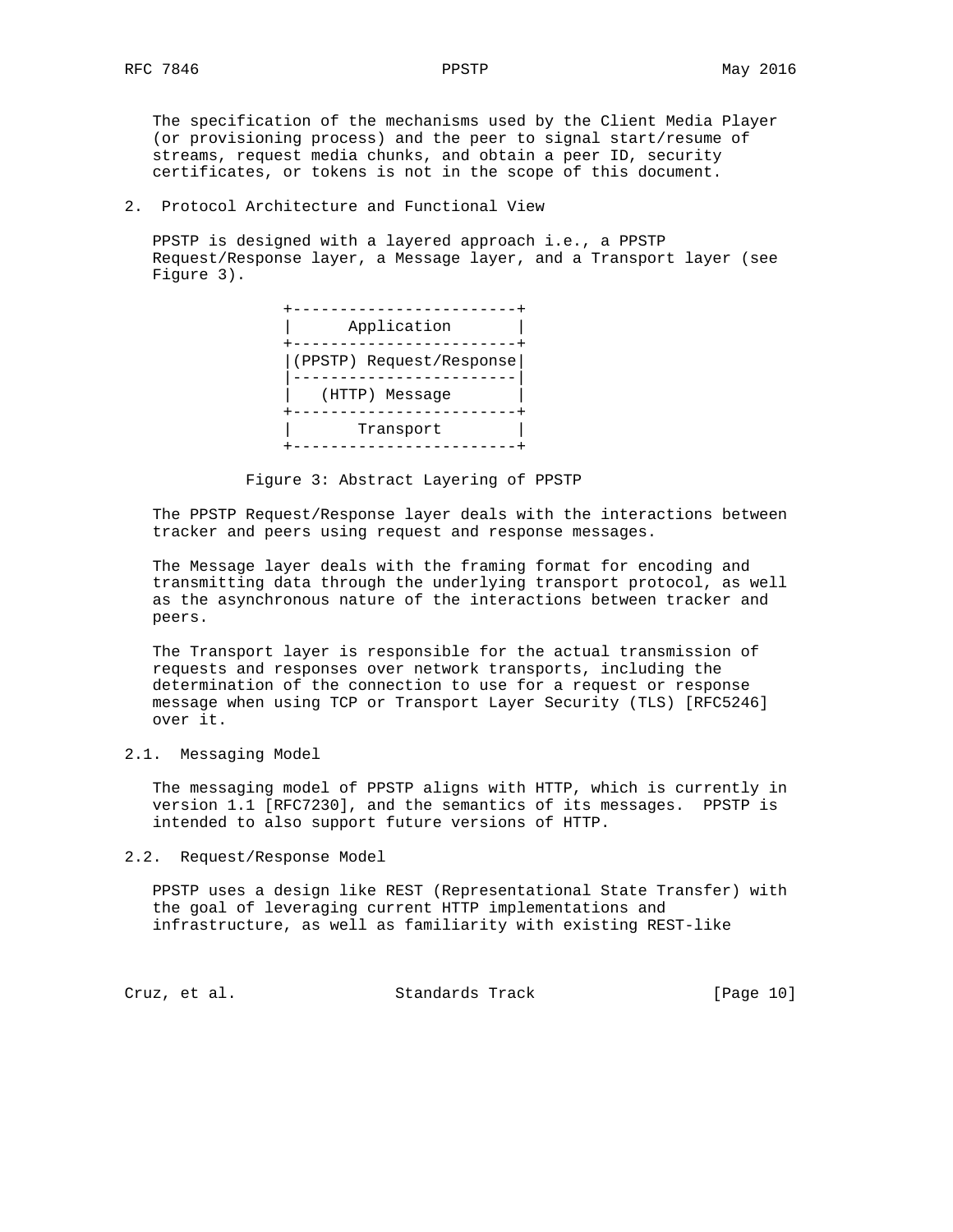The specification of the mechanisms used by the Client Media Player (or provisioning process) and the peer to signal start/resume of streams, request media chunks, and obtain a peer ID, security certificates, or tokens is not in the scope of this document.

## 2. Protocol Architecture and Functional View

PPSTP is designed with a layered approach i.e., a PPSTP Request/Response layer, a Message layer, and a Transport layer (see Figure 3).

```
+------------------------+
|      Application       |
+------------------------+
|(PPSTP) Request/Response|
|------------------------|
|   (HTTP) Message       |
+------------------------+
|       Transport        |
+------------------------+
```

Figure 3: Abstract Layering of PPSTP

The PPSTP Request/Response layer deals with the interactions between tracker and peers using request and response messages.

The Message layer deals with the framing format for encoding and transmitting data through the underlying transport protocol, as well as the asynchronous nature of the interactions between tracker and peers.

The Transport layer is responsible for the actual transmission of requests and responses over network transports, including the determination of the connection to use for a request or response message when using TCP or Transport Layer Security (TLS) [RFC5246] over it.

### 2.1. Messaging Model

The messaging model of PPSTP aligns with HTTP, which is currently in version 1.1 [RFC7230], and the semantics of its messages. PPSTP is intended to also support future versions of HTTP.

### 2.2. Request/Response Model

PPSTP uses a design like REST (Representational State Transfer) with the goal of leveraging current HTTP implementations and infrastructure, as well as familiarity with existing REST-like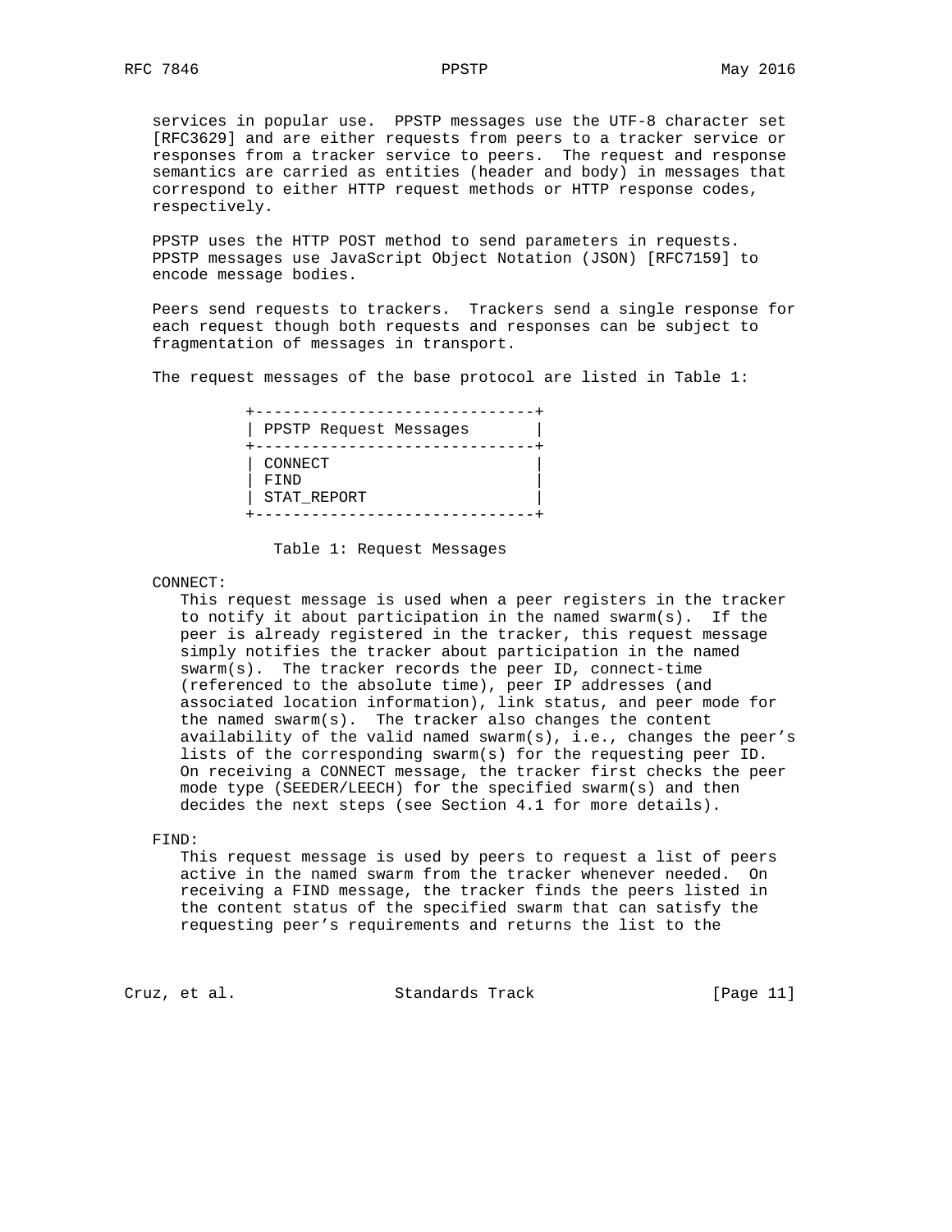services in popular use. PPSTP messages use the UTF-8 character set [RFC3629] and are either requests from peers to a tracker service or responses from a tracker service to peers. The request and response semantics are carried as entities (header and body) in messages that correspond to either HTTP request methods or HTTP response codes, respectively.

PPSTP uses the HTTP POST method to send parameters in requests. PPSTP messages use JavaScript Object Notation (JSON) [RFC7159] to encode message bodies.

Peers send requests to trackers. Trackers send a single response for each request though both requests and responses can be subject to fragmentation of messages in transport.

The request messages of the base protocol are listed in Table 1:

| PPSTP Request Messages |
|---|
| CONNECT |
| FIND |
| STAT_REPORT |

Table 1: Request Messages

CONNECT:
This request message is used when a peer registers in the tracker to notify it about participation in the named swarm(s). If the peer is already registered in the tracker, this request message simply notifies the tracker about participation in the named swarm(s). The tracker records the peer ID, connect-time (referenced to the absolute time), peer IP addresses (and associated location information), link status, and peer mode for the named swarm(s). The tracker also changes the content availability of the valid named swarm(s), i.e., changes the peer's lists of the corresponding swarm(s) for the requesting peer ID. On receiving a CONNECT message, the tracker first checks the peer mode type (SEEDER/LEECH) for the specified swarm(s) and then decides the next steps (see Section 4.1 for more details).

FIND:
This request message is used by peers to request a list of peers active in the named swarm from the tracker whenever needed. On receiving a FIND message, the tracker finds the peers listed in the content status of the specified swarm that can satisfy the requesting peer's requirements and returns the list to the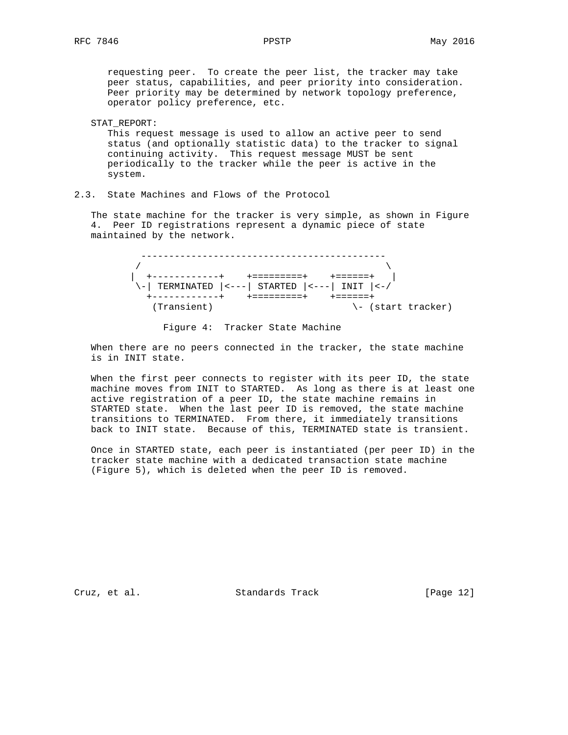requesting peer. To create the peer list, the tracker may take peer status, capabilities, and peer priority into consideration. Peer priority may be determined by network topology preference, operator policy preference, etc.

STAT_REPORT:
This request message is used to allow an active peer to send status (and optionally statistic data) to the tracker to signal continuing activity. This request message MUST be sent periodically to the tracker while the peer is active in the system.

### 2.3. State Machines and Flows of the Protocol

The state machine for the tracker is very simple, as shown in Figure 4. Peer ID registrations represent a dynamic piece of state maintained by the network.

```
      --------------------------------------------
     /                                            \
    |  +------------+    +=========+    +======+   |
     \-| TERMINATED |<---| STARTED |<---| INIT |<-/
       +------------+    +=========+    +======+
         (Transient)                        \- (start tracker)
```

Figure 4: Tracker State Machine

When there are no peers connected in the tracker, the state machine is in INIT state.

When the first peer connects to register with its peer ID, the state machine moves from INIT to STARTED. As long as there is at least one active registration of a peer ID, the state machine remains in STARTED state. When the last peer ID is removed, the state machine transitions to TERMINATED. From there, it immediately transitions back to INIT state. Because of this, TERMINATED state is transient.

Once in STARTED state, each peer is instantiated (per peer ID) in the tracker state machine with a dedicated transaction state machine (Figure 5), which is deleted when the peer ID is removed.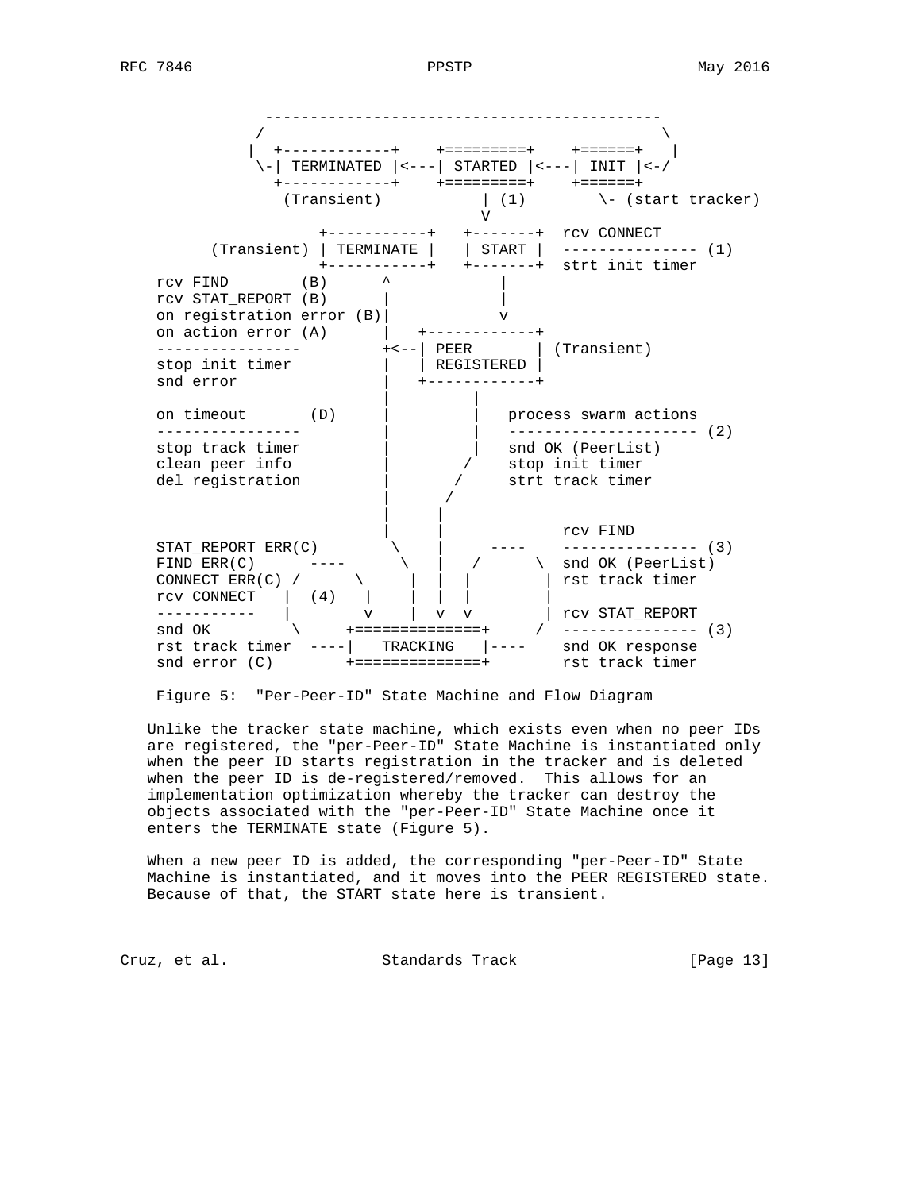```
            -------------------------------------------
           /                                            \
          |  +------------+    +=========+    +======+   |
           \-| TERMINATED |<---| STARTED |<---| INIT |<-/
             +------------+    +=========+    +======+
              (Transient)           | (1)        \- (start tracker)
                                    V
                  +-----------+   +-------+  rcv CONNECT
       (Transient) | TERMINATE |   | START |  --------------- (1)
                  +-----------+   +-------+  strt init timer
    rcv FIND        (B)      ^           |
    rcv STAT_REPORT (B)      |           |
    on registration error (B)|           v
    on action error (A)      |   +------------+
    ----------------         +<--| PEER       | (Transient)
    stop init timer          |   | REGISTERED |
    snd error                |   +------------+
                             |         |
    on timeout       (D)     |         |   process swarm actions
    ----------------         |         |   --------------------- (2)
    stop track timer         |         |   snd OK (PeerList)
    clean peer info          |        /    stop init timer
    del registration         |       /     strt track timer
                             |      /
                             |     |
                             |     |            rcv FIND
    STAT_REPORT ERR(C)        \    |     ----    --------------- (3)
    FIND ERR(C)      ----      \   |   /      \  snd OK (PeerList)
    CONNECT ERR(C) /      \     |  |  |        | rst track timer
    rcv CONNECT   |  (4)   |    |  |  |        |
    -----------   |        v    |  v  v        | rcv STAT_REPORT
    snd OK         \     +==============+     /  --------------- (3)
    rst track timer  ----|   TRACKING   |----    snd OK response
    snd error (C)        +==============+        rst track timer
```

Figure 5: "Per-Peer-ID" State Machine and Flow Diagram

Unlike the tracker state machine, which exists even when no peer IDs are registered, the "per-Peer-ID" State Machine is instantiated only when the peer ID starts registration in the tracker and is deleted when the peer ID is de-registered/removed. This allows for an implementation optimization whereby the tracker can destroy the objects associated with the "per-Peer-ID" State Machine once it enters the TERMINATE state (Figure 5).

When a new peer ID is added, the corresponding "per-Peer-ID" State Machine is instantiated, and it moves into the PEER REGISTERED state. Because of that, the START state here is transient.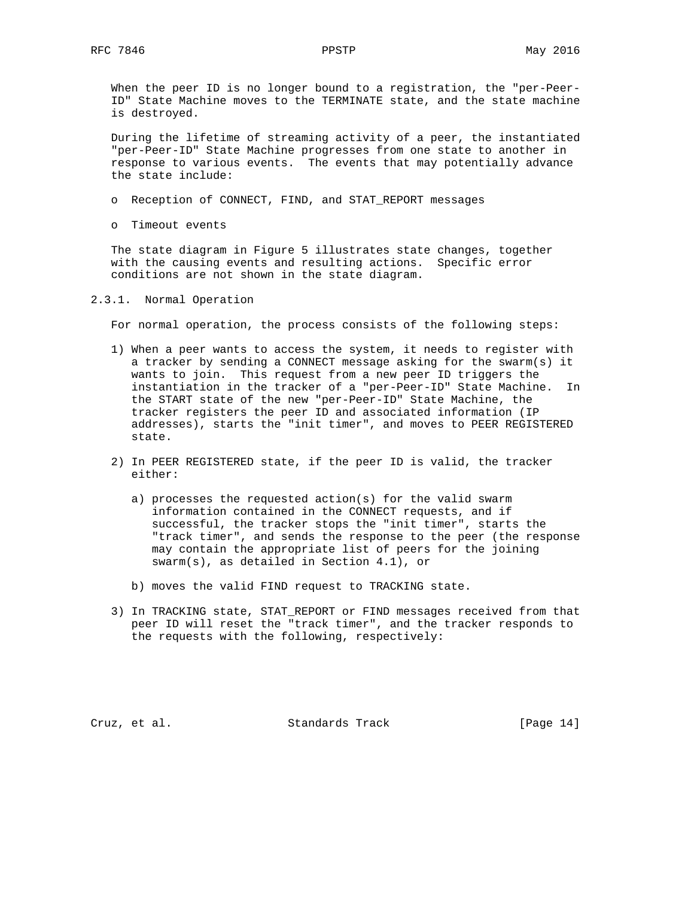When the peer ID is no longer bound to a registration, the "per-Peer-ID" State Machine moves to the TERMINATE state, and the state machine is destroyed.

During the lifetime of streaming activity of a peer, the instantiated "per-Peer-ID" State Machine progresses from one state to another in response to various events. The events that may potentially advance the state include:

- Reception of CONNECT, FIND, and STAT_REPORT messages
- Timeout events

The state diagram in Figure 5 illustrates state changes, together with the causing events and resulting actions. Specific error conditions are not shown in the state diagram.

### 2.3.1. Normal Operation

For normal operation, the process consists of the following steps:

1) When a peer wants to access the system, it needs to register with a tracker by sending a CONNECT message asking for the swarm(s) it wants to join. This request from a new peer ID triggers the instantiation in the tracker of a "per-Peer-ID" State Machine. In the START state of the new "per-Peer-ID" State Machine, the tracker registers the peer ID and associated information (IP addresses), starts the "init timer", and moves to PEER REGISTERED state.

2) In PEER REGISTERED state, if the peer ID is valid, the tracker either:

   a) processes the requested action(s) for the valid swarm information contained in the CONNECT requests, and if successful, the tracker stops the "init timer", starts the "track timer", and sends the response to the peer (the response may contain the appropriate list of peers for the joining swarm(s), as detailed in Section 4.1), or

   b) moves the valid FIND request to TRACKING state.

3) In TRACKING state, STAT_REPORT or FIND messages received from that peer ID will reset the "track timer", and the tracker responds to the requests with the following, respectively: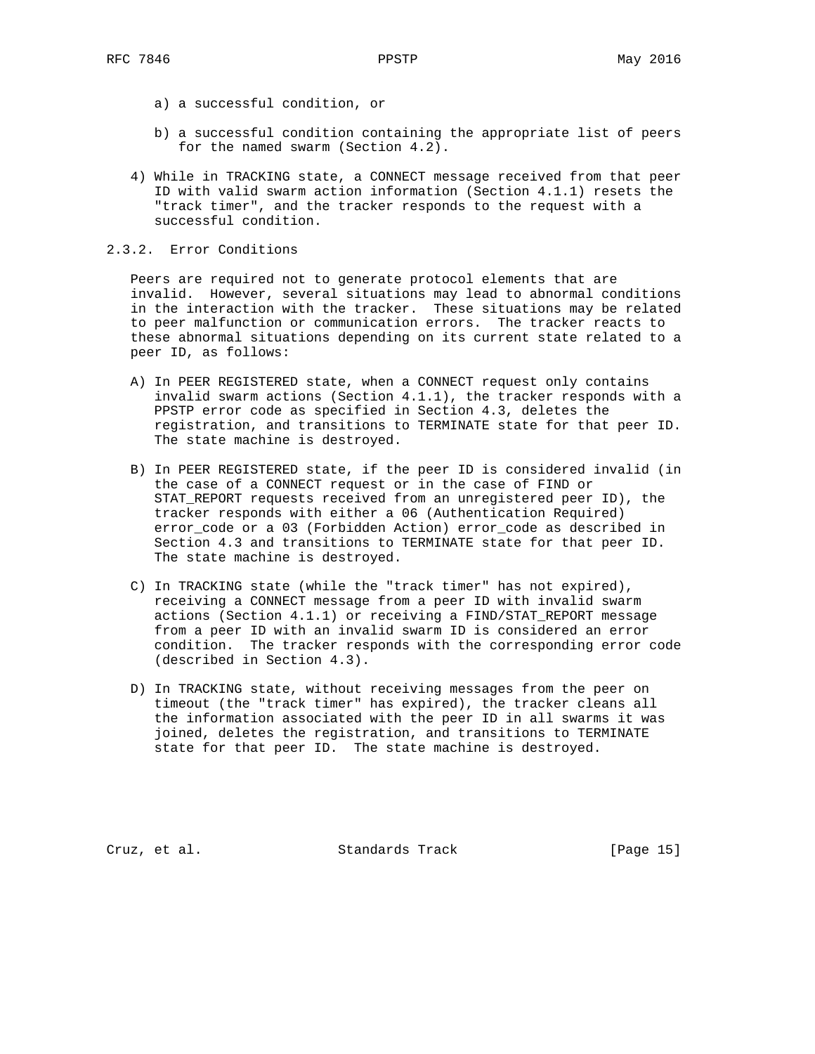a) a successful condition, or

b) a successful condition containing the appropriate list of peers for the named swarm (Section 4.2).

4) While in TRACKING state, a CONNECT message received from that peer ID with valid swarm action information (Section 4.1.1) resets the "track timer", and the tracker responds to the request with a successful condition.

### 2.3.2. Error Conditions

Peers are required not to generate protocol elements that are invalid. However, several situations may lead to abnormal conditions in the interaction with the tracker. These situations may be related to peer malfunction or communication errors. The tracker reacts to these abnormal situations depending on its current state related to a peer ID, as follows:

A) In PEER REGISTERED state, when a CONNECT request only contains invalid swarm actions (Section 4.1.1), the tracker responds with a PPSTP error code as specified in Section 4.3, deletes the registration, and transitions to TERMINATE state for that peer ID. The state machine is destroyed.

B) In PEER REGISTERED state, if the peer ID is considered invalid (in the case of a CONNECT request or in the case of FIND or STAT_REPORT requests received from an unregistered peer ID), the tracker responds with either a 06 (Authentication Required) error_code or a 03 (Forbidden Action) error_code as described in Section 4.3 and transitions to TERMINATE state for that peer ID. The state machine is destroyed.

C) In TRACKING state (while the "track timer" has not expired), receiving a CONNECT message from a peer ID with invalid swarm actions (Section 4.1.1) or receiving a FIND/STAT_REPORT message from a peer ID with an invalid swarm ID is considered an error condition. The tracker responds with the corresponding error code (described in Section 4.3).

D) In TRACKING state, without receiving messages from the peer on timeout (the "track timer" has expired), the tracker cleans all the information associated with the peer ID in all swarms it was joined, deletes the registration, and transitions to TERMINATE state for that peer ID. The state machine is destroyed.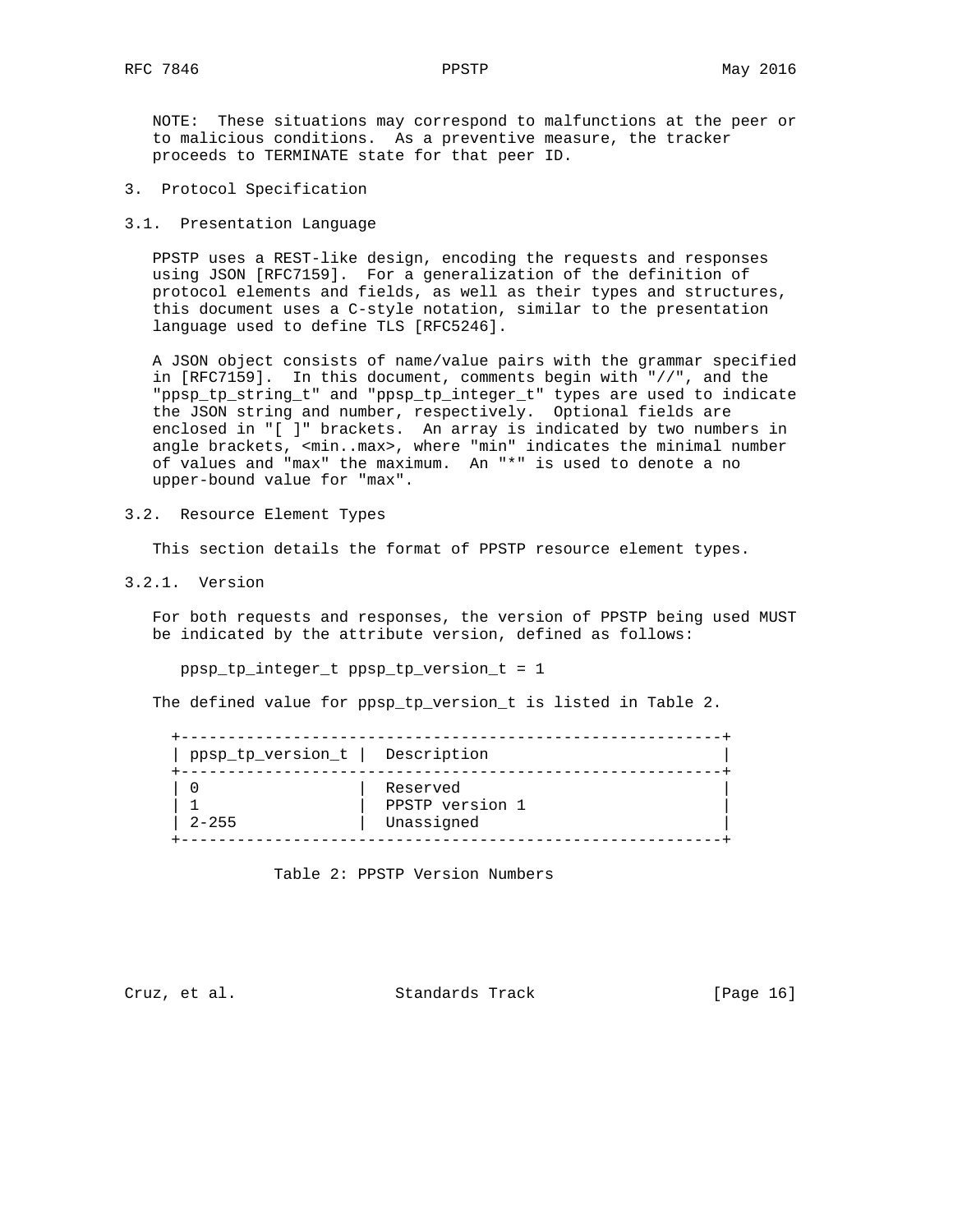NOTE: These situations may correspond to malfunctions at the peer or to malicious conditions. As a preventive measure, the tracker proceeds to TERMINATE state for that peer ID.

# 3. Protocol Specification

## 3.1. Presentation Language

PPSTP uses a REST-like design, encoding the requests and responses using JSON [RFC7159]. For a generalization of the definition of protocol elements and fields, as well as their types and structures, this document uses a C-style notation, similar to the presentation language used to define TLS [RFC5246].

A JSON object consists of name/value pairs with the grammar specified in [RFC7159]. In this document, comments begin with "//", and the "ppsp_tp_string_t" and "ppsp_tp_integer_t" types are used to indicate the JSON string and number, respectively. Optional fields are enclosed in "[ ]" brackets. An array is indicated by two numbers in angle brackets, <min..max>, where "min" indicates the minimal number of values and "max" the maximum. An "*" is used to denote a no upper-bound value for "max".

## 3.2. Resource Element Types

This section details the format of PPSTP resource element types.

### 3.2.1. Version

For both requests and responses, the version of PPSTP being used MUST be indicated by the attribute version, defined as follows:

```
ppsp_tp_integer_t ppsp_tp_version_t = 1
```

The defined value for ppsp_tp_version_t is listed in Table 2.

| ppsp_tp_version_t | Description |
|---|---|
| 0 | Reserved |
| 1 | PPSTP version 1 |
| 2-255 | Unassigned |

Table 2: PPSTP Version Numbers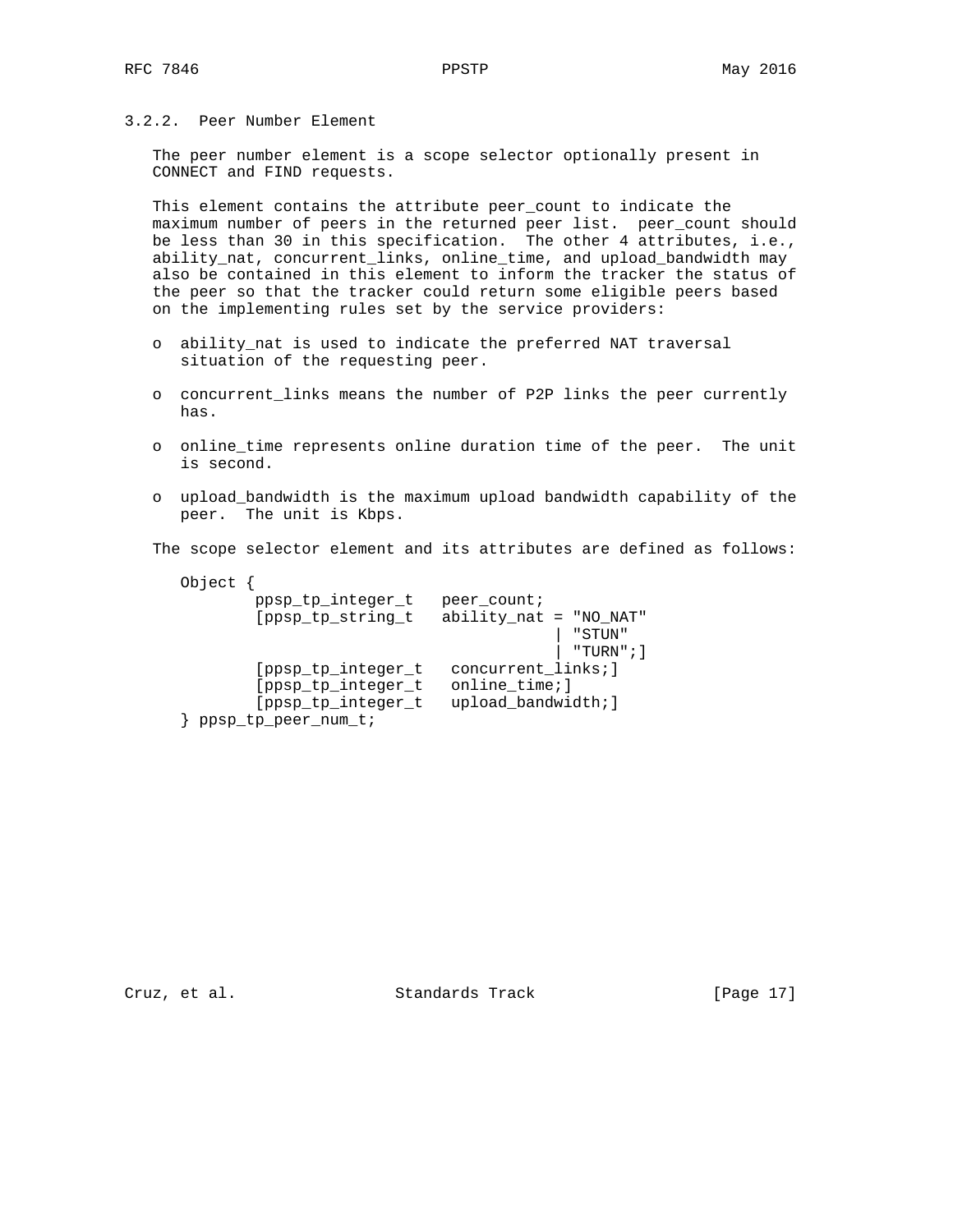### 3.2.2. Peer Number Element

The peer number element is a scope selector optionally present in CONNECT and FIND requests.

This element contains the attribute peer_count to indicate the maximum number of peers in the returned peer list. peer_count should be less than 30 in this specification. The other 4 attributes, i.e., ability_nat, concurrent_links, online_time, and upload_bandwidth may also be contained in this element to inform the tracker the status of the peer so that the tracker could return some eligible peers based on the implementing rules set by the service providers:

- ability_nat is used to indicate the preferred NAT traversal situation of the requesting peer.
- concurrent_links means the number of P2P links the peer currently has.
- online_time represents online duration time of the peer. The unit is second.
- upload_bandwidth is the maximum upload bandwidth capability of the peer. The unit is Kbps.

The scope selector element and its attributes are defined as follows:

```
Object {
        ppsp_tp_integer_t   peer_count;
        [ppsp_tp_string_t   ability_nat = "NO_NAT"
                                        | "STUN"
                                        | "TURN";]
        [ppsp_tp_integer_t   concurrent_links;]
        [ppsp_tp_integer_t   online_time;]
        [ppsp_tp_integer_t   upload_bandwidth;]
} ppsp_tp_peer_num_t;
```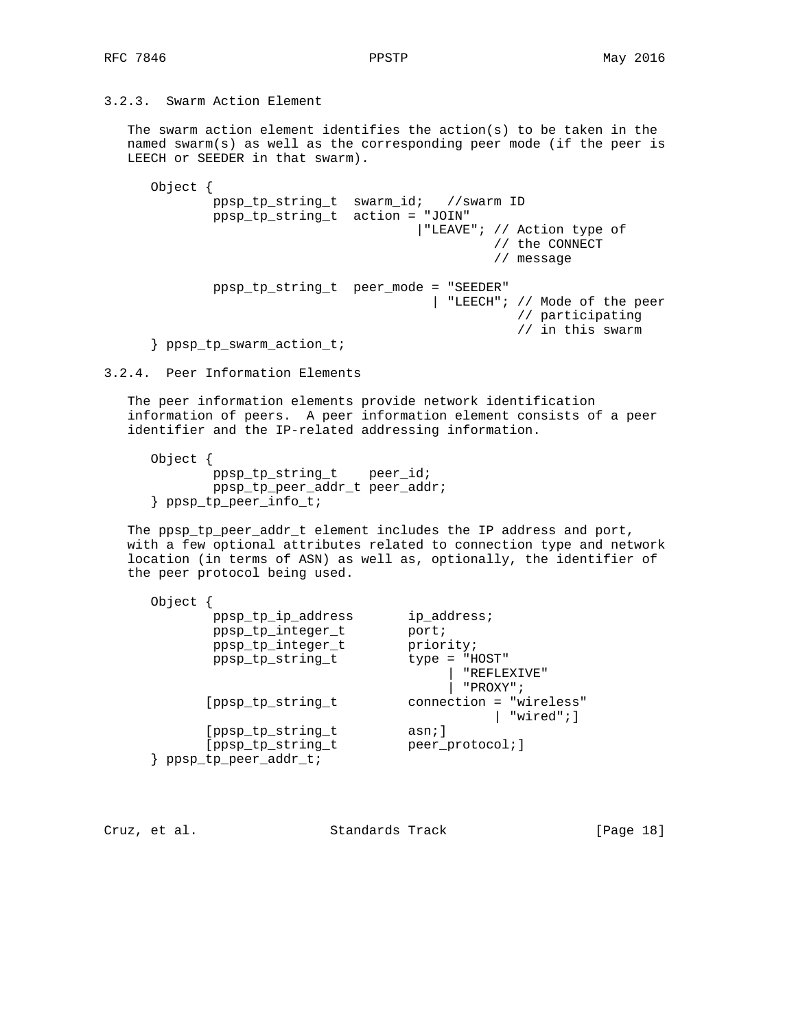### 3.2.3. Swarm Action Element

The swarm action element identifies the action(s) to be taken in the named swarm(s) as well as the corresponding peer mode (if the peer is LEECH or SEEDER in that swarm).

```
   Object {
           ppsp_tp_string_t  swarm_id;   //swarm ID
           ppsp_tp_string_t  action = "JOIN"
                                    |"LEAVE"; // Action type of
                                              // the CONNECT
                                              // message

           ppsp_tp_string_t  peer_mode = "SEEDER"
                                      | "LEECH"; // Mode of the peer
                                                 // participating
                                                 // in this swarm
   } ppsp_tp_swarm_action_t;
```

### 3.2.4. Peer Information Elements

The peer information elements provide network identification information of peers. A peer information element consists of a peer identifier and the IP-related addressing information.

```
   Object {
           ppsp_tp_string_t    peer_id;
           ppsp_tp_peer_addr_t peer_addr;
   } ppsp_tp_peer_info_t;
```

The ppsp_tp_peer_addr_t element includes the IP address and port, with a few optional attributes related to connection type and network location (in terms of ASN) as well as, optionally, the identifier of the peer protocol being used.

```
   Object {
           ppsp_tp_ip_address       ip_address;
           ppsp_tp_integer_t        port;
           ppsp_tp_integer_t        priority;
           ppsp_tp_string_t         type = "HOST"
                                         | "REFLEXIVE"
                                         | "PROXY";
          [ppsp_tp_string_t         connection = "wireless"
                                               | "wired";]
          [ppsp_tp_string_t         asn;]
          [ppsp_tp_string_t         peer_protocol;]
   } ppsp_tp_peer_addr_t;
```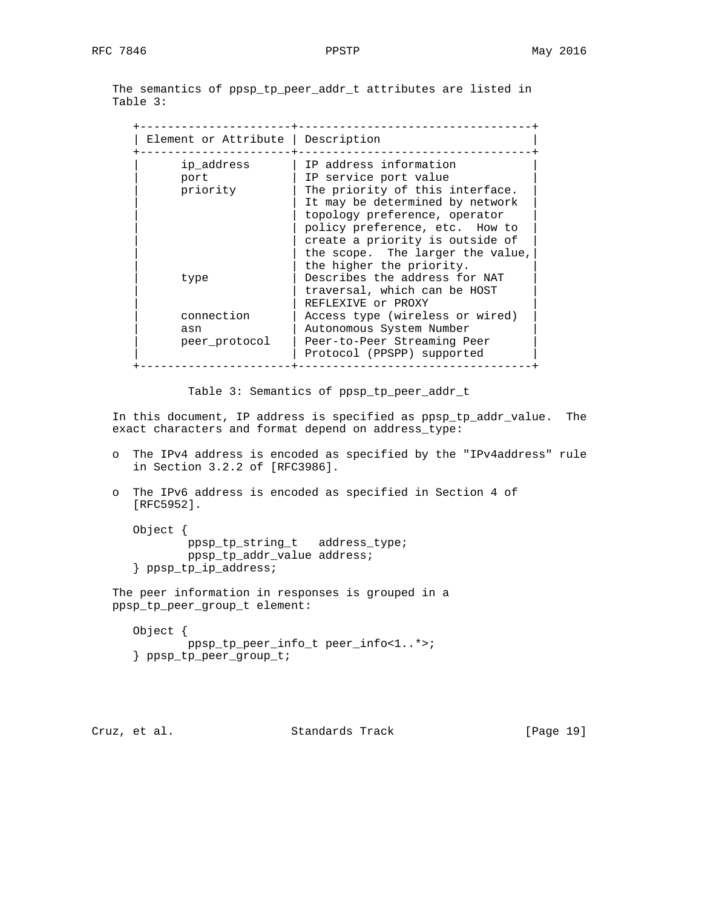The semantics of ppsp_tp_peer_addr_t attributes are listed in Table 3:

| Element or Attribute | Description |
| --- | --- |
| ip_address | IP address information |
| port | IP service port value |
| priority | The priority of this interface. It may be determined by network topology preference, operator policy preference, etc. How to create a priority is outside of the scope. The larger the value, the higher the priority. |
| type | Describes the address for NAT traversal, which can be HOST REFLEXIVE or PROXY |
| connection | Access type (wireless or wired) |
| asn | Autonomous System Number |
| peer_protocol | Peer-to-Peer Streaming Peer Protocol (PPSPP) supported |

Table 3: Semantics of ppsp_tp_peer_addr_t

In this document, IP address is specified as ppsp_tp_addr_value. The exact characters and format depend on address_type:

- The IPv4 address is encoded as specified by the "IPv4address" rule in Section 3.2.2 of [RFC3986].
- The IPv6 address is encoded as specified in Section 4 of [RFC5952].

```
Object {
        ppsp_tp_string_t   address_type;
        ppsp_tp_addr_value address;
} ppsp_tp_ip_address;
```

The peer information in responses is grouped in a ppsp_tp_peer_group_t element:

```
Object {
        ppsp_tp_peer_info_t peer_info<1..*>;
} ppsp_tp_peer_group_t;
```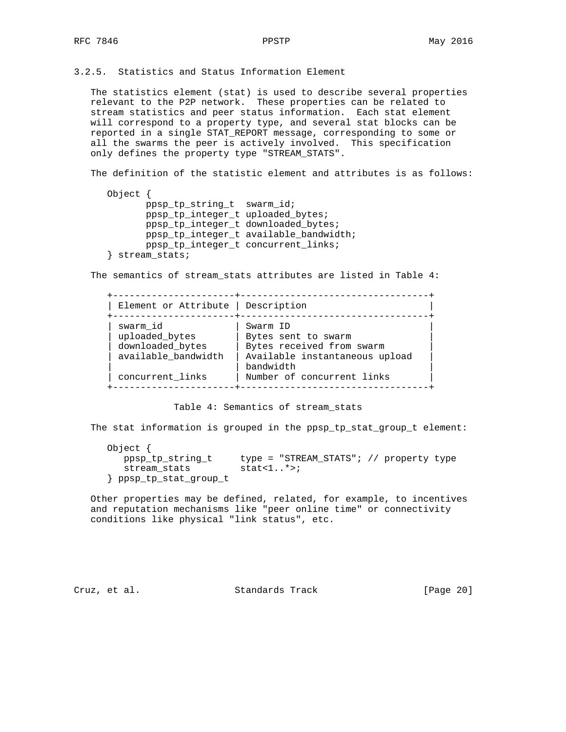### 3.2.5. Statistics and Status Information Element

The statistics element (stat) is used to describe several properties relevant to the P2P network. These properties can be related to stream statistics and peer status information. Each stat element will correspond to a property type, and several stat blocks can be reported in a single STAT_REPORT message, corresponding to some or all the swarms the peer is actively involved. This specification only defines the property type "STREAM_STATS".

The definition of the statistic element and attributes is as follows:

```
Object {
       ppsp_tp_string_t  swarm_id;
       ppsp_tp_integer_t uploaded_bytes;
       ppsp_tp_integer_t downloaded_bytes;
       ppsp_tp_integer_t available_bandwidth;
       ppsp_tp_integer_t concurrent_links;
} stream_stats;
```

The semantics of stream_stats attributes are listed in Table 4:

| Element or Attribute | Description |
|---|---|
| swarm_id | Swarm ID |
| uploaded_bytes | Bytes sent to swarm |
| downloaded_bytes | Bytes received from swarm |
| available_bandwidth | Available instantaneous upload bandwidth |
| concurrent_links | Number of concurrent links |

Table 4: Semantics of stream_stats

The stat information is grouped in the ppsp_tp_stat_group_t element:

```
Object {
   ppsp_tp_string_t     type = "STREAM_STATS"; // property type
   stream_stats         stat<1..*>;
} ppsp_tp_stat_group_t
```

Other properties may be defined, related, for example, to incentives and reputation mechanisms like "peer online time" or connectivity conditions like physical "link status", etc.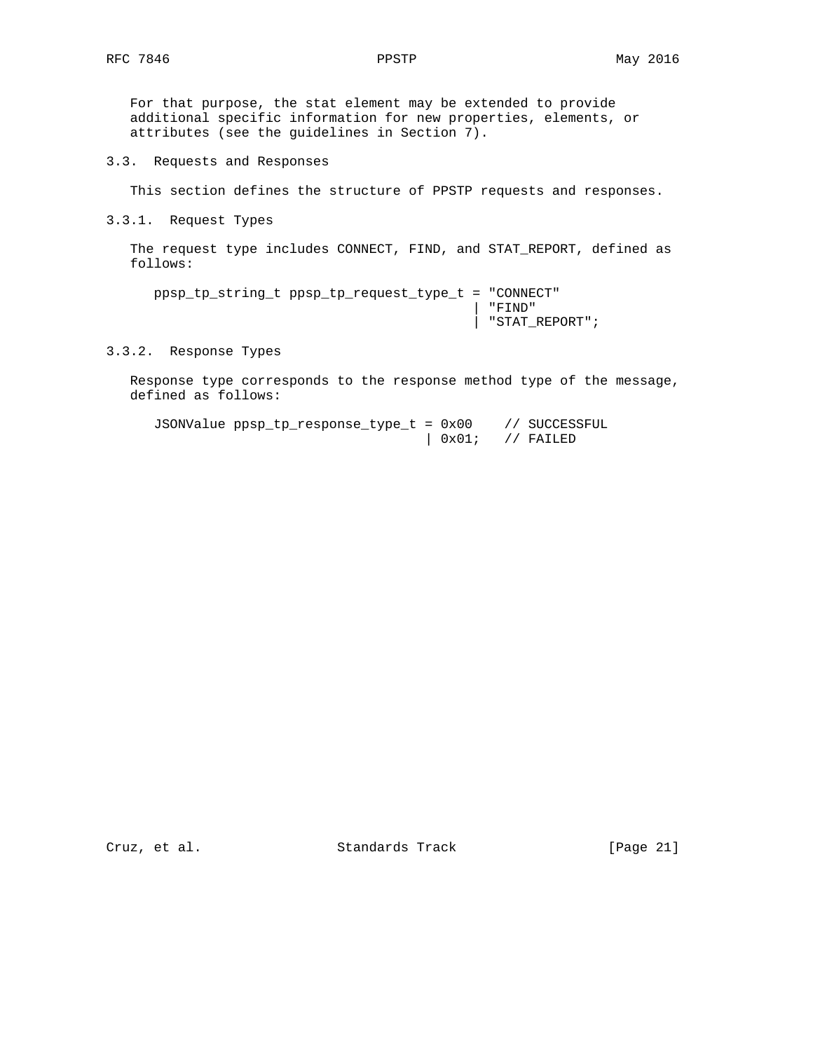For that purpose, the stat element may be extended to provide additional specific information for new properties, elements, or attributes (see the guidelines in Section 7).

### 3.3. Requests and Responses

This section defines the structure of PPSTP requests and responses.

#### 3.3.1. Request Types

The request type includes CONNECT, FIND, and STAT_REPORT, defined as follows:

```
ppsp_tp_string_t ppsp_tp_request_type_t = "CONNECT"
                                        | "FIND"
                                        | "STAT_REPORT";
```

#### 3.3.2. Response Types

Response type corresponds to the response method type of the message, defined as follows:

```
JSONValue ppsp_tp_response_type_t = 0x00    // SUCCESSFUL
                                  | 0x01;   // FAILED
```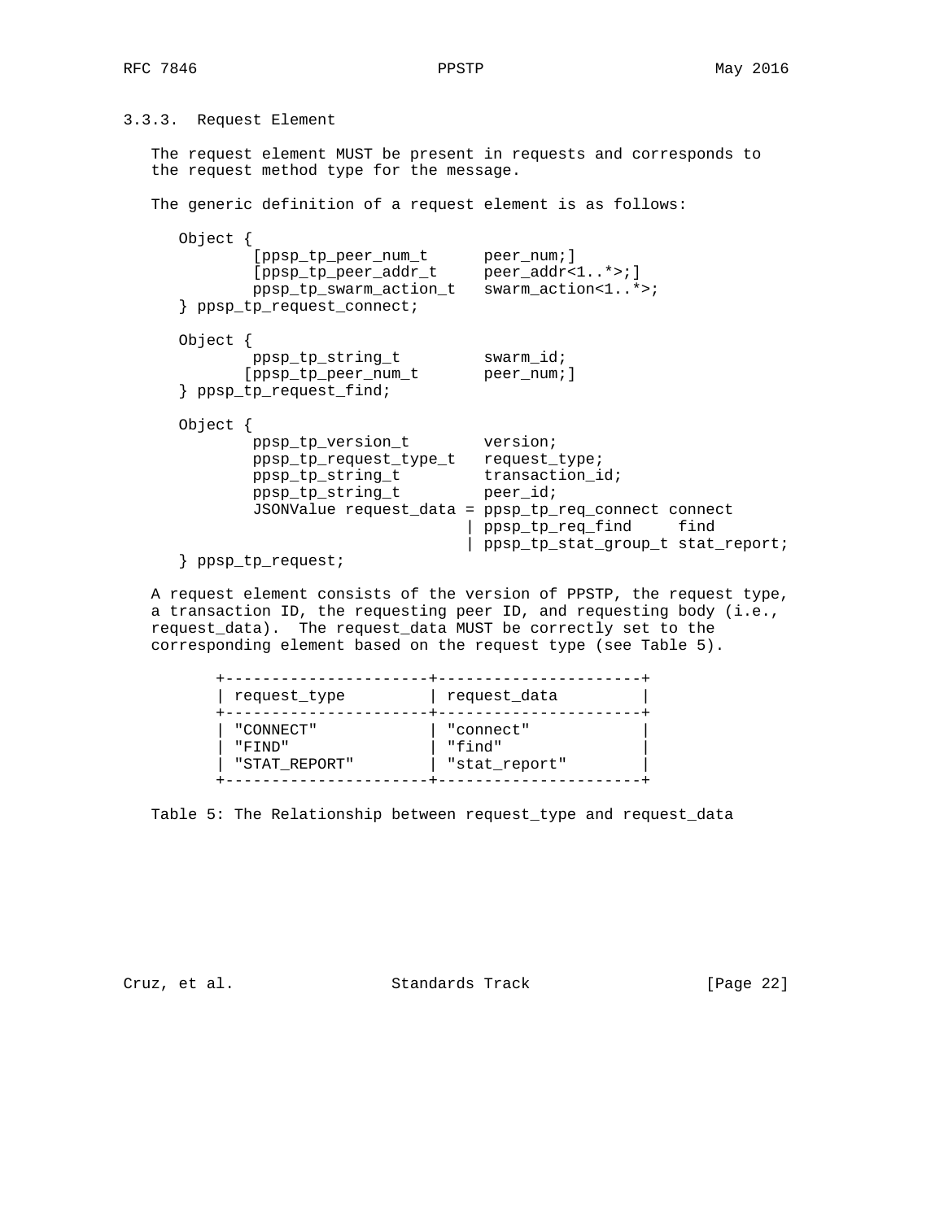### 3.3.3. Request Element

The request element MUST be present in requests and corresponds to the request method type for the message.

The generic definition of a request element is as follows:

```
Object {
        [ppsp_tp_peer_num_t      peer_num;]
        [ppsp_tp_peer_addr_t     peer_addr<1..*>;]
        ppsp_tp_swarm_action_t   swarm_action<1..*>;
} ppsp_tp_request_connect;

Object {
        ppsp_tp_string_t         swarm_id;
       [ppsp_tp_peer_num_t       peer_num;]
} ppsp_tp_request_find;

Object {
        ppsp_tp_version_t        version;
        ppsp_tp_request_type_t   request_type;
        ppsp_tp_string_t         transaction_id;
        ppsp_tp_string_t         peer_id;
        JSONValue request_data = ppsp_tp_req_connect connect
                               | ppsp_tp_req_find     find
                               | ppsp_tp_stat_group_t stat_report;
} ppsp_tp_request;
```

A request element consists of the version of PPSTP, the request type, a transaction ID, the requesting peer ID, and requesting body (i.e., request_data). The request_data MUST be correctly set to the corresponding element based on the request type (see Table 5).

| request_type | request_data |
| --- | --- |
| "CONNECT" | "connect" |
| "FIND" | "find" |
| "STAT_REPORT" | "stat_report" |

Table 5: The Relationship between request_type and request_data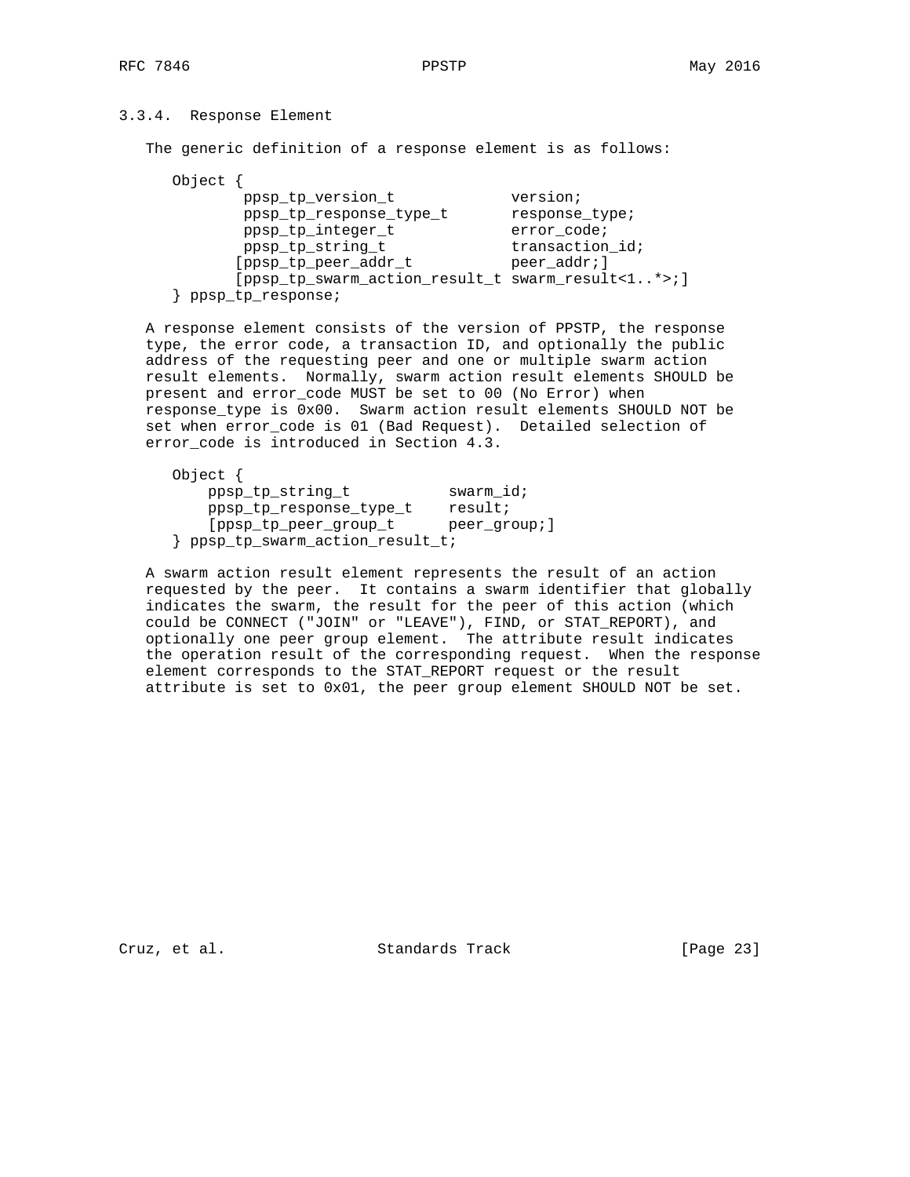### 3.3.4. Response Element

The generic definition of a response element is as follows:

```
Object {
        ppsp_tp_version_t             version;
        ppsp_tp_response_type_t       response_type;
        ppsp_tp_integer_t             error_code;
        ppsp_tp_string_t              transaction_id;
       [ppsp_tp_peer_addr_t           peer_addr;]
       [ppsp_tp_swarm_action_result_t swarm_result<1..*>;]
} ppsp_tp_response;
```

A response element consists of the version of PPSTP, the response type, the error code, a transaction ID, and optionally the public address of the requesting peer and one or multiple swarm action result elements. Normally, swarm action result elements SHOULD be present and error_code MUST be set to 00 (No Error) when response_type is 0x00. Swarm action result elements SHOULD NOT be set when error_code is 01 (Bad Request). Detailed selection of error_code is introduced in Section 4.3.

```
Object {
    ppsp_tp_string_t           swarm_id;
    ppsp_tp_response_type_t    result;
    [ppsp_tp_peer_group_t      peer_group;]
} ppsp_tp_swarm_action_result_t;
```

A swarm action result element represents the result of an action requested by the peer. It contains a swarm identifier that globally indicates the swarm, the result for the peer of this action (which could be CONNECT ("JOIN" or "LEAVE"), FIND, or STAT_REPORT), and optionally one peer group element. The attribute result indicates the operation result of the corresponding request. When the response element corresponds to the STAT_REPORT request or the result attribute is set to 0x01, the peer group element SHOULD NOT be set.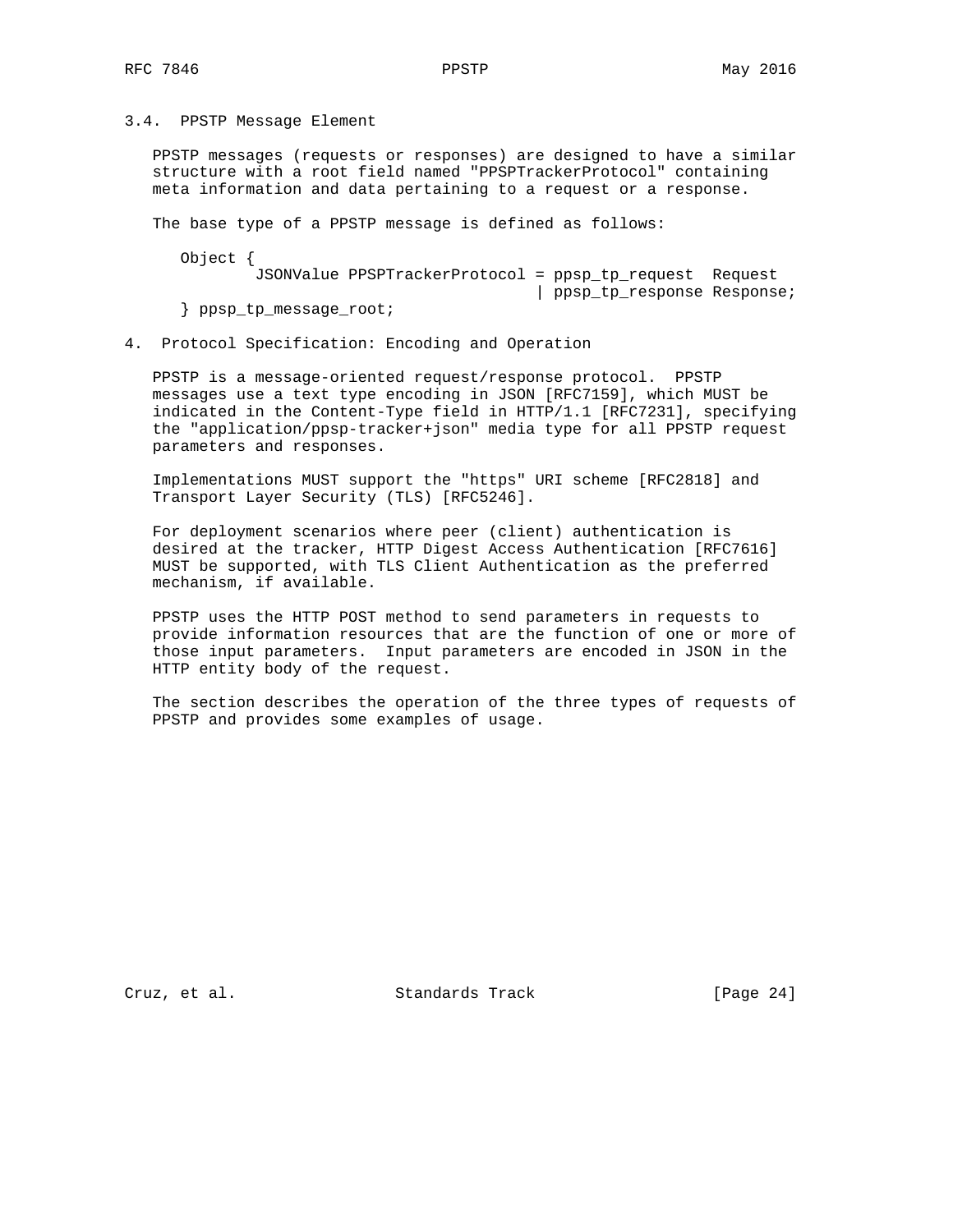### 3.4. PPSTP Message Element

PPSTP messages (requests or responses) are designed to have a similar structure with a root field named "PPSPTrackerProtocol" containing meta information and data pertaining to a request or a response.

The base type of a PPSTP message is defined as follows:

```
Object {
        JSONValue PPSPTrackerProtocol = ppsp_tp_request  Request
                                      | ppsp_tp_response Response;
} ppsp_tp_message_root;
```

## 4. Protocol Specification: Encoding and Operation

PPSTP is a message-oriented request/response protocol. PPSTP messages use a text type encoding in JSON [RFC7159], which MUST be indicated in the Content-Type field in HTTP/1.1 [RFC7231], specifying the "application/ppsp-tracker+json" media type for all PPSTP request parameters and responses.

Implementations MUST support the "https" URI scheme [RFC2818] and Transport Layer Security (TLS) [RFC5246].

For deployment scenarios where peer (client) authentication is desired at the tracker, HTTP Digest Access Authentication [RFC7616] MUST be supported, with TLS Client Authentication as the preferred mechanism, if available.

PPSTP uses the HTTP POST method to send parameters in requests to provide information resources that are the function of one or more of those input parameters. Input parameters are encoded in JSON in the HTTP entity body of the request.

The section describes the operation of the three types of requests of PPSTP and provides some examples of usage.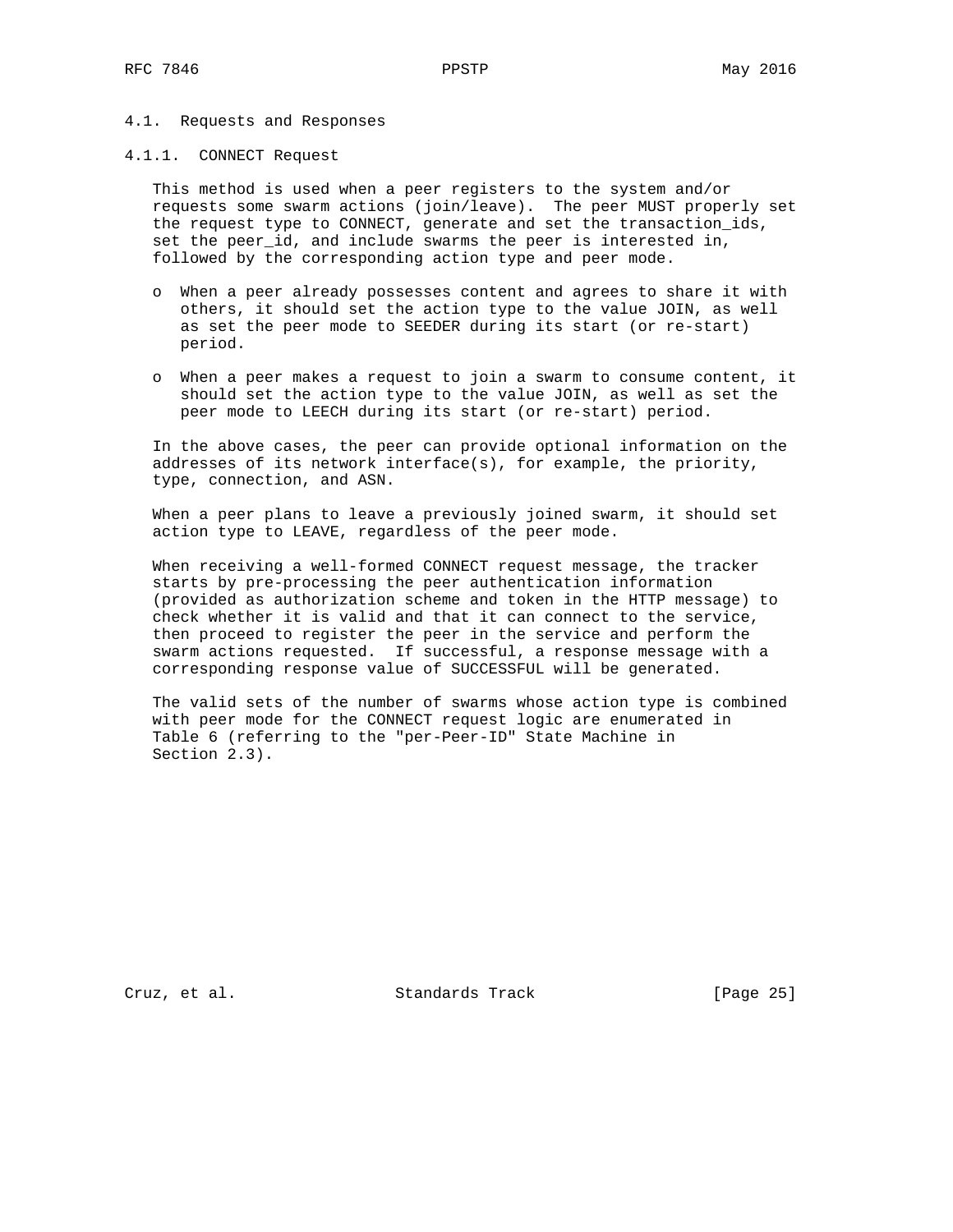### 4.1. Requests and Responses

#### 4.1.1. CONNECT Request

This method is used when a peer registers to the system and/or requests some swarm actions (join/leave). The peer MUST properly set the request type to CONNECT, generate and set the transaction_ids, set the peer_id, and include swarms the peer is interested in, followed by the corresponding action type and peer mode.

- When a peer already possesses content and agrees to share it with others, it should set the action type to the value JOIN, as well as set the peer mode to SEEDER during its start (or re-start) period.

- When a peer makes a request to join a swarm to consume content, it should set the action type to the value JOIN, as well as set the peer mode to LEECH during its start (or re-start) period.

In the above cases, the peer can provide optional information on the addresses of its network interface(s), for example, the priority, type, connection, and ASN.

When a peer plans to leave a previously joined swarm, it should set action type to LEAVE, regardless of the peer mode.

When receiving a well-formed CONNECT request message, the tracker starts by pre-processing the peer authentication information (provided as authorization scheme and token in the HTTP message) to check whether it is valid and that it can connect to the service, then proceed to register the peer in the service and perform the swarm actions requested. If successful, a response message with a corresponding response value of SUCCESSFUL will be generated.

The valid sets of the number of swarms whose action type is combined with peer mode for the CONNECT request logic are enumerated in Table 6 (referring to the "per-Peer-ID" State Machine in Section 2.3).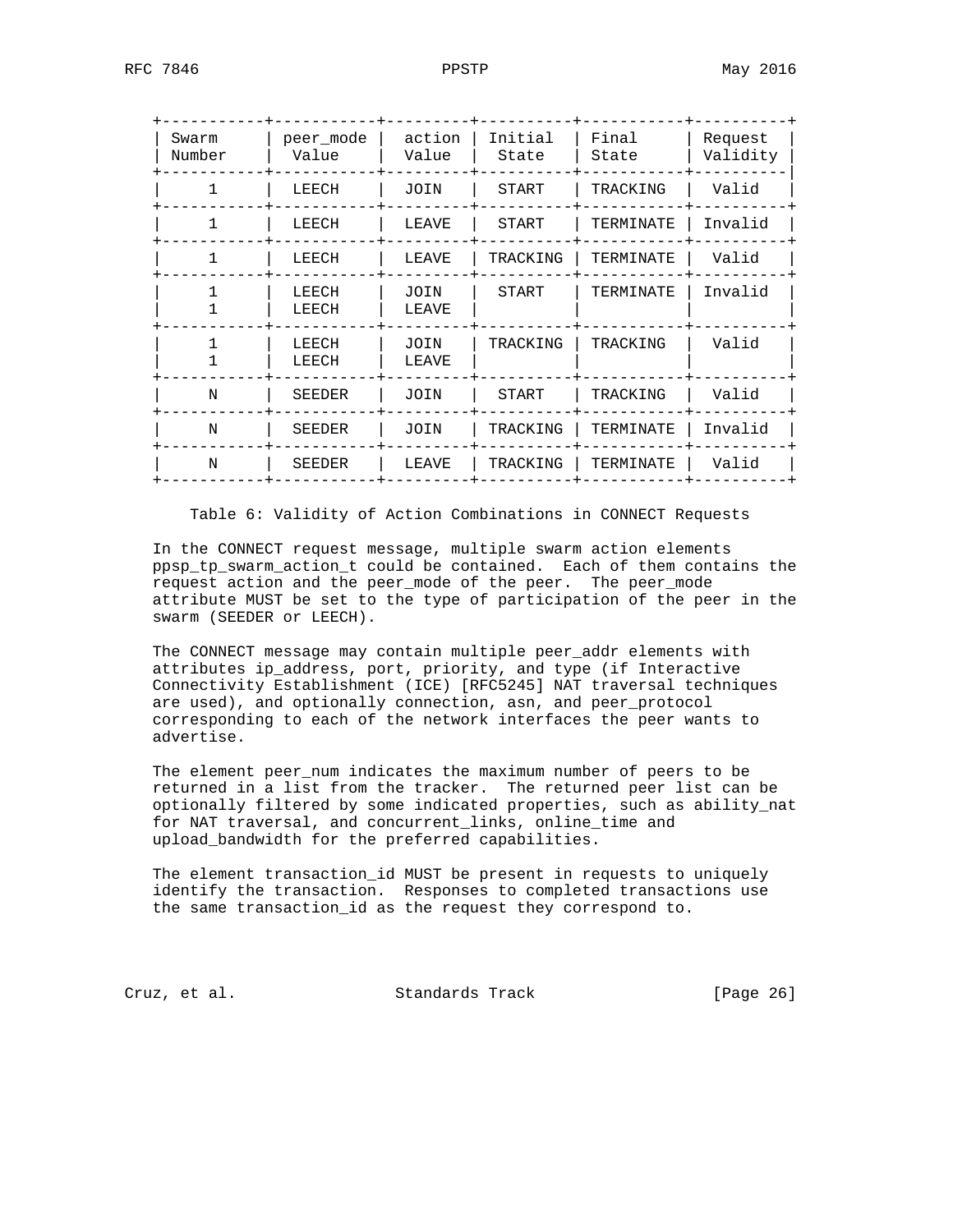| Swarm Number | peer_mode Value | action Value | Initial State | Final State | Request Validity |
|---|---|---|---|---|---|
| 1 | LEECH | JOIN | START | TRACKING | Valid |
| 1 | LEECH | LEAVE | START | TERMINATE | Invalid |
| 1 | LEECH | LEAVE | TRACKING | TERMINATE | Valid |
| 1<br>1 | LEECH<br>LEECH | JOIN<br>LEAVE | START | TERMINATE | Invalid |
| 1<br>1 | LEECH<br>LEECH | JOIN<br>LEAVE | TRACKING | TRACKING | Valid |
| N | SEEDER | JOIN | START | TRACKING | Valid |
| N | SEEDER | JOIN | TRACKING | TERMINATE | Invalid |
| N | SEEDER | LEAVE | TRACKING | TERMINATE | Valid |

Table 6: Validity of Action Combinations in CONNECT Requests

In the CONNECT request message, multiple swarm action elements ppsp_tp_swarm_action_t could be contained. Each of them contains the request action and the peer_mode of the peer. The peer_mode attribute MUST be set to the type of participation of the peer in the swarm (SEEDER or LEECH).

The CONNECT message may contain multiple peer_addr elements with attributes ip_address, port, priority, and type (if Interactive Connectivity Establishment (ICE) [RFC5245] NAT traversal techniques are used), and optionally connection, asn, and peer_protocol corresponding to each of the network interfaces the peer wants to advertise.

The element peer_num indicates the maximum number of peers to be returned in a list from the tracker. The returned peer list can be optionally filtered by some indicated properties, such as ability_nat for NAT traversal, and concurrent_links, online_time and upload_bandwidth for the preferred capabilities.

The element transaction_id MUST be present in requests to uniquely identify the transaction. Responses to completed transactions use the same transaction_id as the request they correspond to.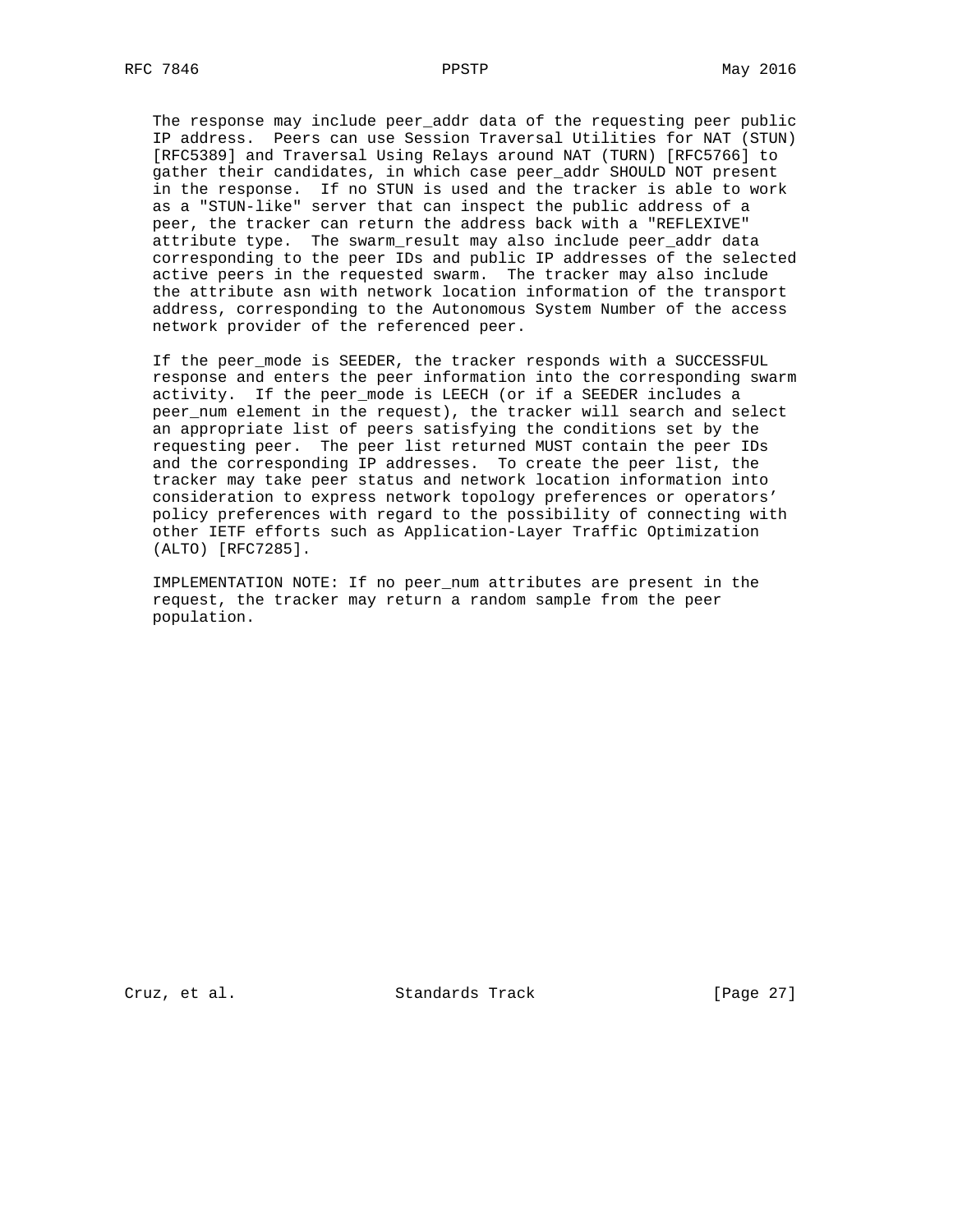The response may include peer_addr data of the requesting peer public IP address. Peers can use Session Traversal Utilities for NAT (STUN) [RFC5389] and Traversal Using Relays around NAT (TURN) [RFC5766] to gather their candidates, in which case peer_addr SHOULD NOT present in the response. If no STUN is used and the tracker is able to work as a "STUN-like" server that can inspect the public address of a peer, the tracker can return the address back with a "REFLEXIVE" attribute type. The swarm_result may also include peer_addr data corresponding to the peer IDs and public IP addresses of the selected active peers in the requested swarm. The tracker may also include the attribute asn with network location information of the transport address, corresponding to the Autonomous System Number of the access network provider of the referenced peer.

If the peer_mode is SEEDER, the tracker responds with a SUCCESSFUL response and enters the peer information into the corresponding swarm activity. If the peer_mode is LEECH (or if a SEEDER includes a peer_num element in the request), the tracker will search and select an appropriate list of peers satisfying the conditions set by the requesting peer. The peer list returned MUST contain the peer IDs and the corresponding IP addresses. To create the peer list, the tracker may take peer status and network location information into consideration to express network topology preferences or operators' policy preferences with regard to the possibility of connecting with other IETF efforts such as Application-Layer Traffic Optimization (ALTO) [RFC7285].

IMPLEMENTATION NOTE: If no peer_num attributes are present in the request, the tracker may return a random sample from the peer population.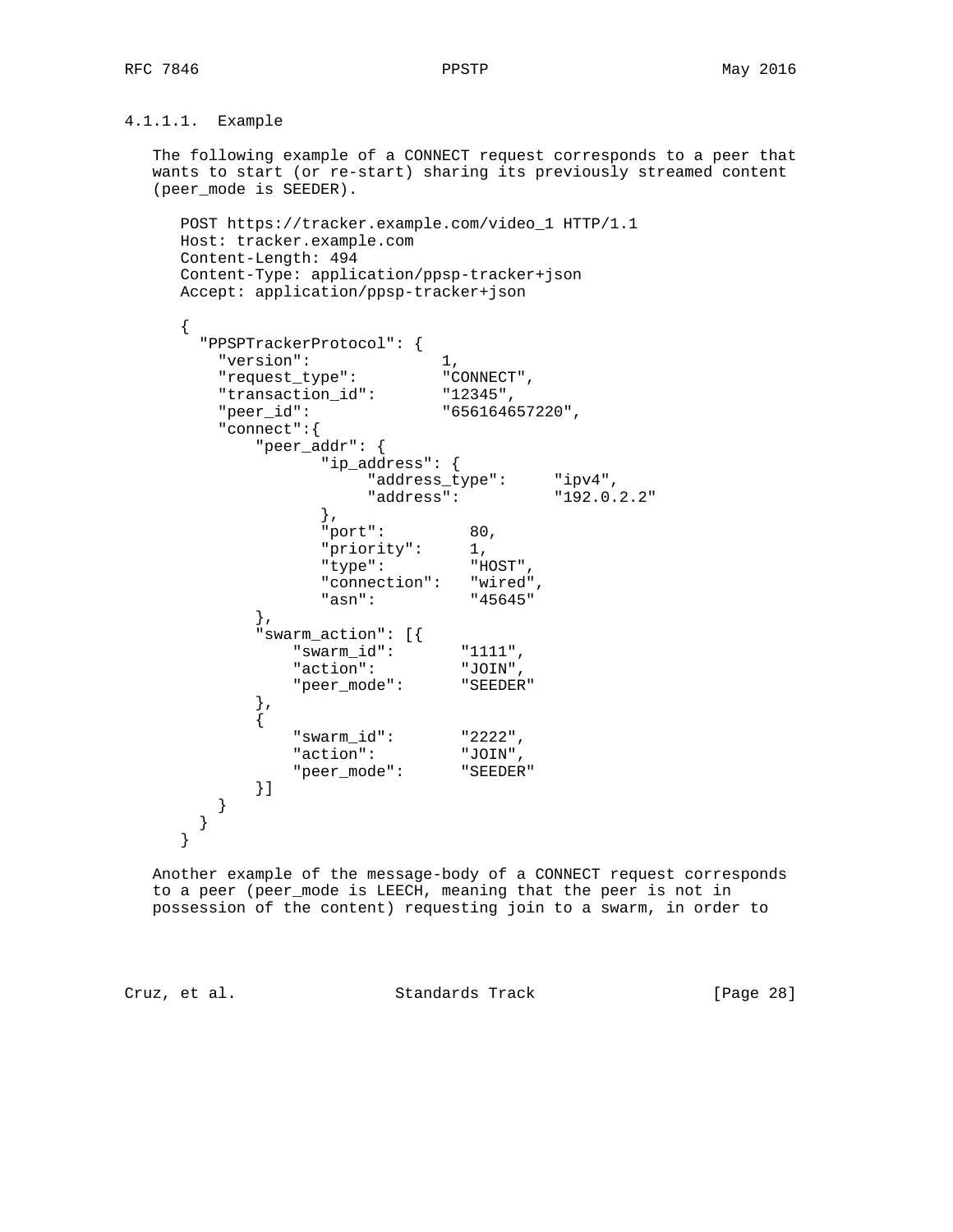#### 4.1.1.1. Example

The following example of a CONNECT request corresponds to a peer that wants to start (or re-start) sharing its previously streamed content (peer_mode is SEEDER).

```
POST https://tracker.example.com/video_1 HTTP/1.1
Host: tracker.example.com
Content-Length: 494
Content-Type: application/ppsp-tracker+json
Accept: application/ppsp-tracker+json

{
  "PPSPTrackerProtocol": {
    "version":             1,
    "request_type":        "CONNECT",
    "transaction_id":      "12345",
    "peer_id":             "656164657220",
    "connect":{
        "peer_addr": {
               "ip_address": {
                    "address_type":     "ipv4",
                    "address":          "192.0.2.2"
               },
               "port":         80,
               "priority":     1,
               "type":         "HOST",
               "connection":   "wired",
               "asn":          "45645"
        },
        "swarm_action": [{
            "swarm_id":       "1111",
            "action":         "JOIN",
            "peer_mode":      "SEEDER"
        },
        {
            "swarm_id":       "2222",
            "action":         "JOIN",
            "peer_mode":      "SEEDER"
        }]
    }
  }
}
```

Another example of the message-body of a CONNECT request corresponds to a peer (peer_mode is LEECH, meaning that the peer is not in possession of the content) requesting join to a swarm, in order to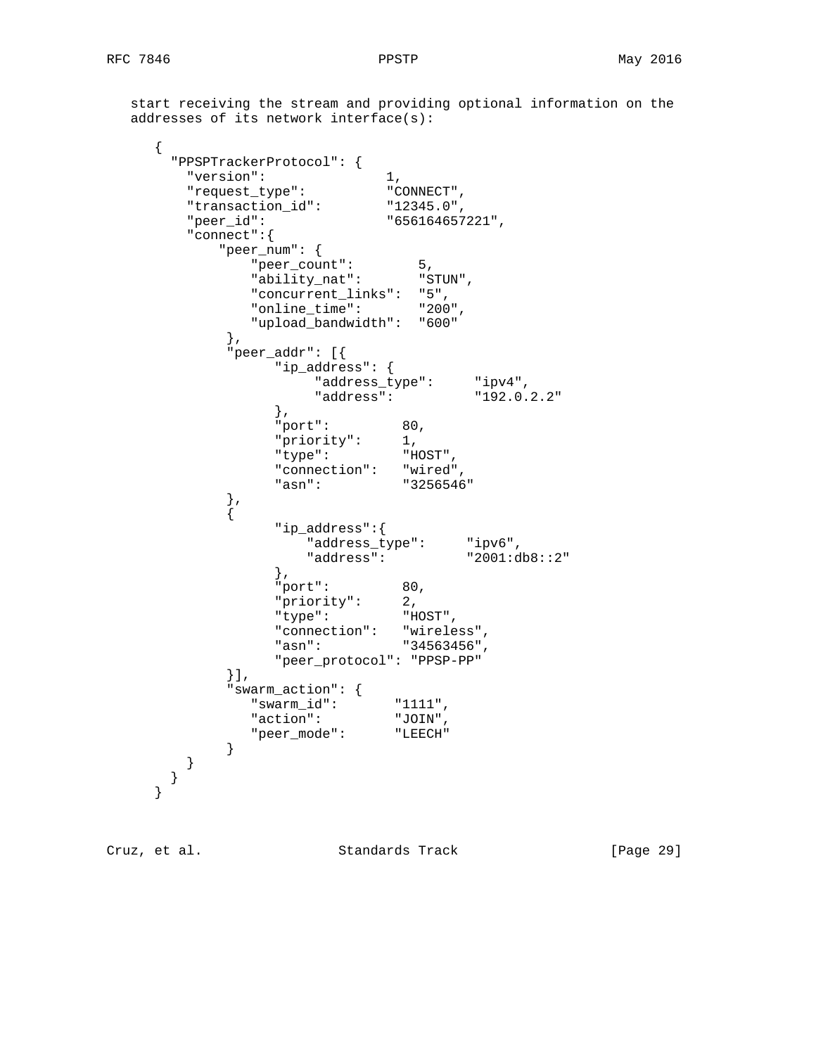start receiving the stream and providing optional information on the addresses of its network interface(s):

```
{
  "PPSPTrackerProtocol": {
    "version":              1,
    "request_type":         "CONNECT",
    "transaction_id":       "12345.0",
    "peer_id":              "656164657221",
    "connect":{
        "peer_num": {
            "peer_count":        5,
            "ability_nat":       "STUN",
            "concurrent_links":  "5",
            "online_time":       "200",
            "upload_bandwidth":  "600"
         },
         "peer_addr": [{
               "ip_address": {
                    "address_type":     "ipv4",
                    "address":          "192.0.2.2"
               },
               "port":         80,
               "priority":     1,
               "type":         "HOST",
               "connection":   "wired",
               "asn":          "3256546"
         },
         {
               "ip_address":{
                   "address_type":     "ipv6",
                   "address":          "2001:db8::2"
               },
               "port":         80,
               "priority":     2,
               "type":         "HOST",
               "connection":   "wireless",
               "asn":          "34563456",
               "peer_protocol": "PPSP-PP"
         }],
         "swarm_action": {
            "swarm_id":       "1111",
            "action":         "JOIN",
            "peer_mode":      "LEECH"
         }
    }
  }
}
```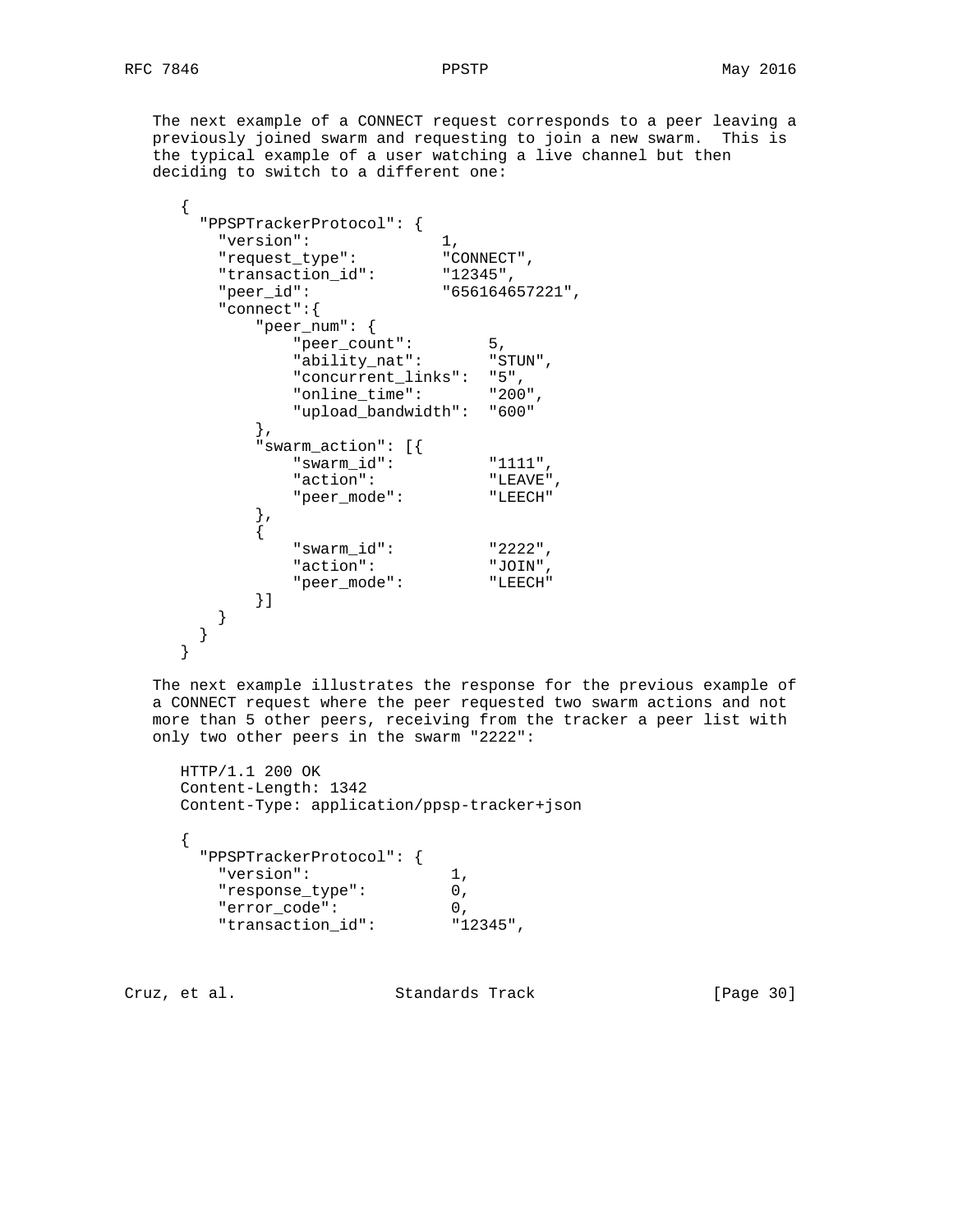The next example of a CONNECT request corresponds to a peer leaving a previously joined swarm and requesting to join a new swarm. This is the typical example of a user watching a live channel but then deciding to switch to a different one:

```
{
  "PPSPTrackerProtocol": {
    "version":              1,
    "request_type":         "CONNECT",
    "transaction_id":       "12345",
    "peer_id":              "656164657221",
    "connect":{
        "peer_num": {
            "peer_count":        5,
            "ability_nat":       "STUN",
            "concurrent_links":  "5",
            "online_time":       "200",
            "upload_bandwidth":  "600"
        },
        "swarm_action": [{
            "swarm_id":          "1111",
            "action":            "LEAVE",
            "peer_mode":         "LEECH"
        },
        {
            "swarm_id":          "2222",
            "action":            "JOIN",
            "peer_mode":         "LEECH"
        }]
    }
  }
}
```

The next example illustrates the response for the previous example of a CONNECT request where the peer requested two swarm actions and not more than 5 other peers, receiving from the tracker a peer list with only two other peers in the swarm "2222":

```
HTTP/1.1 200 OK
Content-Length: 1342
Content-Type: application/ppsp-tracker+json

{
  "PPSPTrackerProtocol": {
    "version":              1,
    "response_type":        0,
    "error_code":           0,
    "transaction_id":       "12345",
```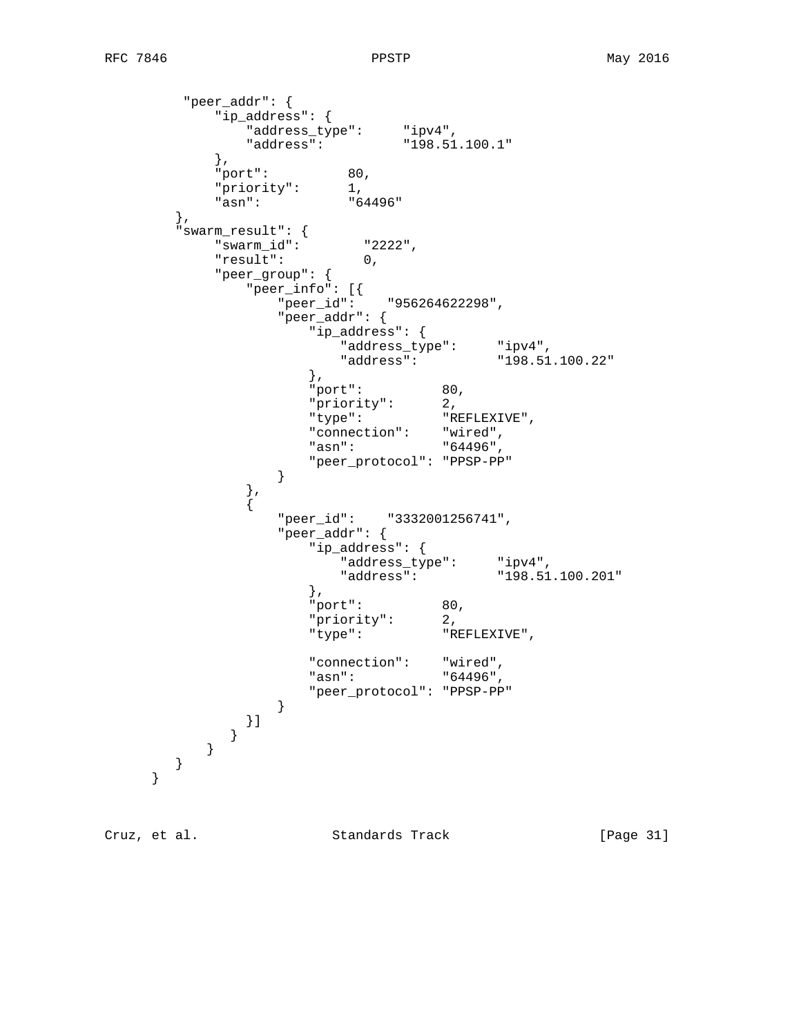```
         "peer_addr": {
             "ip_address": {
                 "address_type":     "ipv4",
                 "address":          "198.51.100.1"
             },
             "port":          80,
             "priority":      1,
             "asn":           "64496"
        },
        "swarm_result": {
             "swarm_id":        "2222",
             "result":          0,
             "peer_group": {
                 "peer_info": [{
                     "peer_id":    "956264622298",
                     "peer_addr": {
                         "ip_address": {
                             "address_type":     "ipv4",
                             "address":          "198.51.100.22"
                         },
                         "port":          80,
                         "priority":      2,
                         "type":          "REFLEXIVE",
                         "connection":    "wired",
                         "asn":           "64496",
                         "peer_protocol": "PPSP-PP"
                     }
                 },
                 {
                     "peer_id":    "3332001256741",
                     "peer_addr": {
                         "ip_address": {
                             "address_type":     "ipv4",
                             "address":          "198.51.100.201"
                         },
                         "port":          80,
                         "priority":      2,
                         "type":          "REFLEXIVE",

                         "connection":    "wired",
                         "asn":           "64496",
                         "peer_protocol": "PPSP-PP"
                     }
                 }]
               }
            }
        }
    }
```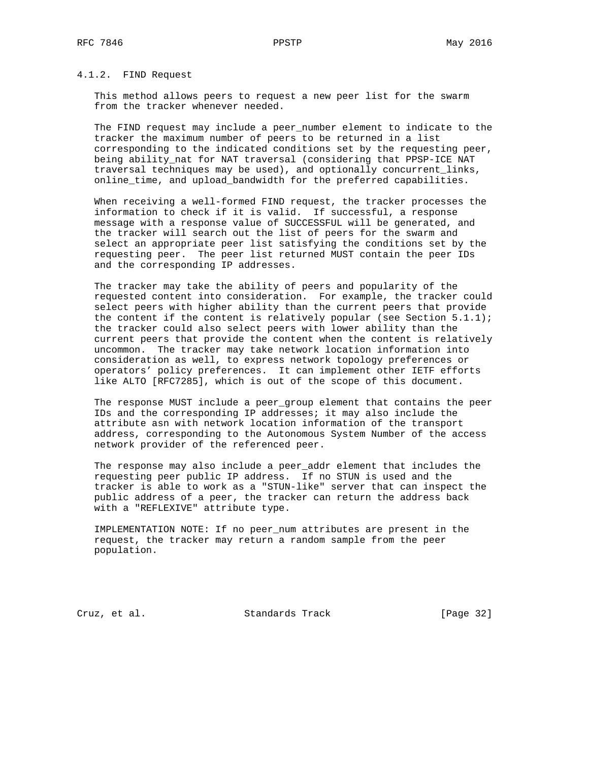#### 4.1.2. FIND Request

This method allows peers to request a new peer list for the swarm from the tracker whenever needed.

The FIND request may include a peer_number element to indicate to the tracker the maximum number of peers to be returned in a list corresponding to the indicated conditions set by the requesting peer, being ability_nat for NAT traversal (considering that PPSP-ICE NAT traversal techniques may be used), and optionally concurrent_links, online_time, and upload_bandwidth for the preferred capabilities.

When receiving a well-formed FIND request, the tracker processes the information to check if it is valid. If successful, a response message with a response value of SUCCESSFUL will be generated, and the tracker will search out the list of peers for the swarm and select an appropriate peer list satisfying the conditions set by the requesting peer. The peer list returned MUST contain the peer IDs and the corresponding IP addresses.

The tracker may take the ability of peers and popularity of the requested content into consideration. For example, the tracker could select peers with higher ability than the current peers that provide the content if the content is relatively popular (see Section 5.1.1); the tracker could also select peers with lower ability than the current peers that provide the content when the content is relatively uncommon. The tracker may take network location information into consideration as well, to express network topology preferences or operators' policy preferences. It can implement other IETF efforts like ALTO [RFC7285], which is out of the scope of this document.

The response MUST include a peer_group element that contains the peer IDs and the corresponding IP addresses; it may also include the attribute asn with network location information of the transport address, corresponding to the Autonomous System Number of the access network provider of the referenced peer.

The response may also include a peer_addr element that includes the requesting peer public IP address. If no STUN is used and the tracker is able to work as a "STUN-like" server that can inspect the public address of a peer, the tracker can return the address back with a "REFLEXIVE" attribute type.

IMPLEMENTATION NOTE: If no peer_num attributes are present in the request, the tracker may return a random sample from the peer population.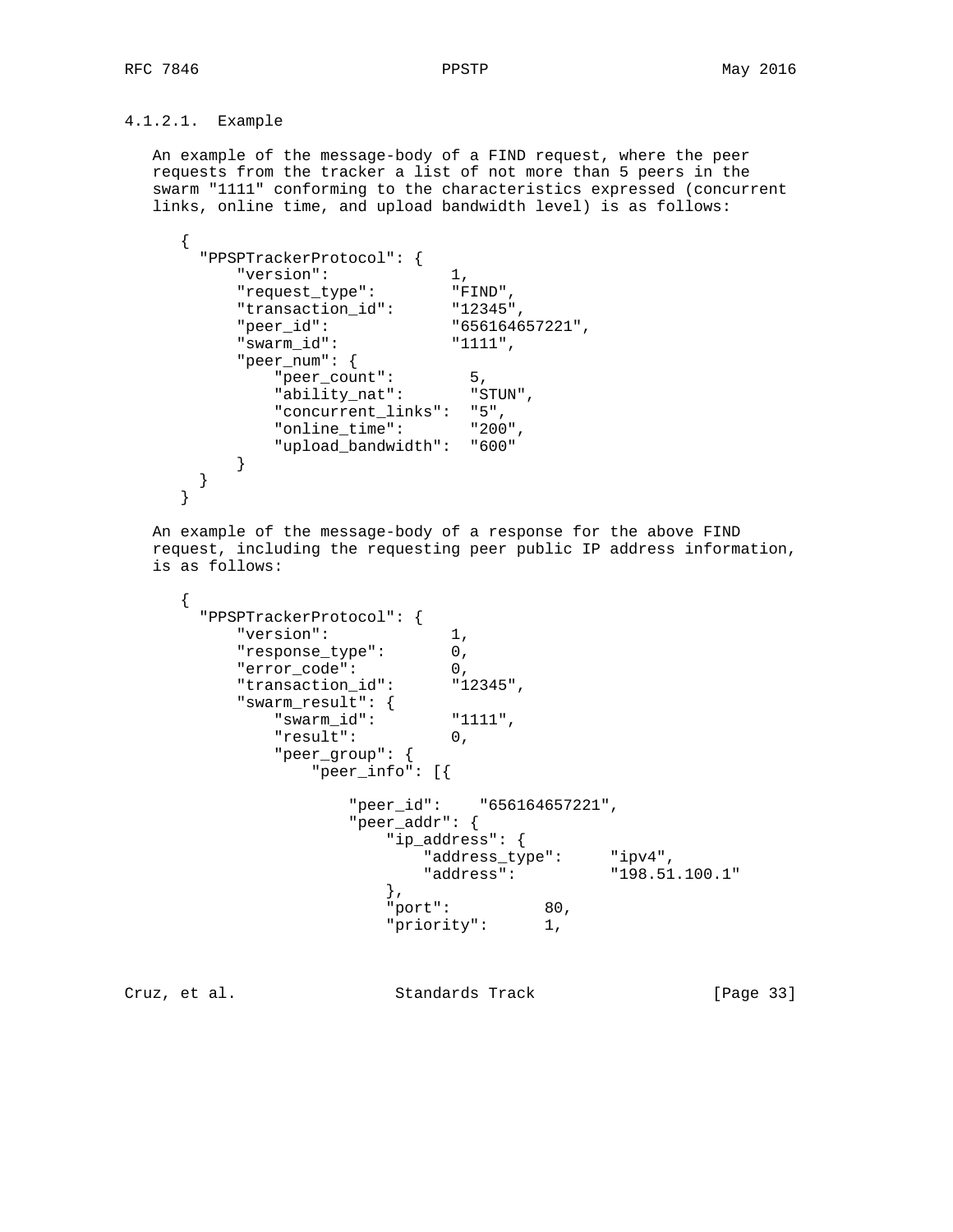#### 4.1.2.1. Example

An example of the message-body of a FIND request, where the peer requests from the tracker a list of not more than 5 peers in the swarm "1111" conforming to the characteristics expressed (concurrent links, online time, and upload bandwidth level) is as follows:

```
{
  "PPSPTrackerProtocol": {
      "version":            1,
      "request_type":       "FIND",
      "transaction_id":     "12345",
      "peer_id":            "656164657221",
      "swarm_id":           "1111",
      "peer_num": {
          "peer_count":        5,
          "ability_nat":       "STUN",
          "concurrent_links":  "5",
          "online_time":       "200",
          "upload_bandwidth":  "600"
      }
  }
}
```

An example of the message-body of a response for the above FIND request, including the requesting peer public IP address information, is as follows:

```
{
  "PPSPTrackerProtocol": {
      "version":            1,
      "response_type":      0,
      "error_code":         0,
      "transaction_id":     "12345",
      "swarm_result": {
          "swarm_id":       "1111",
          "result":         0,
          "peer_group": {
              "peer_info": [{

                  "peer_id":    "656164657221",
                  "peer_addr": {
                      "ip_address": {
                          "address_type":     "ipv4",
                          "address":          "198.51.100.1"
                      },
                      "port":          80,
                      "priority":      1,
```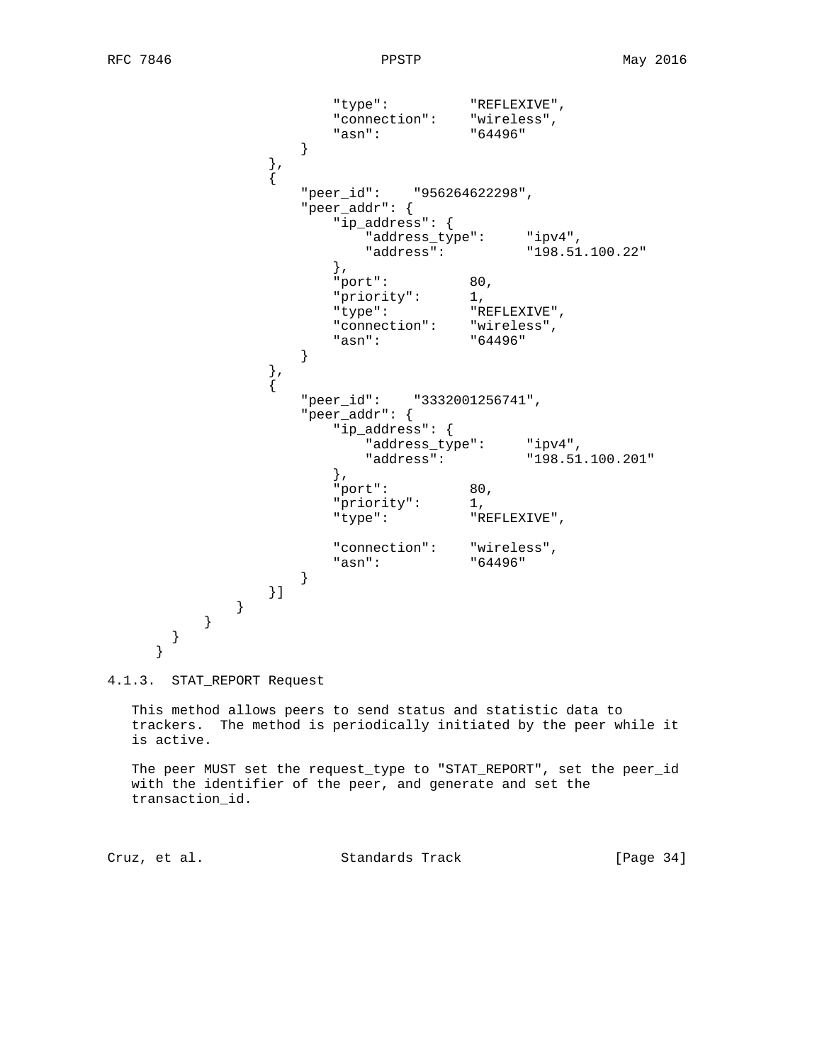```
                            "type":           "REFLEXIVE",
                            "connection":    "wireless",
                            "asn":           "64496"
                        }
                    },
                    {
                        "peer_id":    "956264622298",
                        "peer_addr": {
                            "ip_address": {
                                "address_type":     "ipv4",
                                "address":          "198.51.100.22"
                            },
                            "port":          80,
                            "priority":      1,
                            "type":          "REFLEXIVE",
                            "connection":    "wireless",
                            "asn":           "64496"
                        }
                    },
                    {
                        "peer_id":    "3332001256741",
                        "peer_addr": {
                            "ip_address": {
                                "address_type":     "ipv4",
                                "address":          "198.51.100.201"
                            },
                            "port":          80,
                            "priority":      1,
                            "type":          "REFLEXIVE",

                            "connection":    "wireless",
                            "asn":           "64496"
                        }
                    }]
                }
            }
        }
    }
```

### 4.1.3. STAT_REPORT Request

This method allows peers to send status and statistic data to trackers. The method is periodically initiated by the peer while it is active.

The peer MUST set the request_type to "STAT_REPORT", set the peer_id with the identifier of the peer, and generate and set the transaction_id.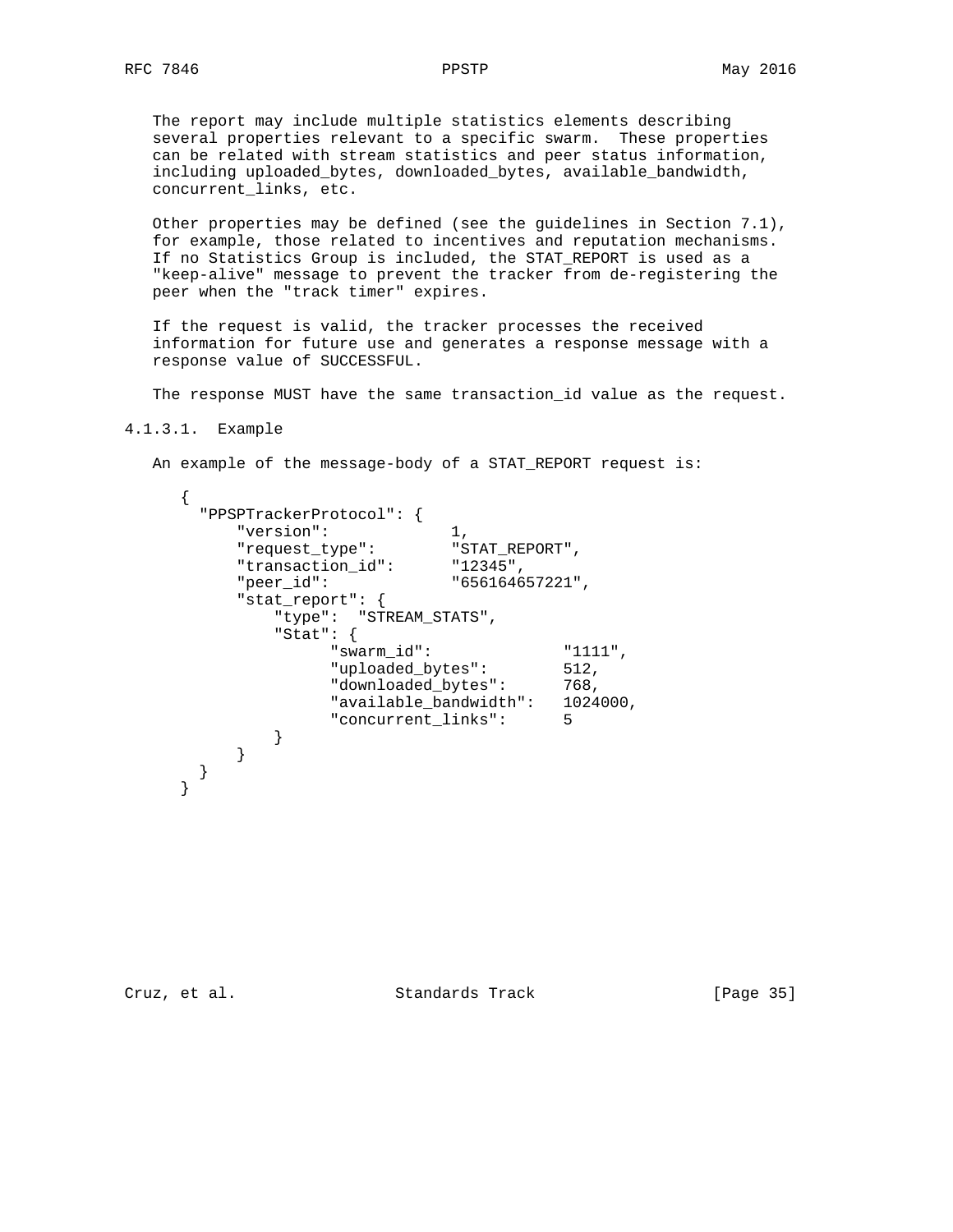The report may include multiple statistics elements describing several properties relevant to a specific swarm. These properties can be related with stream statistics and peer status information, including uploaded_bytes, downloaded_bytes, available_bandwidth, concurrent_links, etc.

Other properties may be defined (see the guidelines in Section 7.1), for example, those related to incentives and reputation mechanisms. If no Statistics Group is included, the STAT_REPORT is used as a "keep-alive" message to prevent the tracker from de-registering the peer when the "track timer" expires.

If the request is valid, the tracker processes the received information for future use and generates a response message with a response value of SUCCESSFUL.

The response MUST have the same transaction_id value as the request.

#### 4.1.3.1. Example

An example of the message-body of a STAT_REPORT request is:

```
{
  "PPSPTrackerProtocol": {
      "version":            1,
      "request_type":       "STAT_REPORT",
      "transaction_id":     "12345",
      "peer_id":            "656164657221",
      "stat_report": {
          "type":  "STREAM_STATS",
          "Stat": {
                "swarm_id":              "1111",
                "uploaded_bytes":        512,
                "downloaded_bytes":      768,
                "available_bandwidth":   1024000,
                "concurrent_links":      5
          }
      }
  }
}
```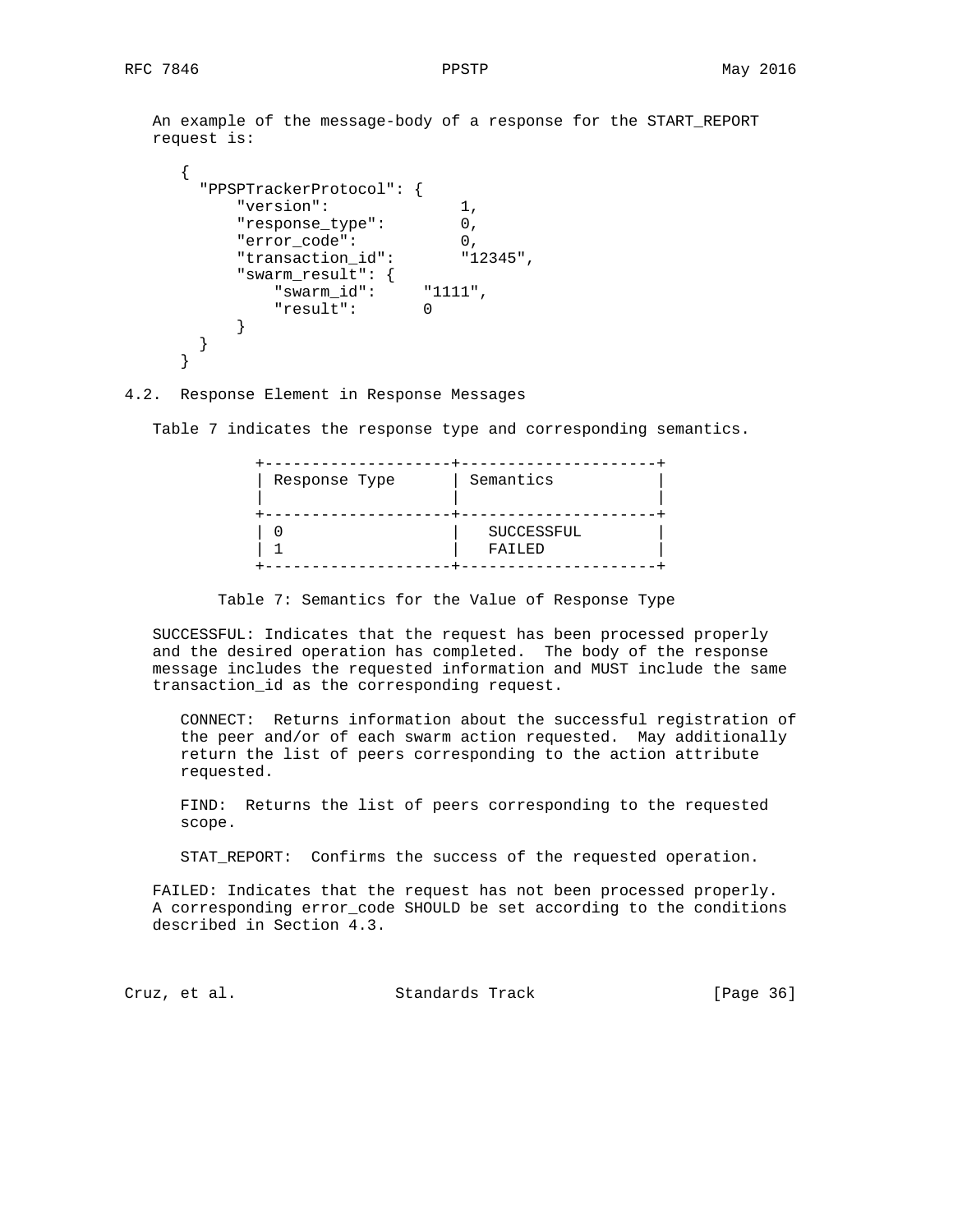An example of the message-body of a response for the START_REPORT request is:

```
{
  "PPSPTrackerProtocol": {
      "version":              1,
      "response_type":        0,
      "error_code":           0,
      "transaction_id":       "12345",
      "swarm_result": {
          "swarm_id":     "1111",
          "result":       0
      }
  }
}
```

### 4.2. Response Element in Response Messages

Table 7 indicates the response type and corresponding semantics.

| Response Type | Semantics |
|---|---|
| 0 | SUCCESSFUL |
| 1 | FAILED |

Table 7: Semantics for the Value of Response Type

SUCCESSFUL: Indicates that the request has been processed properly and the desired operation has completed. The body of the response message includes the requested information and MUST include the same transaction_id as the corresponding request.

CONNECT: Returns information about the successful registration of the peer and/or of each swarm action requested. May additionally return the list of peers corresponding to the action attribute requested.

FIND: Returns the list of peers corresponding to the requested scope.

STAT_REPORT: Confirms the success of the requested operation.

FAILED: Indicates that the request has not been processed properly. A corresponding error_code SHOULD be set according to the conditions described in Section 4.3.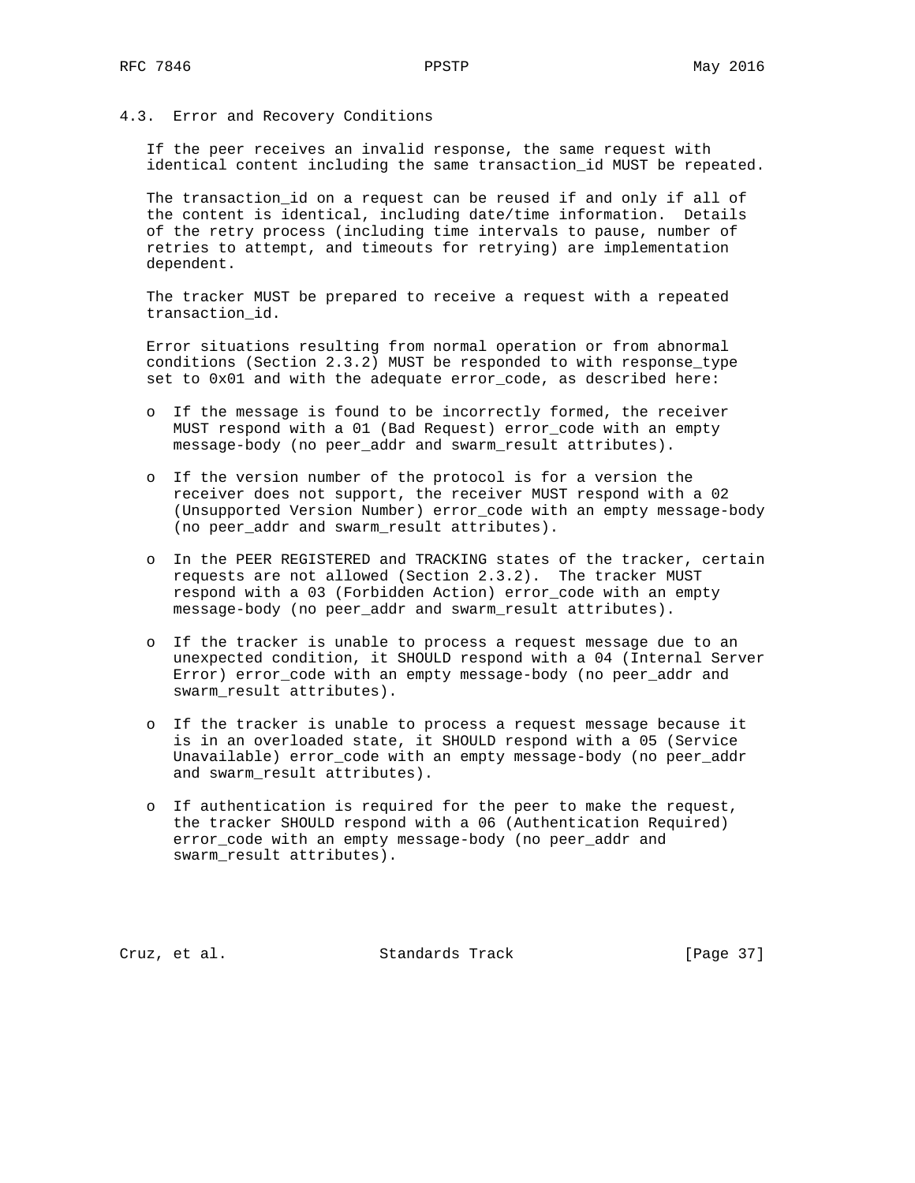### 4.3. Error and Recovery Conditions

If the peer receives an invalid response, the same request with identical content including the same transaction_id MUST be repeated.

The transaction_id on a request can be reused if and only if all of the content is identical, including date/time information. Details of the retry process (including time intervals to pause, number of retries to attempt, and timeouts for retrying) are implementation dependent.

The tracker MUST be prepared to receive a request with a repeated transaction_id.

Error situations resulting from normal operation or from abnormal conditions (Section 2.3.2) MUST be responded to with response_type set to 0x01 and with the adequate error_code, as described here:

- If the message is found to be incorrectly formed, the receiver MUST respond with a 01 (Bad Request) error_code with an empty message-body (no peer_addr and swarm_result attributes).
- If the version number of the protocol is for a version the receiver does not support, the receiver MUST respond with a 02 (Unsupported Version Number) error_code with an empty message-body (no peer_addr and swarm_result attributes).
- In the PEER REGISTERED and TRACKING states of the tracker, certain requests are not allowed (Section 2.3.2). The tracker MUST respond with a 03 (Forbidden Action) error_code with an empty message-body (no peer_addr and swarm_result attributes).
- If the tracker is unable to process a request message due to an unexpected condition, it SHOULD respond with a 04 (Internal Server Error) error_code with an empty message-body (no peer_addr and swarm_result attributes).
- If the tracker is unable to process a request message because it is in an overloaded state, it SHOULD respond with a 05 (Service Unavailable) error_code with an empty message-body (no peer_addr and swarm_result attributes).
- If authentication is required for the peer to make the request, the tracker SHOULD respond with a 06 (Authentication Required) error_code with an empty message-body (no peer_addr and swarm_result attributes).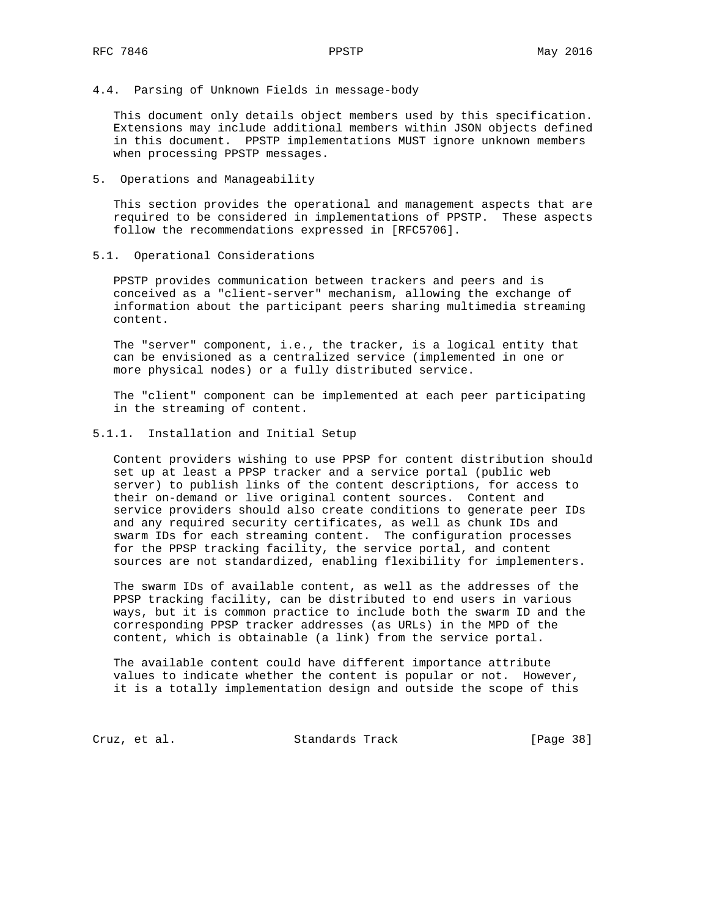### 4.4. Parsing of Unknown Fields in message-body

This document only details object members used by this specification. Extensions may include additional members within JSON objects defined in this document. PPSTP implementations MUST ignore unknown members when processing PPSTP messages.

## 5. Operations and Manageability

This section provides the operational and management aspects that are required to be considered in implementations of PPSTP. These aspects follow the recommendations expressed in [RFC5706].

### 5.1. Operational Considerations

PPSTP provides communication between trackers and peers and is conceived as a "client-server" mechanism, allowing the exchange of information about the participant peers sharing multimedia streaming content.

The "server" component, i.e., the tracker, is a logical entity that can be envisioned as a centralized service (implemented in one or more physical nodes) or a fully distributed service.

The "client" component can be implemented at each peer participating in the streaming of content.

#### 5.1.1. Installation and Initial Setup

Content providers wishing to use PPSP for content distribution should set up at least a PPSP tracker and a service portal (public web server) to publish links of the content descriptions, for access to their on-demand or live original content sources. Content and service providers should also create conditions to generate peer IDs and any required security certificates, as well as chunk IDs and swarm IDs for each streaming content. The configuration processes for the PPSP tracking facility, the service portal, and content sources are not standardized, enabling flexibility for implementers.

The swarm IDs of available content, as well as the addresses of the PPSP tracking facility, can be distributed to end users in various ways, but it is common practice to include both the swarm ID and the corresponding PPSP tracker addresses (as URLs) in the MPD of the content, which is obtainable (a link) from the service portal.

The available content could have different importance attribute values to indicate whether the content is popular or not. However, it is a totally implementation design and outside the scope of this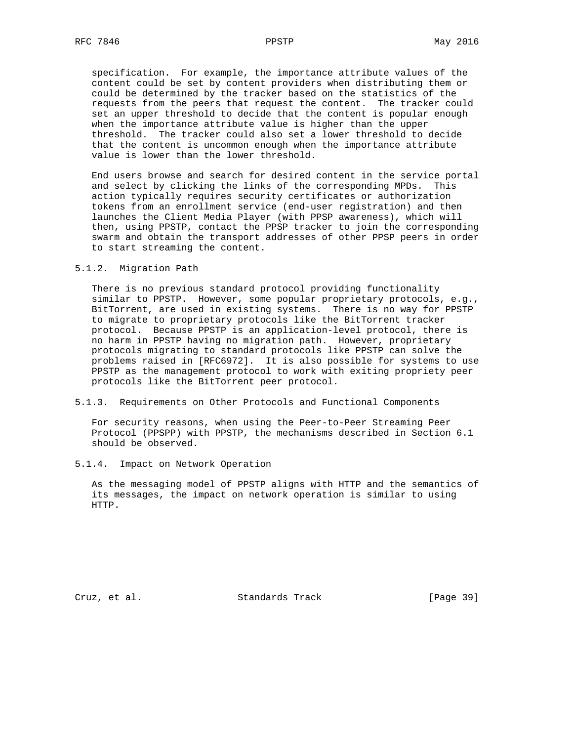specification. For example, the importance attribute values of the content could be set by content providers when distributing them or could be determined by the tracker based on the statistics of the requests from the peers that request the content. The tracker could set an upper threshold to decide that the content is popular enough when the importance attribute value is higher than the upper threshold. The tracker could also set a lower threshold to decide that the content is uncommon enough when the importance attribute value is lower than the lower threshold.

End users browse and search for desired content in the service portal and select by clicking the links of the corresponding MPDs. This action typically requires security certificates or authorization tokens from an enrollment service (end-user registration) and then launches the Client Media Player (with PPSP awareness), which will then, using PPSTP, contact the PPSP tracker to join the corresponding swarm and obtain the transport addresses of other PPSP peers in order to start streaming the content.

### 5.1.2. Migration Path

There is no previous standard protocol providing functionality similar to PPSTP. However, some popular proprietary protocols, e.g., BitTorrent, are used in existing systems. There is no way for PPSTP to migrate to proprietary protocols like the BitTorrent tracker protocol. Because PPSTP is an application-level protocol, there is no harm in PPSTP having no migration path. However, proprietary protocols migrating to standard protocols like PPSTP can solve the problems raised in [RFC6972]. It is also possible for systems to use PPSTP as the management protocol to work with exiting propriety peer protocols like the BitTorrent peer protocol.

### 5.1.3. Requirements on Other Protocols and Functional Components

For security reasons, when using the Peer-to-Peer Streaming Peer Protocol (PPSPP) with PPSTP, the mechanisms described in Section 6.1 should be observed.

### 5.1.4. Impact on Network Operation

As the messaging model of PPSTP aligns with HTTP and the semantics of its messages, the impact on network operation is similar to using HTTP.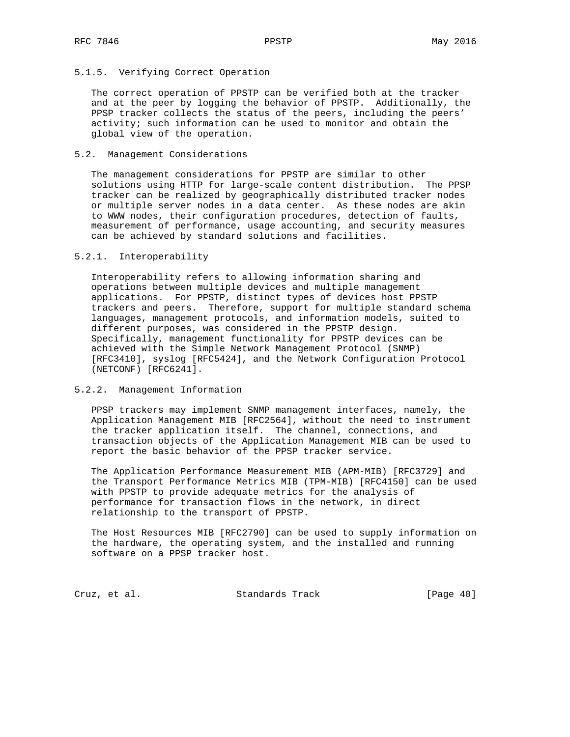#### 5.1.5. Verifying Correct Operation

The correct operation of PPSTP can be verified both at the tracker and at the peer by logging the behavior of PPSTP. Additionally, the PPSP tracker collects the status of the peers, including the peers' activity; such information can be used to monitor and obtain the global view of the operation.

### 5.2. Management Considerations

The management considerations for PPSTP are similar to other solutions using HTTP for large-scale content distribution. The PPSP tracker can be realized by geographically distributed tracker nodes or multiple server nodes in a data center. As these nodes are akin to WWW nodes, their configuration procedures, detection of faults, measurement of performance, usage accounting, and security measures can be achieved by standard solutions and facilities.

#### 5.2.1. Interoperability

Interoperability refers to allowing information sharing and operations between multiple devices and multiple management applications. For PPSTP, distinct types of devices host PPSTP trackers and peers. Therefore, support for multiple standard schema languages, management protocols, and information models, suited to different purposes, was considered in the PPSTP design. Specifically, management functionality for PPSTP devices can be achieved with the Simple Network Management Protocol (SNMP) [RFC3410], syslog [RFC5424], and the Network Configuration Protocol (NETCONF) [RFC6241].

#### 5.2.2. Management Information

PPSP trackers may implement SNMP management interfaces, namely, the Application Management MIB [RFC2564], without the need to instrument the tracker application itself. The channel, connections, and transaction objects of the Application Management MIB can be used to report the basic behavior of the PPSP tracker service.

The Application Performance Measurement MIB (APM-MIB) [RFC3729] and the Transport Performance Metrics MIB (TPM-MIB) [RFC4150] can be used with PPSTP to provide adequate metrics for the analysis of performance for transaction flows in the network, in direct relationship to the transport of PPSTP.

The Host Resources MIB [RFC2790] can be used to supply information on the hardware, the operating system, and the installed and running software on a PPSP tracker host.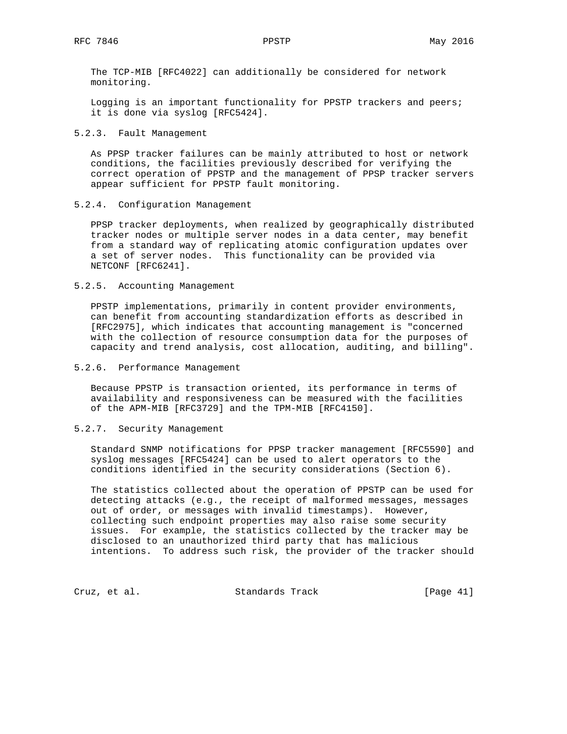The TCP-MIB [RFC4022] can additionally be considered for network monitoring.

Logging is an important functionality for PPSTP trackers and peers; it is done via syslog [RFC5424].

#### 5.2.3. Fault Management

As PPSP tracker failures can be mainly attributed to host or network conditions, the facilities previously described for verifying the correct operation of PPSTP and the management of PPSP tracker servers appear sufficient for PPSTP fault monitoring.

#### 5.2.4. Configuration Management

PPSP tracker deployments, when realized by geographically distributed tracker nodes or multiple server nodes in a data center, may benefit from a standard way of replicating atomic configuration updates over a set of server nodes. This functionality can be provided via NETCONF [RFC6241].

#### 5.2.5. Accounting Management

PPSTP implementations, primarily in content provider environments, can benefit from accounting standardization efforts as described in [RFC2975], which indicates that accounting management is "concerned with the collection of resource consumption data for the purposes of capacity and trend analysis, cost allocation, auditing, and billing".

#### 5.2.6. Performance Management

Because PPSTP is transaction oriented, its performance in terms of availability and responsiveness can be measured with the facilities of the APM-MIB [RFC3729] and the TPM-MIB [RFC4150].

#### 5.2.7. Security Management

Standard SNMP notifications for PPSP tracker management [RFC5590] and syslog messages [RFC5424] can be used to alert operators to the conditions identified in the security considerations (Section 6).

The statistics collected about the operation of PPSTP can be used for detecting attacks (e.g., the receipt of malformed messages, messages out of order, or messages with invalid timestamps). However, collecting such endpoint properties may also raise some security issues. For example, the statistics collected by the tracker may be disclosed to an unauthorized third party that has malicious intentions. To address such risk, the provider of the tracker should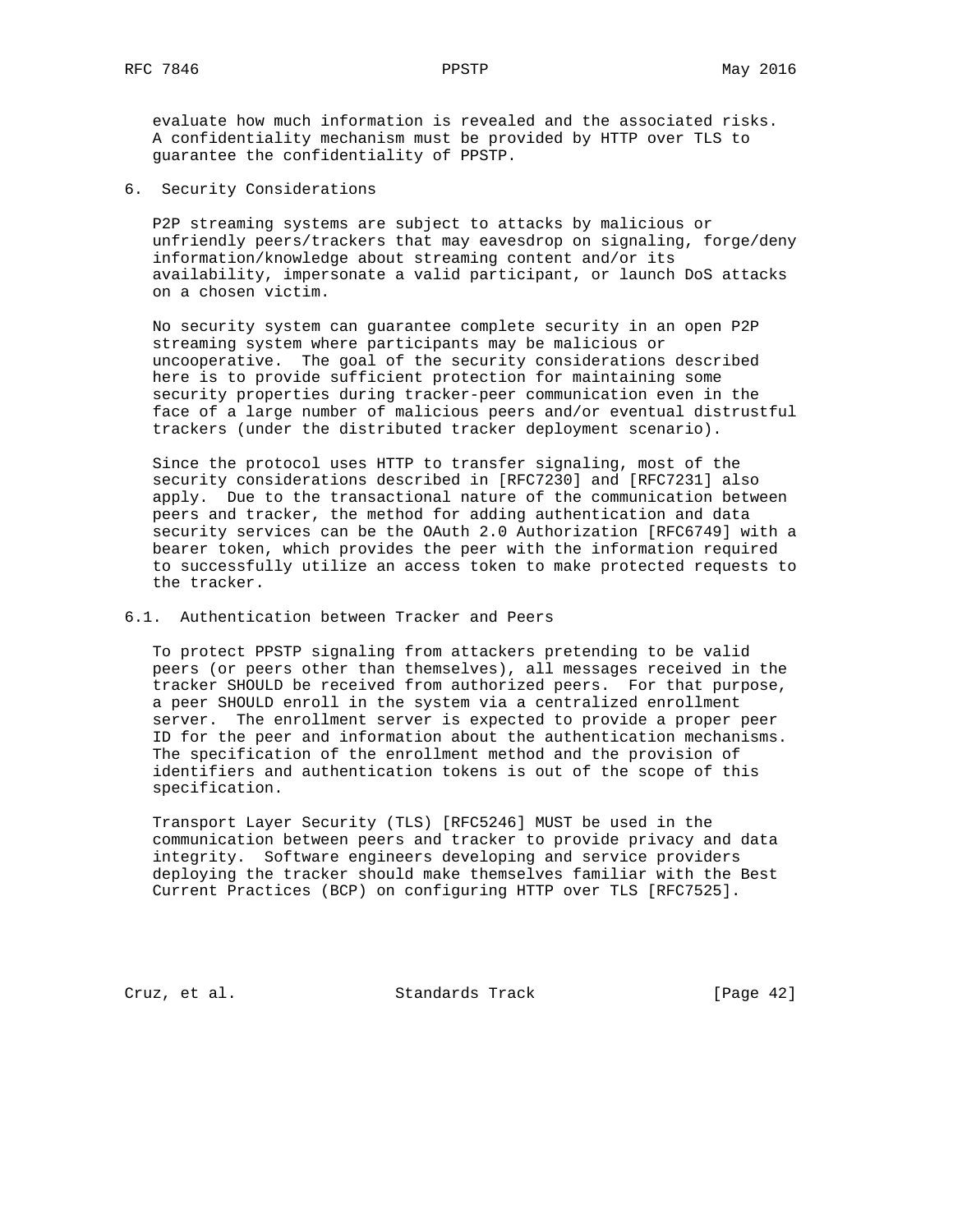evaluate how much information is revealed and the associated risks. A confidentiality mechanism must be provided by HTTP over TLS to guarantee the confidentiality of PPSTP.

## 6. Security Considerations

P2P streaming systems are subject to attacks by malicious or unfriendly peers/trackers that may eavesdrop on signaling, forge/deny information/knowledge about streaming content and/or its availability, impersonate a valid participant, or launch DoS attacks on a chosen victim.

No security system can guarantee complete security in an open P2P streaming system where participants may be malicious or uncooperative. The goal of the security considerations described here is to provide sufficient protection for maintaining some security properties during tracker-peer communication even in the face of a large number of malicious peers and/or eventual distrustful trackers (under the distributed tracker deployment scenario).

Since the protocol uses HTTP to transfer signaling, most of the security considerations described in [RFC7230] and [RFC7231] also apply. Due to the transactional nature of the communication between peers and tracker, the method for adding authentication and data security services can be the OAuth 2.0 Authorization [RFC6749] with a bearer token, which provides the peer with the information required to successfully utilize an access token to make protected requests to the tracker.

### 6.1. Authentication between Tracker and Peers

To protect PPSTP signaling from attackers pretending to be valid peers (or peers other than themselves), all messages received in the tracker SHOULD be received from authorized peers. For that purpose, a peer SHOULD enroll in the system via a centralized enrollment server. The enrollment server is expected to provide a proper peer ID for the peer and information about the authentication mechanisms. The specification of the enrollment method and the provision of identifiers and authentication tokens is out of the scope of this specification.

Transport Layer Security (TLS) [RFC5246] MUST be used in the communication between peers and tracker to provide privacy and data integrity. Software engineers developing and service providers deploying the tracker should make themselves familiar with the Best Current Practices (BCP) on configuring HTTP over TLS [RFC7525].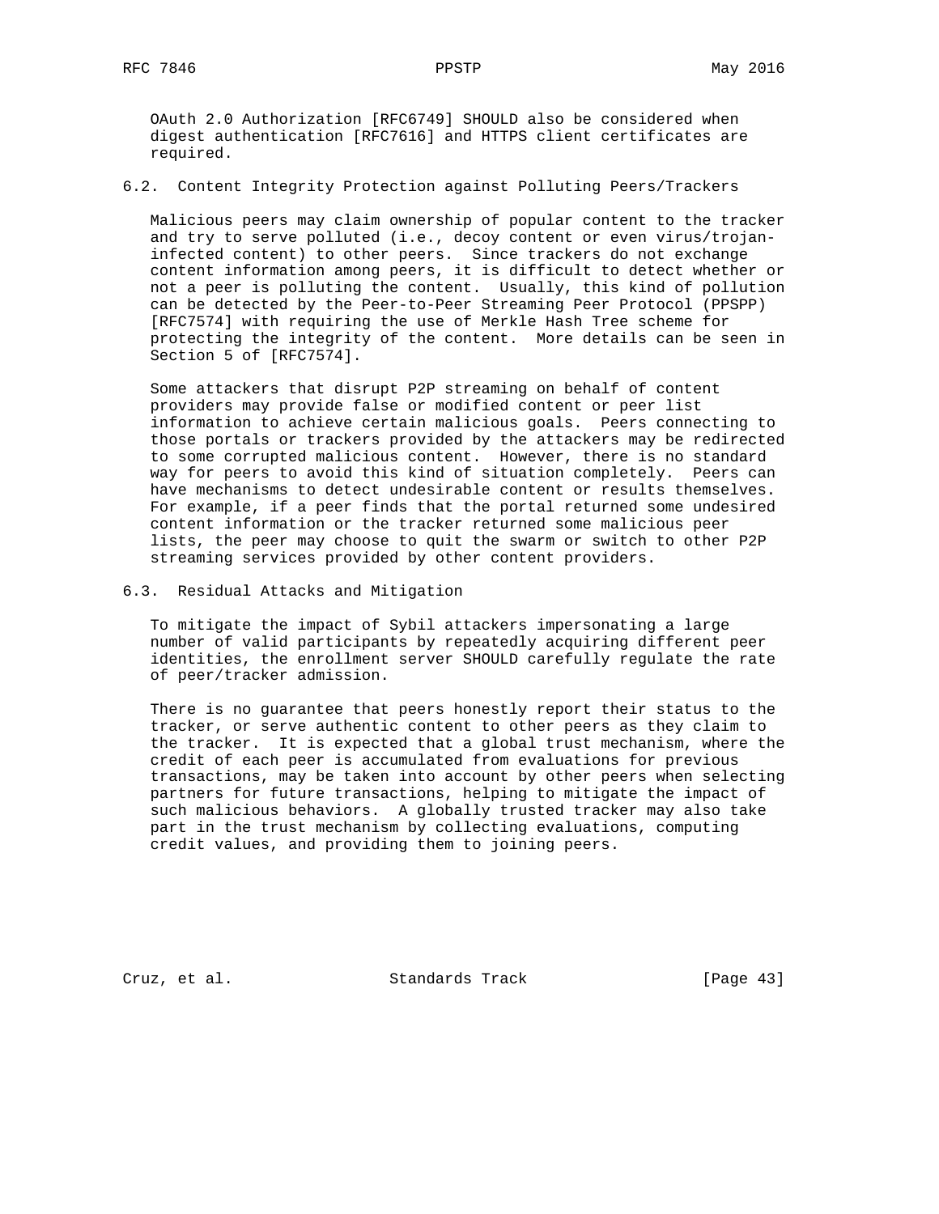OAuth 2.0 Authorization [RFC6749] SHOULD also be considered when digest authentication [RFC7616] and HTTPS client certificates are required.

### 6.2. Content Integrity Protection against Polluting Peers/Trackers

Malicious peers may claim ownership of popular content to the tracker and try to serve polluted (i.e., decoy content or even virus/trojan-infected content) to other peers. Since trackers do not exchange content information among peers, it is difficult to detect whether or not a peer is polluting the content. Usually, this kind of pollution can be detected by the Peer-to-Peer Streaming Peer Protocol (PPSPP) [RFC7574] with requiring the use of Merkle Hash Tree scheme for protecting the integrity of the content. More details can be seen in Section 5 of [RFC7574].

Some attackers that disrupt P2P streaming on behalf of content providers may provide false or modified content or peer list information to achieve certain malicious goals. Peers connecting to those portals or trackers provided by the attackers may be redirected to some corrupted malicious content. However, there is no standard way for peers to avoid this kind of situation completely. Peers can have mechanisms to detect undesirable content or results themselves. For example, if a peer finds that the portal returned some undesired content information or the tracker returned some malicious peer lists, the peer may choose to quit the swarm or switch to other P2P streaming services provided by other content providers.

### 6.3. Residual Attacks and Mitigation

To mitigate the impact of Sybil attackers impersonating a large number of valid participants by repeatedly acquiring different peer identities, the enrollment server SHOULD carefully regulate the rate of peer/tracker admission.

There is no guarantee that peers honestly report their status to the tracker, or serve authentic content to other peers as they claim to the tracker. It is expected that a global trust mechanism, where the credit of each peer is accumulated from evaluations for previous transactions, may be taken into account by other peers when selecting partners for future transactions, helping to mitigate the impact of such malicious behaviors. A globally trusted tracker may also take part in the trust mechanism by collecting evaluations, computing credit values, and providing them to joining peers.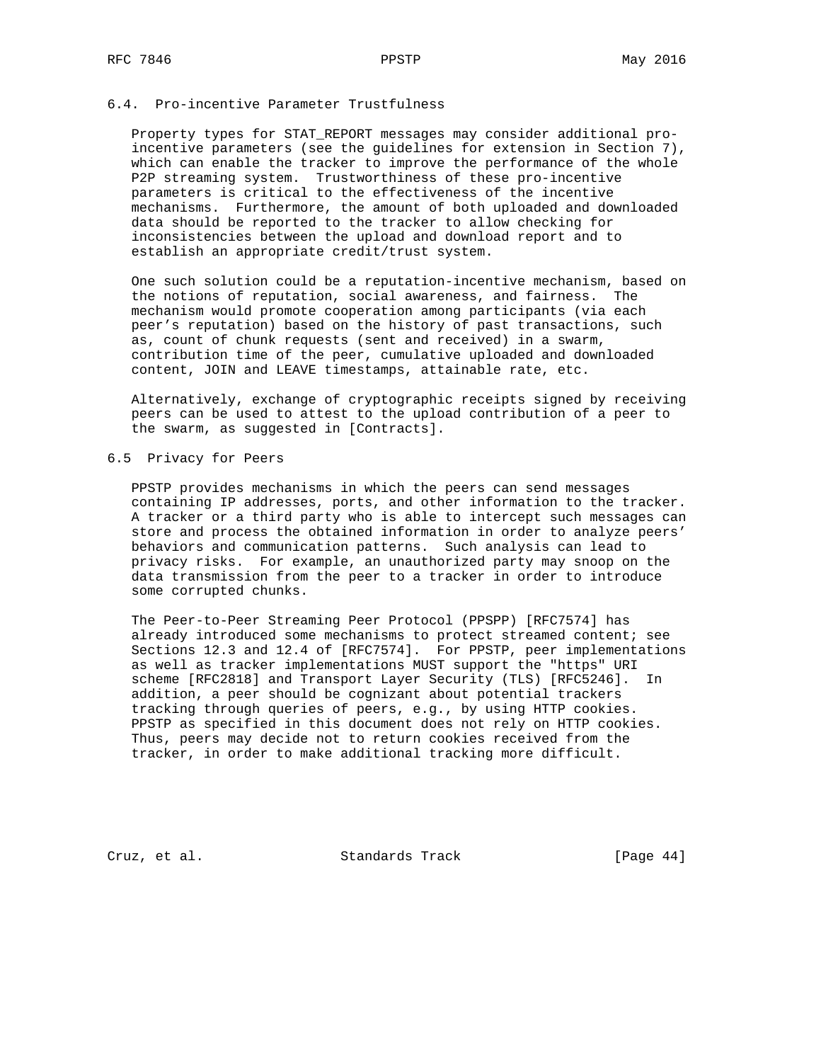### 6.4. Pro-incentive Parameter Trustfulness

Property types for STAT_REPORT messages may consider additional pro-incentive parameters (see the guidelines for extension in Section 7), which can enable the tracker to improve the performance of the whole P2P streaming system. Trustworthiness of these pro-incentive parameters is critical to the effectiveness of the incentive mechanisms. Furthermore, the amount of both uploaded and downloaded data should be reported to the tracker to allow checking for inconsistencies between the upload and download report and to establish an appropriate credit/trust system.

One such solution could be a reputation-incentive mechanism, based on the notions of reputation, social awareness, and fairness. The mechanism would promote cooperation among participants (via each peer's reputation) based on the history of past transactions, such as, count of chunk requests (sent and received) in a swarm, contribution time of the peer, cumulative uploaded and downloaded content, JOIN and LEAVE timestamps, attainable rate, etc.

Alternatively, exchange of cryptographic receipts signed by receiving peers can be used to attest to the upload contribution of a peer to the swarm, as suggested in [Contracts].

### 6.5 Privacy for Peers

PPSTP provides mechanisms in which the peers can send messages containing IP addresses, ports, and other information to the tracker. A tracker or a third party who is able to intercept such messages can store and process the obtained information in order to analyze peers' behaviors and communication patterns. Such analysis can lead to privacy risks. For example, an unauthorized party may snoop on the data transmission from the peer to a tracker in order to introduce some corrupted chunks.

The Peer-to-Peer Streaming Peer Protocol (PPSPP) [RFC7574] has already introduced some mechanisms to protect streamed content; see Sections 12.3 and 12.4 of [RFC7574]. For PPSTP, peer implementations as well as tracker implementations MUST support the "https" URI scheme [RFC2818] and Transport Layer Security (TLS) [RFC5246]. In addition, a peer should be cognizant about potential trackers tracking through queries of peers, e.g., by using HTTP cookies. PPSTP as specified in this document does not rely on HTTP cookies. Thus, peers may decide not to return cookies received from the tracker, in order to make additional tracking more difficult.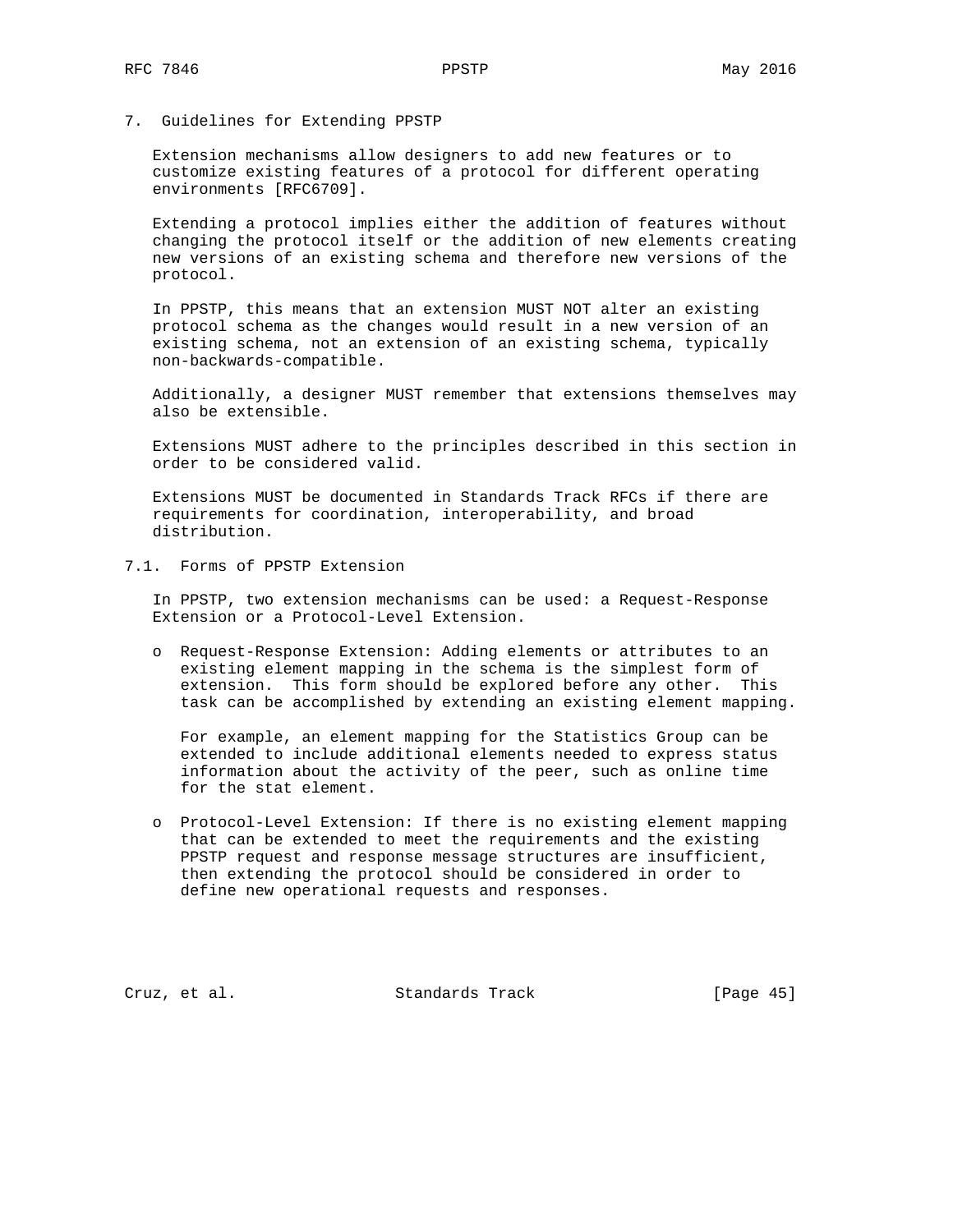## 7. Guidelines for Extending PPSTP

Extension mechanisms allow designers to add new features or to customize existing features of a protocol for different operating environments [RFC6709].

Extending a protocol implies either the addition of features without changing the protocol itself or the addition of new elements creating new versions of an existing schema and therefore new versions of the protocol.

In PPSTP, this means that an extension MUST NOT alter an existing protocol schema as the changes would result in a new version of an existing schema, not an extension of an existing schema, typically non-backwards-compatible.

Additionally, a designer MUST remember that extensions themselves may also be extensible.

Extensions MUST adhere to the principles described in this section in order to be considered valid.

Extensions MUST be documented in Standards Track RFCs if there are requirements for coordination, interoperability, and broad distribution.

### 7.1. Forms of PPSTP Extension

In PPSTP, two extension mechanisms can be used: a Request-Response Extension or a Protocol-Level Extension.

- Request-Response Extension: Adding elements or attributes to an existing element mapping in the schema is the simplest form of extension. This form should be explored before any other. This task can be accomplished by extending an existing element mapping.

  For example, an element mapping for the Statistics Group can be extended to include additional elements needed to express status information about the activity of the peer, such as online time for the stat element.

- Protocol-Level Extension: If there is no existing element mapping that can be extended to meet the requirements and the existing PPSTP request and response message structures are insufficient, then extending the protocol should be considered in order to define new operational requests and responses.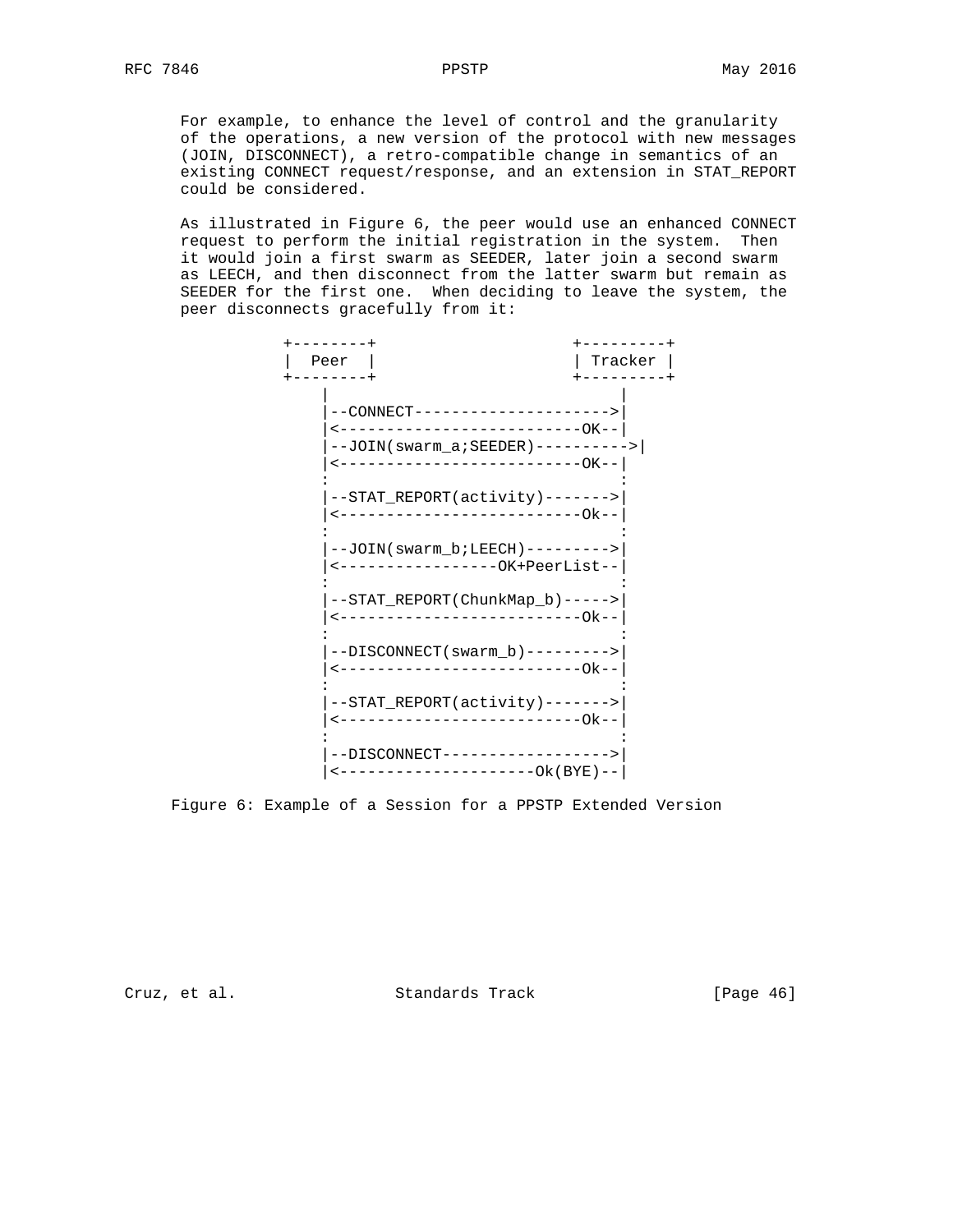For example, to enhance the level of control and the granularity of the operations, a new version of the protocol with new messages (JOIN, DISCONNECT), a retro-compatible change in semantics of an existing CONNECT request/response, and an extension in STAT_REPORT could be considered.

As illustrated in Figure 6, the peer would use an enhanced CONNECT request to perform the initial registration in the system. Then it would join a first swarm as SEEDER, later join a second swarm as LEECH, and then disconnect from the latter swarm but remain as SEEDER for the first one. When deciding to leave the system, the peer disconnects gracefully from it:

```
+--------+                    +---------+
|  Peer  |                    | Tracker |
+--------+                    +---------+
    |                               |
    |--CONNECT--------------------->|
    |<--------------------------OK--|
    |--JOIN(swarm_a;SEEDER)---------->|
    |<--------------------------OK--|
    :                               :
    |--STAT_REPORT(activity)------->|
    |<--------------------------Ok--|
    :                               :
    |--JOIN(swarm_b;LEECH)--------->|
    |<-----------------OK+PeerList--|
    :                               :
    |--STAT_REPORT(ChunkMap_b)----->|
    |<--------------------------Ok--|
    :                               :
    |--DISCONNECT(swarm_b)--------->|
    |<--------------------------Ok--|
    :                               :
    |--STAT_REPORT(activity)------->|
    |<--------------------------Ok--|
    :                               :
    |--DISCONNECT------------------>|
    |<---------------------Ok(BYE)--|
```

Figure 6: Example of a Session for a PPSTP Extended Version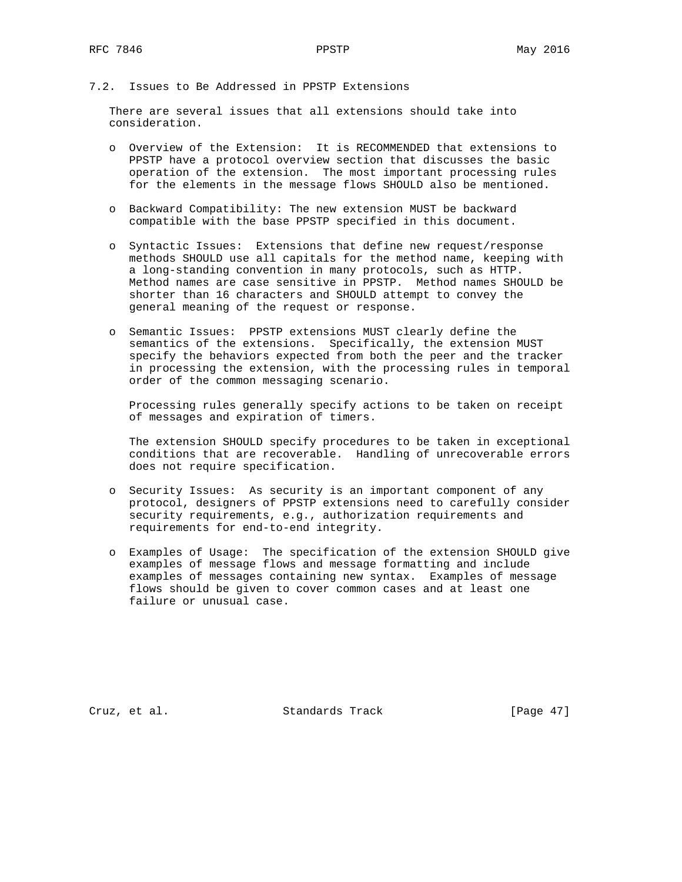### 7.2. Issues to Be Addressed in PPSTP Extensions

There are several issues that all extensions should take into consideration.

- Overview of the Extension: It is RECOMMENDED that extensions to PPSTP have a protocol overview section that discusses the basic operation of the extension. The most important processing rules for the elements in the message flows SHOULD also be mentioned.

- Backward Compatibility: The new extension MUST be backward compatible with the base PPSTP specified in this document.

- Syntactic Issues: Extensions that define new request/response methods SHOULD use all capitals for the method name, keeping with a long-standing convention in many protocols, such as HTTP. Method names are case sensitive in PPSTP. Method names SHOULD be shorter than 16 characters and SHOULD attempt to convey the general meaning of the request or response.

- Semantic Issues: PPSTP extensions MUST clearly define the semantics of the extensions. Specifically, the extension MUST specify the behaviors expected from both the peer and the tracker in processing the extension, with the processing rules in temporal order of the common messaging scenario.

  Processing rules generally specify actions to be taken on receipt of messages and expiration of timers.

  The extension SHOULD specify procedures to be taken in exceptional conditions that are recoverable. Handling of unrecoverable errors does not require specification.

- Security Issues: As security is an important component of any protocol, designers of PPSTP extensions need to carefully consider security requirements, e.g., authorization requirements and requirements for end-to-end integrity.

- Examples of Usage: The specification of the extension SHOULD give examples of message flows and message formatting and include examples of messages containing new syntax. Examples of message flows should be given to cover common cases and at least one failure or unusual case.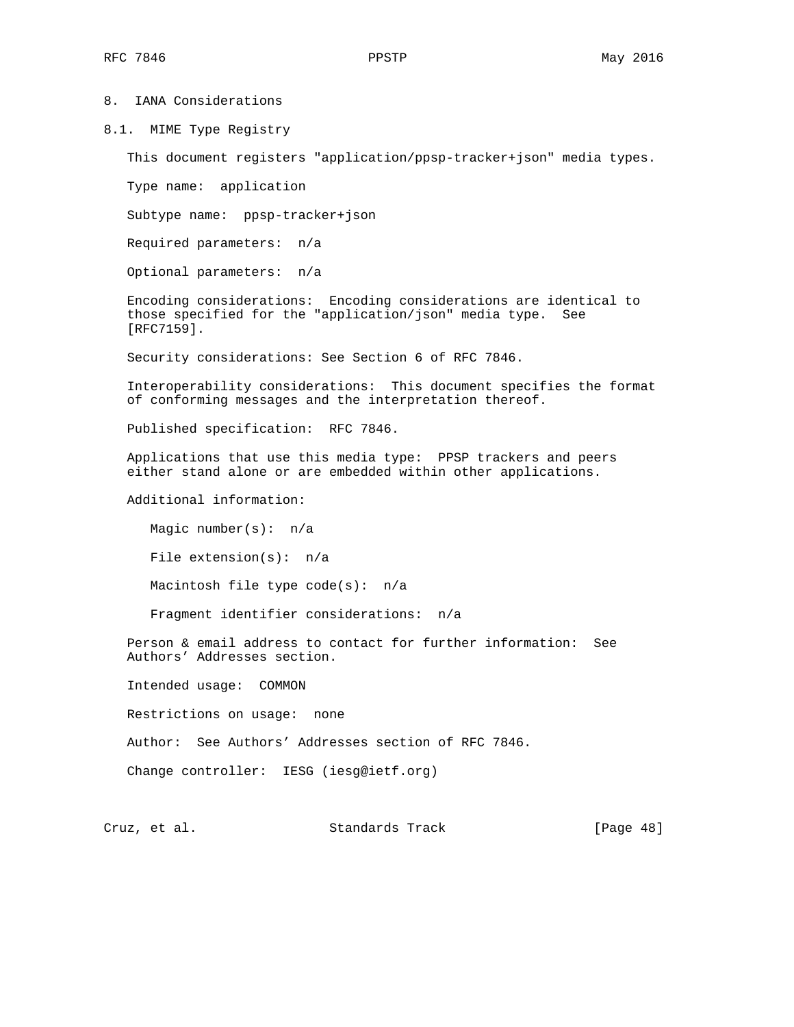## 8. IANA Considerations

### 8.1. MIME Type Registry

This document registers "application/ppsp-tracker+json" media types.

Type name: application

Subtype name: ppsp-tracker+json

Required parameters: n/a

Optional parameters: n/a

Encoding considerations: Encoding considerations are identical to those specified for the "application/json" media type. See [RFC7159].

Security considerations: See Section 6 of RFC 7846.

Interoperability considerations: This document specifies the format of conforming messages and the interpretation thereof.

Published specification: RFC 7846.

Applications that use this media type: PPSP trackers and peers either stand alone or are embedded within other applications.

Additional information:

Magic number(s): n/a

File extension(s): n/a

Macintosh file type code(s): n/a

Fragment identifier considerations: n/a

Person & email address to contact for further information: See Authors' Addresses section.

Intended usage: COMMON

Restrictions on usage: none

Author: See Authors' Addresses section of RFC 7846.

Change controller: IESG (iesg@ietf.org)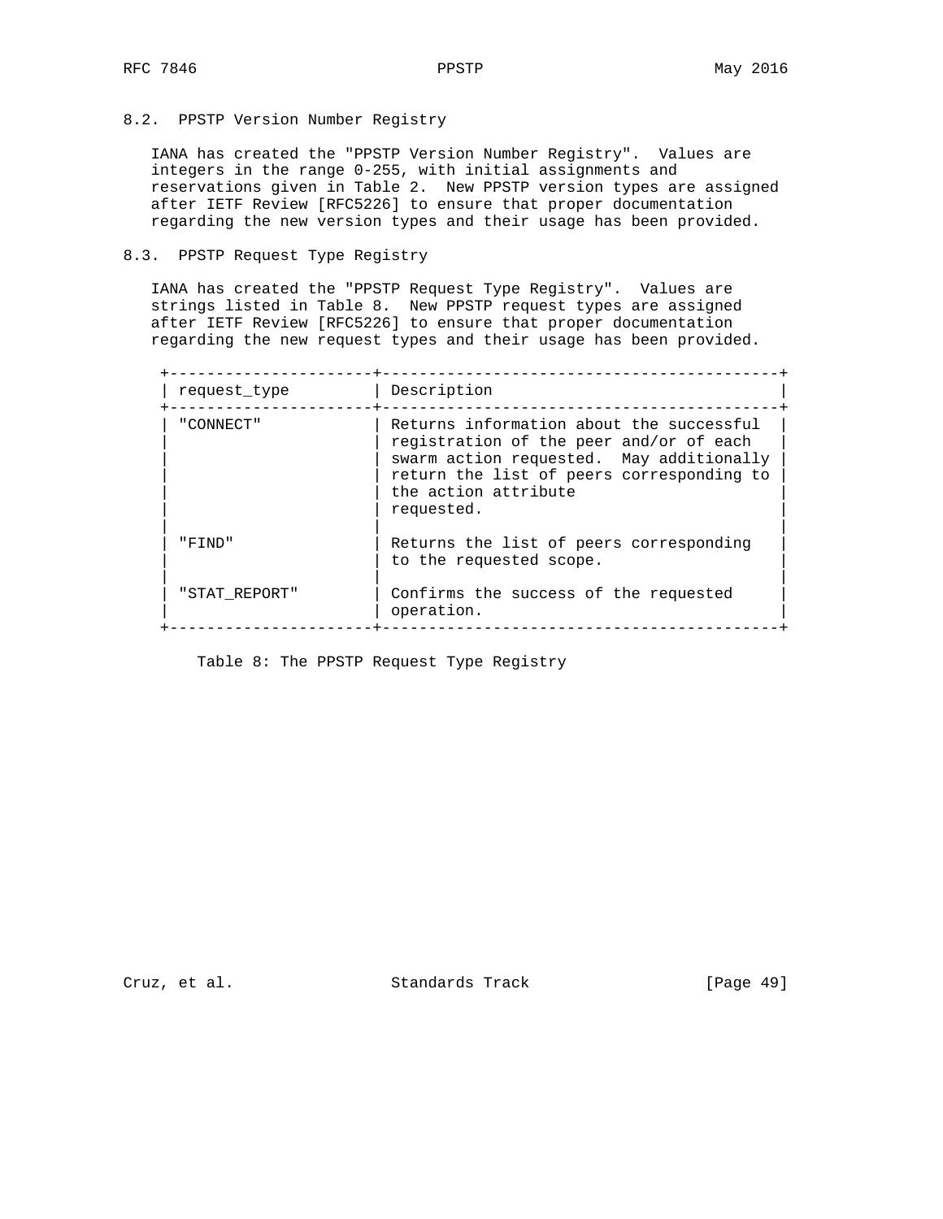### 8.2. PPSTP Version Number Registry

IANA has created the "PPSTP Version Number Registry". Values are integers in the range 0-255, with initial assignments and reservations given in Table 2. New PPSTP version types are assigned after IETF Review [RFC5226] to ensure that proper documentation regarding the new version types and their usage has been provided.

### 8.3. PPSTP Request Type Registry

IANA has created the "PPSTP Request Type Registry". Values are strings listed in Table 8. New PPSTP request types are assigned after IETF Review [RFC5226] to ensure that proper documentation regarding the new request types and their usage has been provided.

| request_type | Description |
|---|---|
| "CONNECT" | Returns information about the successful registration of the peer and/or of each swarm action requested. May additionally return the list of peers corresponding to the action attribute requested. |
| "FIND" | Returns the list of peers corresponding to the requested scope. |
| "STAT_REPORT" | Confirms the success of the requested operation. |

Table 8: The PPSTP Request Type Registry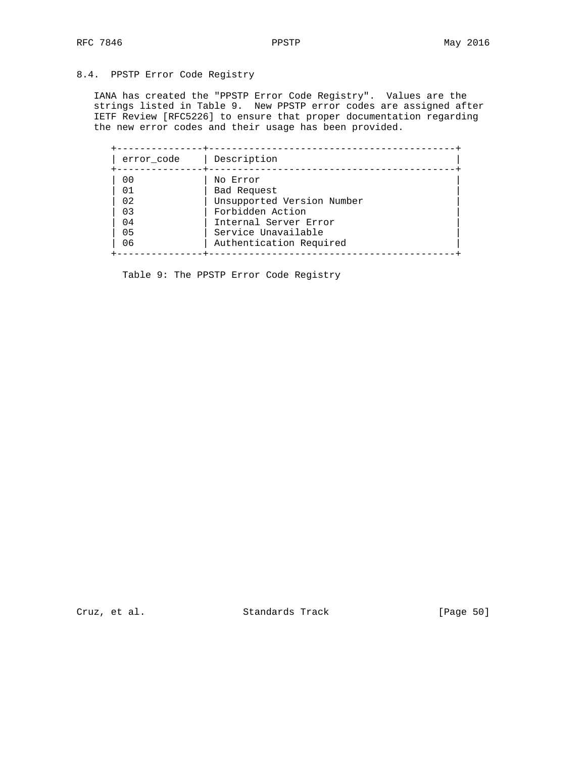## 8.4. PPSTP Error Code Registry

IANA has created the "PPSTP Error Code Registry". Values are the strings listed in Table 9. New PPSTP error codes are assigned after IETF Review [RFC5226] to ensure that proper documentation regarding the new error codes and their usage has been provided.

| error_code | Description |
|---|---|
| 00 | No Error |
| 01 | Bad Request |
| 02 | Unsupported Version Number |
| 03 | Forbidden Action |
| 04 | Internal Server Error |
| 05 | Service Unavailable |
| 06 | Authentication Required |

Table 9: The PPSTP Error Code Registry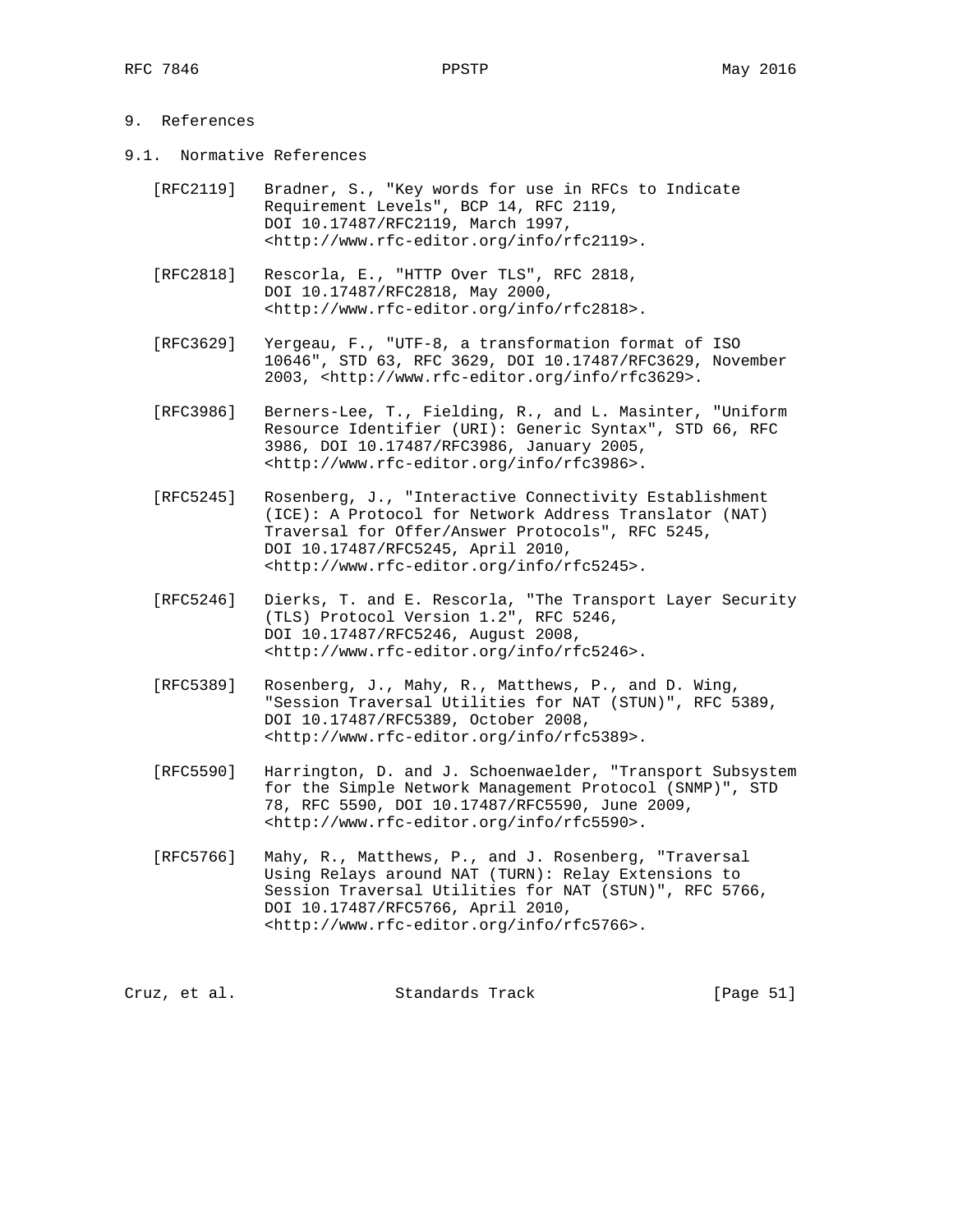# 9. References

## 9.1. Normative References

[RFC2119] Bradner, S., "Key words for use in RFCs to Indicate Requirement Levels", BCP 14, RFC 2119, DOI 10.17487/RFC2119, March 1997, <http://www.rfc-editor.org/info/rfc2119>.

[RFC2818] Rescorla, E., "HTTP Over TLS", RFC 2818, DOI 10.17487/RFC2818, May 2000, <http://www.rfc-editor.org/info/rfc2818>.

[RFC3629] Yergeau, F., "UTF-8, a transformation format of ISO 10646", STD 63, RFC 3629, DOI 10.17487/RFC3629, November 2003, <http://www.rfc-editor.org/info/rfc3629>.

[RFC3986] Berners-Lee, T., Fielding, R., and L. Masinter, "Uniform Resource Identifier (URI): Generic Syntax", STD 66, RFC 3986, DOI 10.17487/RFC3986, January 2005, <http://www.rfc-editor.org/info/rfc3986>.

[RFC5245] Rosenberg, J., "Interactive Connectivity Establishment (ICE): A Protocol for Network Address Translator (NAT) Traversal for Offer/Answer Protocols", RFC 5245, DOI 10.17487/RFC5245, April 2010, <http://www.rfc-editor.org/info/rfc5245>.

[RFC5246] Dierks, T. and E. Rescorla, "The Transport Layer Security (TLS) Protocol Version 1.2", RFC 5246, DOI 10.17487/RFC5246, August 2008, <http://www.rfc-editor.org/info/rfc5246>.

[RFC5389] Rosenberg, J., Mahy, R., Matthews, P., and D. Wing, "Session Traversal Utilities for NAT (STUN)", RFC 5389, DOI 10.17487/RFC5389, October 2008, <http://www.rfc-editor.org/info/rfc5389>.

[RFC5590] Harrington, D. and J. Schoenwaelder, "Transport Subsystem for the Simple Network Management Protocol (SNMP)", STD 78, RFC 5590, DOI 10.17487/RFC5590, June 2009, <http://www.rfc-editor.org/info/rfc5590>.

[RFC5766] Mahy, R., Matthews, P., and J. Rosenberg, "Traversal Using Relays around NAT (TURN): Relay Extensions to Session Traversal Utilities for NAT (STUN)", RFC 5766, DOI 10.17487/RFC5766, April 2010, <http://www.rfc-editor.org/info/rfc5766>.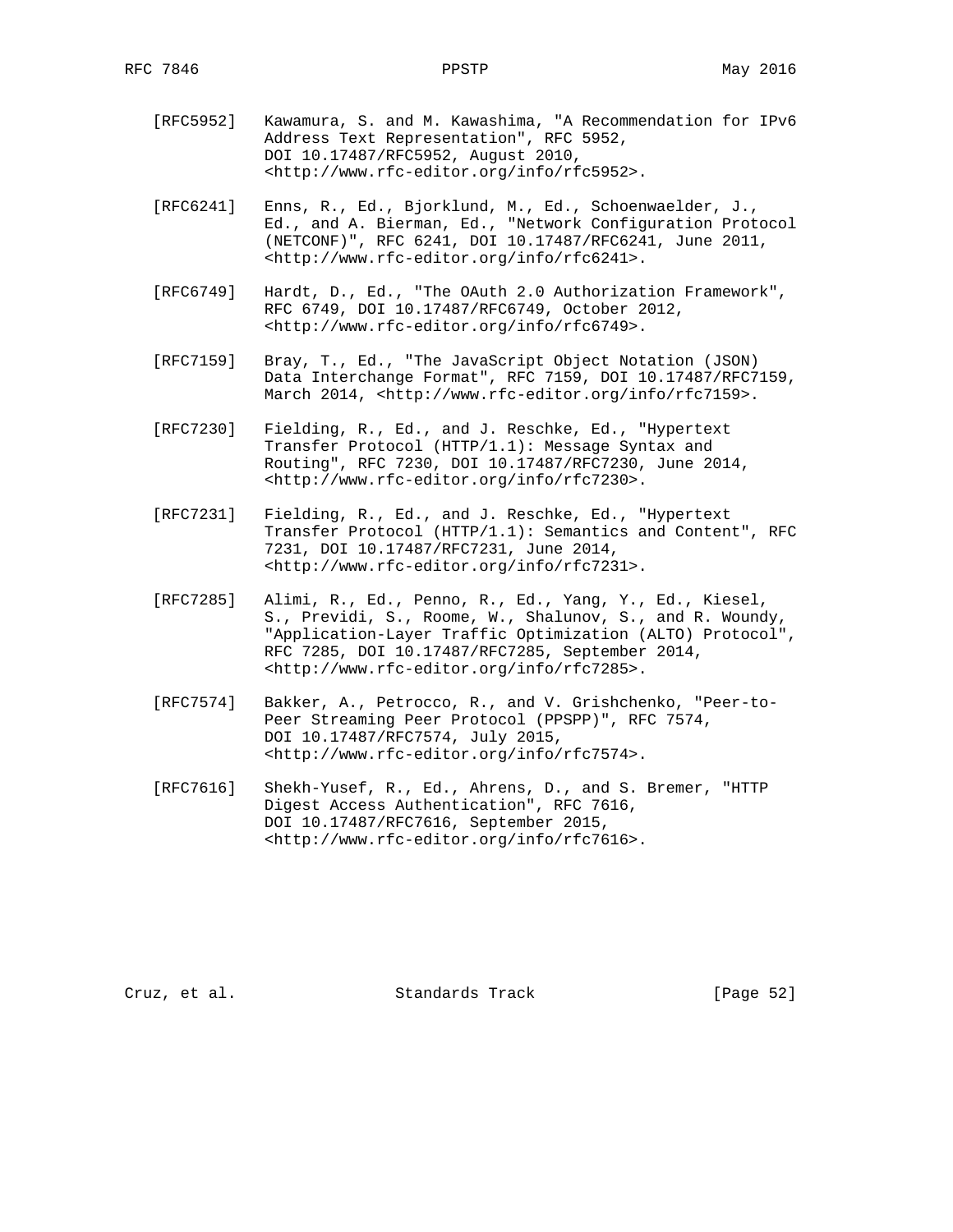[RFC5952] Kawamura, S. and M. Kawashima, "A Recommendation for IPv6 Address Text Representation", RFC 5952, DOI 10.17487/RFC5952, August 2010, <http://www.rfc-editor.org/info/rfc5952>.

[RFC6241] Enns, R., Ed., Bjorklund, M., Ed., Schoenwaelder, J., Ed., and A. Bierman, Ed., "Network Configuration Protocol (NETCONF)", RFC 6241, DOI 10.17487/RFC6241, June 2011, <http://www.rfc-editor.org/info/rfc6241>.

[RFC6749] Hardt, D., Ed., "The OAuth 2.0 Authorization Framework", RFC 6749, DOI 10.17487/RFC6749, October 2012, <http://www.rfc-editor.org/info/rfc6749>.

[RFC7159] Bray, T., Ed., "The JavaScript Object Notation (JSON) Data Interchange Format", RFC 7159, DOI 10.17487/RFC7159, March 2014, <http://www.rfc-editor.org/info/rfc7159>.

[RFC7230] Fielding, R., Ed., and J. Reschke, Ed., "Hypertext Transfer Protocol (HTTP/1.1): Message Syntax and Routing", RFC 7230, DOI 10.17487/RFC7230, June 2014, <http://www.rfc-editor.org/info/rfc7230>.

[RFC7231] Fielding, R., Ed., and J. Reschke, Ed., "Hypertext Transfer Protocol (HTTP/1.1): Semantics and Content", RFC 7231, DOI 10.17487/RFC7231, June 2014, <http://www.rfc-editor.org/info/rfc7231>.

[RFC7285] Alimi, R., Ed., Penno, R., Ed., Yang, Y., Ed., Kiesel, S., Previdi, S., Roome, W., Shalunov, S., and R. Woundy, "Application-Layer Traffic Optimization (ALTO) Protocol", RFC 7285, DOI 10.17487/RFC7285, September 2014, <http://www.rfc-editor.org/info/rfc7285>.

[RFC7574] Bakker, A., Petrocco, R., and V. Grishchenko, "Peer-to-Peer Streaming Peer Protocol (PPSPP)", RFC 7574, DOI 10.17487/RFC7574, July 2015, <http://www.rfc-editor.org/info/rfc7574>.

[RFC7616] Shekh-Yusef, R., Ed., Ahrens, D., and S. Bremer, "HTTP Digest Access Authentication", RFC 7616, DOI 10.17487/RFC7616, September 2015, <http://www.rfc-editor.org/info/rfc7616>.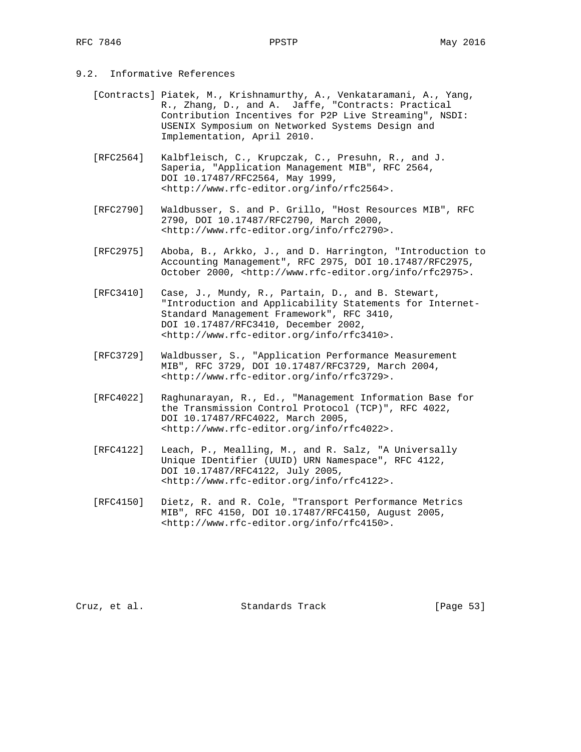### 9.2. Informative References

[Contracts] Piatek, M., Krishnamurthy, A., Venkataramani, A., Yang, R., Zhang, D., and A. Jaffe, "Contracts: Practical Contribution Incentives for P2P Live Streaming", NSDI: USENIX Symposium on Networked Systems Design and Implementation, April 2010.

[RFC2564] Kalbfleisch, C., Krupczak, C., Presuhn, R., and J. Saperia, "Application Management MIB", RFC 2564, DOI 10.17487/RFC2564, May 1999, <http://www.rfc-editor.org/info/rfc2564>.

[RFC2790] Waldbusser, S. and P. Grillo, "Host Resources MIB", RFC 2790, DOI 10.17487/RFC2790, March 2000, <http://www.rfc-editor.org/info/rfc2790>.

[RFC2975] Aboba, B., Arkko, J., and D. Harrington, "Introduction to Accounting Management", RFC 2975, DOI 10.17487/RFC2975, October 2000, <http://www.rfc-editor.org/info/rfc2975>.

[RFC3410] Case, J., Mundy, R., Partain, D., and B. Stewart, "Introduction and Applicability Statements for Internet-Standard Management Framework", RFC 3410, DOI 10.17487/RFC3410, December 2002, <http://www.rfc-editor.org/info/rfc3410>.

[RFC3729] Waldbusser, S., "Application Performance Measurement MIB", RFC 3729, DOI 10.17487/RFC3729, March 2004, <http://www.rfc-editor.org/info/rfc3729>.

[RFC4022] Raghunarayan, R., Ed., "Management Information Base for the Transmission Control Protocol (TCP)", RFC 4022, DOI 10.17487/RFC4022, March 2005, <http://www.rfc-editor.org/info/rfc4022>.

[RFC4122] Leach, P., Mealling, M., and R. Salz, "A Universally Unique IDentifier (UUID) URN Namespace", RFC 4122, DOI 10.17487/RFC4122, July 2005, <http://www.rfc-editor.org/info/rfc4122>.

[RFC4150] Dietz, R. and R. Cole, "Transport Performance Metrics MIB", RFC 4150, DOI 10.17487/RFC4150, August 2005, <http://www.rfc-editor.org/info/rfc4150>.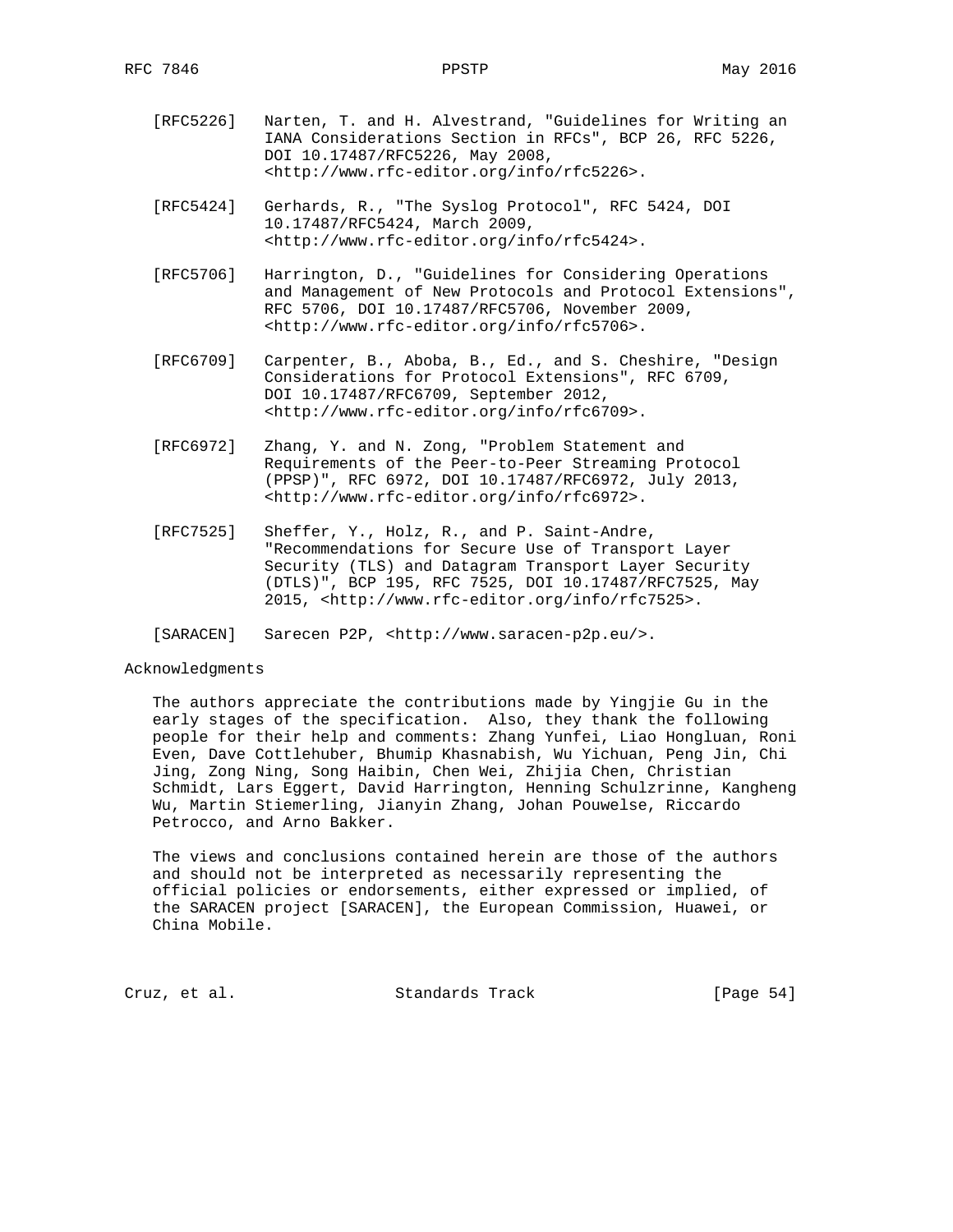[RFC5226] Narten, T. and H. Alvestrand, "Guidelines for Writing an IANA Considerations Section in RFCs", BCP 26, RFC 5226, DOI 10.17487/RFC5226, May 2008, <http://www.rfc-editor.org/info/rfc5226>.

[RFC5424] Gerhards, R., "The Syslog Protocol", RFC 5424, DOI 10.17487/RFC5424, March 2009, <http://www.rfc-editor.org/info/rfc5424>.

[RFC5706] Harrington, D., "Guidelines for Considering Operations and Management of New Protocols and Protocol Extensions", RFC 5706, DOI 10.17487/RFC5706, November 2009, <http://www.rfc-editor.org/info/rfc5706>.

[RFC6709] Carpenter, B., Aboba, B., Ed., and S. Cheshire, "Design Considerations for Protocol Extensions", RFC 6709, DOI 10.17487/RFC6709, September 2012, <http://www.rfc-editor.org/info/rfc6709>.

[RFC6972] Zhang, Y. and N. Zong, "Problem Statement and Requirements of the Peer-to-Peer Streaming Protocol (PPSP)", RFC 6972, DOI 10.17487/RFC6972, July 2013, <http://www.rfc-editor.org/info/rfc6972>.

[RFC7525] Sheffer, Y., Holz, R., and P. Saint-Andre, "Recommendations for Secure Use of Transport Layer Security (TLS) and Datagram Transport Layer Security (DTLS)", BCP 195, RFC 7525, DOI 10.17487/RFC7525, May 2015, <http://www.rfc-editor.org/info/rfc7525>.

[SARACEN] Sarecen P2P, <http://www.saracen-p2p.eu/>.

## Acknowledgments

The authors appreciate the contributions made by Yingjie Gu in the early stages of the specification. Also, they thank the following people for their help and comments: Zhang Yunfei, Liao Hongluan, Roni Even, Dave Cottlehuber, Bhumip Khasnabish, Wu Yichuan, Peng Jin, Chi Jing, Zong Ning, Song Haibin, Chen Wei, Zhijia Chen, Christian Schmidt, Lars Eggert, David Harrington, Henning Schulzrinne, Kangheng Wu, Martin Stiemerling, Jianyin Zhang, Johan Pouwelse, Riccardo Petrocco, and Arno Bakker.

The views and conclusions contained herein are those of the authors and should not be interpreted as necessarily representing the official policies or endorsements, either expressed or implied, of the SARACEN project [SARACEN], the European Commission, Huawei, or China Mobile.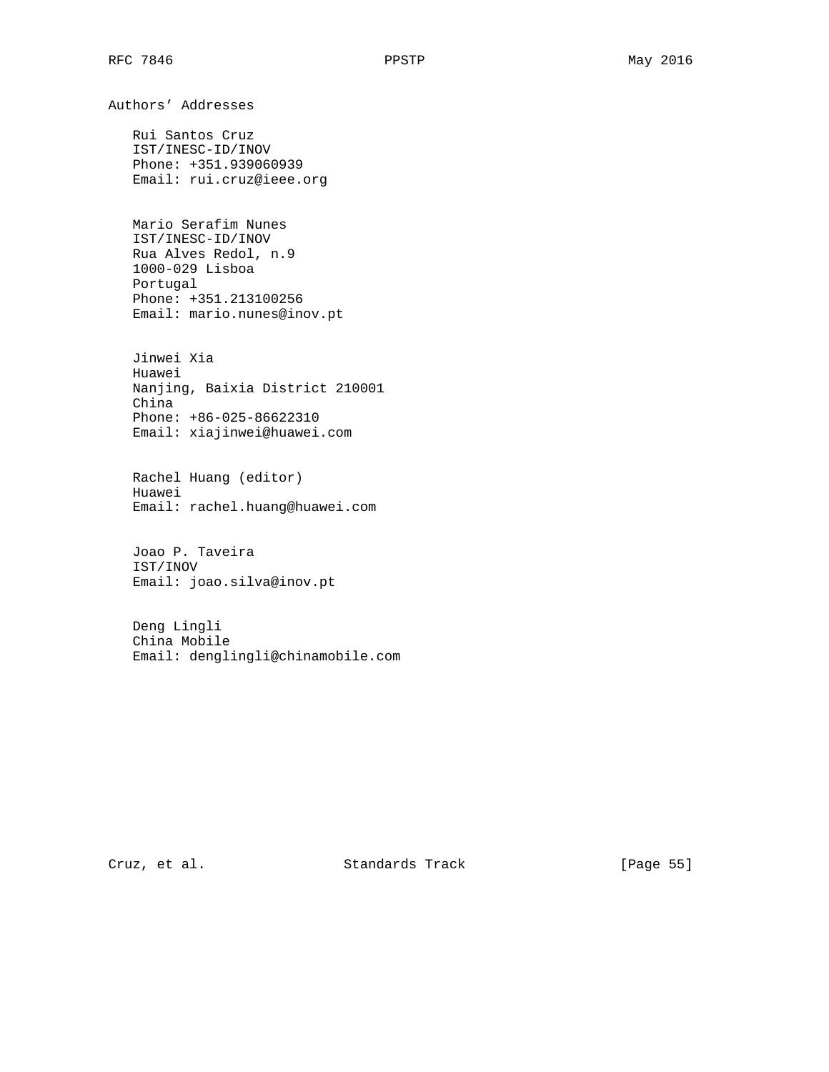## Authors' Addresses

Rui Santos Cruz
IST/INESC-ID/INOV
Phone: +351.939060939
Email: rui.cruz@ieee.org

Mario Serafim Nunes
IST/INESC-ID/INOV
Rua Alves Redol, n.9
1000-029 Lisboa
Portugal
Phone: +351.213100256
Email: mario.nunes@inov.pt

Jinwei Xia
Huawei
Nanjing, Baixia District 210001
China
Phone: +86-025-86622310
Email: xiajinwei@huawei.com

Rachel Huang (editor)
Huawei
Email: rachel.huang@huawei.com

Joao P. Taveira
IST/INOV
Email: joao.silva@inov.pt

Deng Lingli
China Mobile
Email: denglingli@chinamobile.com